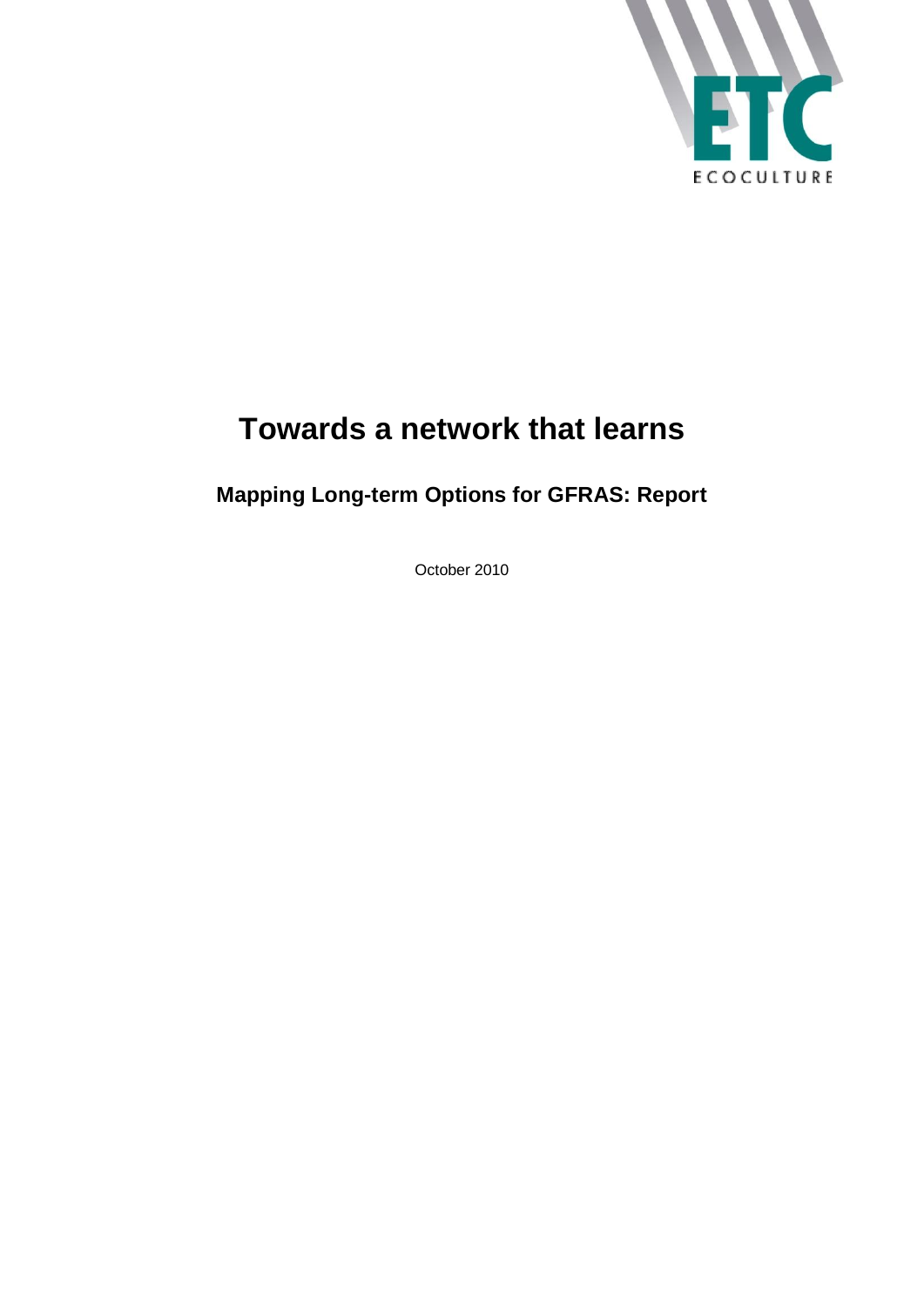ETC

ECOCULTURE

# Towards a network that learns

## Mapping Long-term Options for GFRAS: Report

October 2010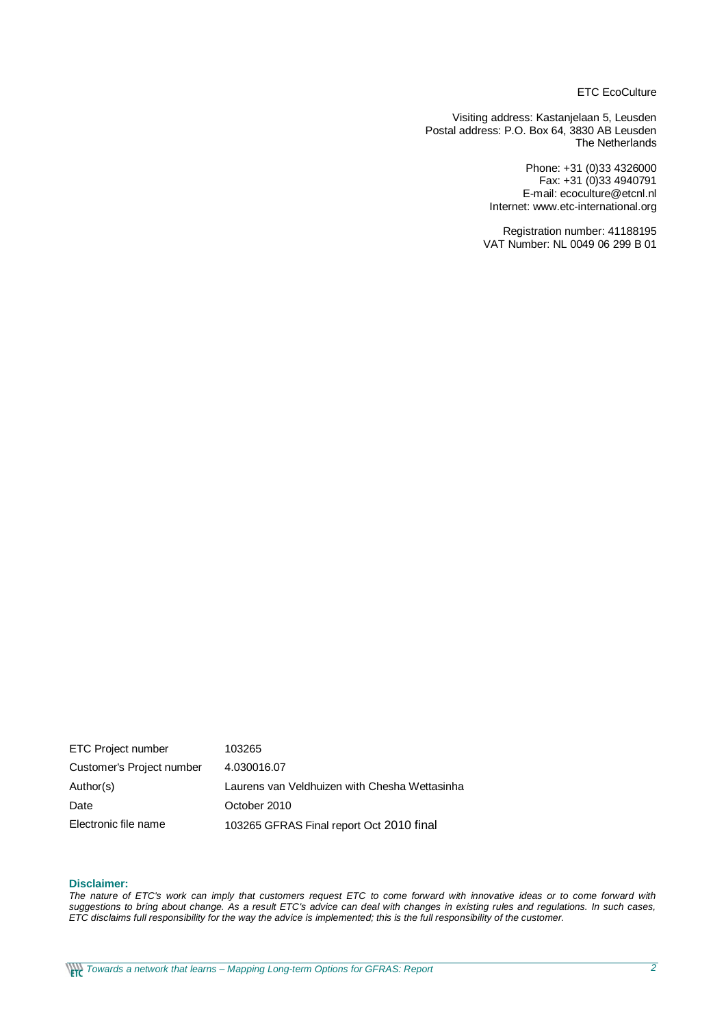ETC EcoCulture

Visiting address: Kastanjelaan 5, Leusden
Postal address: P.O. Box 64, 3830 AB Leusden
The Netherlands

Phone: +31 (0)33 4326000
Fax: +31 (0)33 4940791
E-mail: ecoculture@etcnl.nl
Internet: www.etc-international.org

Registration number: 41188195
VAT Number: NL 0049 06 299 B 01

| | |
|---|---|
| ETC Project number | 103265 |
| Customer's Project number | 4.030016.07 |
| Author(s) | Laurens van Veldhuizen with Chesha Wettasinha |
| Date | October 2010 |
| Electronic file name | 103265 GFRAS Final report Oct 2010 final |

**Disclaimer:**
*The nature of ETC's work can imply that customers request ETC to come forward with innovative ideas or to come forward with suggestions to bring about change. As a result ETC's advice can deal with changes in existing rules and regulations. In such cases, ETC disclaims full responsibility for the way the advice is implemented; this is the full responsibility of the customer.*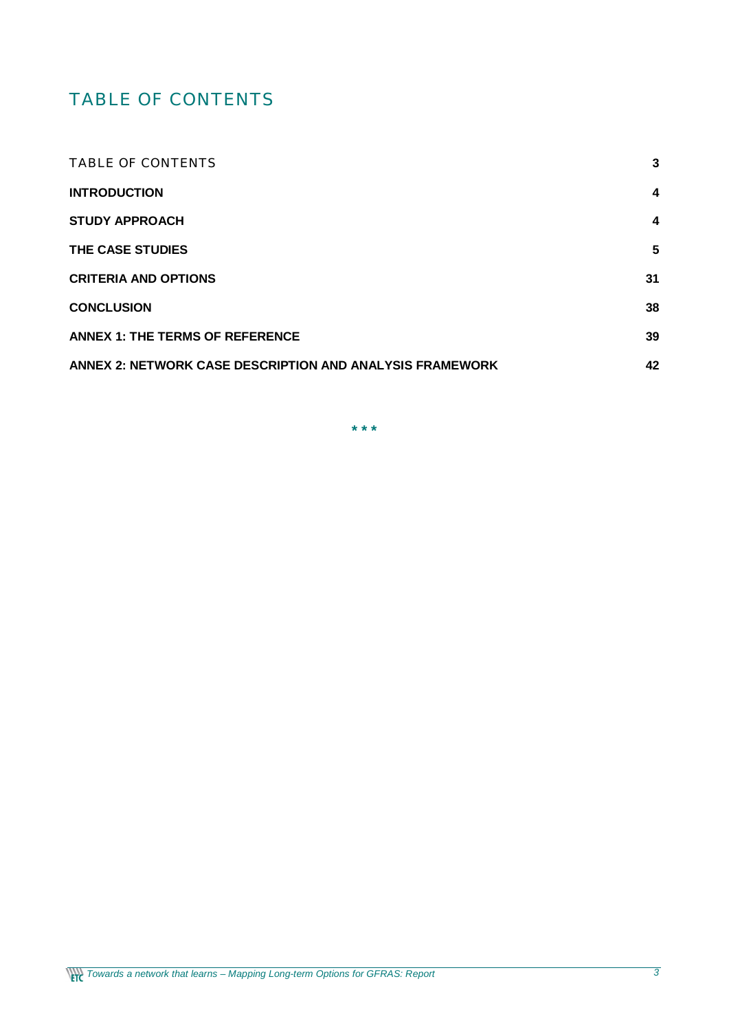# TABLE OF CONTENTS

| | |
|---|---|
| TABLE OF CONTENTS | 3 |
| **INTRODUCTION** | **4** |
| **STUDY APPROACH** | **4** |
| **THE CASE STUDIES** | **5** |
| **CRITERIA AND OPTIONS** | **31** |
| **CONCLUSION** | **38** |
| **ANNEX 1: THE TERMS OF REFERENCE** | **39** |
| **ANNEX 2: NETWORK CASE DESCRIPTION AND ANALYSIS FRAMEWORK** | **42** |

\* \* \*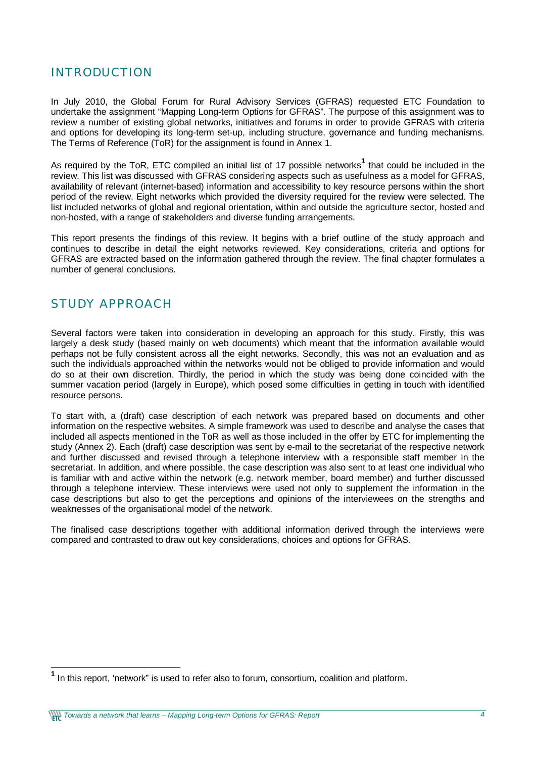# INTRODUCTION

In July 2010, the Global Forum for Rural Advisory Services (GFRAS) requested ETC Foundation to undertake the assignment "Mapping Long-term Options for GFRAS". The purpose of this assignment was to review a number of existing global networks, initiatives and forums in order to provide GFRAS with criteria and options for developing its long-term set-up, including structure, governance and funding mechanisms. The Terms of Reference (ToR) for the assignment is found in Annex 1.

As required by the ToR, ETC compiled an initial list of 17 possible networks[1] that could be included in the review. This list was discussed with GFRAS considering aspects such as usefulness as a model for GFRAS, availability of relevant (internet-based) information and accessibility to key resource persons within the short period of the review. Eight networks which provided the diversity required for the review were selected. The list included networks of global and regional orientation, within and outside the agriculture sector, hosted and non-hosted, with a range of stakeholders and diverse funding arrangements.

This report presents the findings of this review. It begins with a brief outline of the study approach and continues to describe in detail the eight networks reviewed. Key considerations, criteria and options for GFRAS are extracted based on the information gathered through the review. The final chapter formulates a number of general conclusions.

# STUDY APPROACH

Several factors were taken into consideration in developing an approach for this study. Firstly, this was largely a desk study (based mainly on web documents) which meant that the information available would perhaps not be fully consistent across all the eight networks. Secondly, this was not an evaluation and as such the individuals approached within the networks would not be obliged to provide information and would do so at their own discretion. Thirdly, the period in which the study was being done coincided with the summer vacation period (largely in Europe), which posed some difficulties in getting in touch with identified resource persons.

To start with, a (draft) case description of each network was prepared based on documents and other information on the respective websites. A simple framework was used to describe and analyse the cases that included all aspects mentioned in the ToR as well as those included in the offer by ETC for implementing the study (Annex 2). Each (draft) case description was sent by e-mail to the secretariat of the respective network and further discussed and revised through a telephone interview with a responsible staff member in the secretariat. In addition, and where possible, the case description was also sent to at least one individual who is familiar with and active within the network (e.g. network member, board member) and further discussed through a telephone interview. These interviews were used not only to supplement the information in the case descriptions but also to get the perceptions and opinions of the interviewees on the strengths and weaknesses of the organisational model of the network.

The finalised case descriptions together with additional information derived through the interviews were compared and contrasted to draw out key considerations, choices and options for GFRAS.

---

[1] In this report, 'network" is used to refer also to forum, consortium, coalition and platform.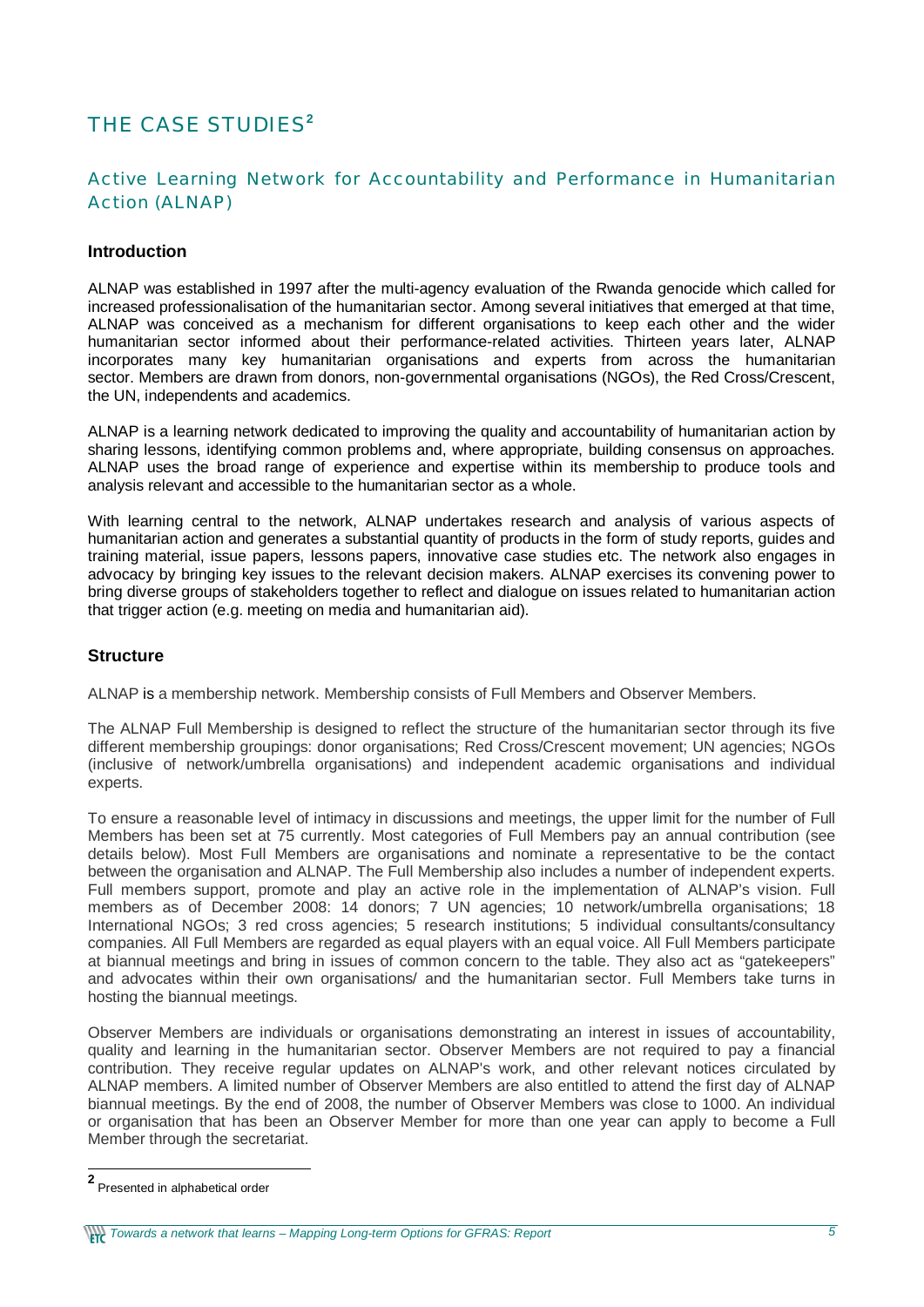# THE CASE STUDIES[2]

## Active Learning Network for Accountability and Performance in Humanitarian Action (ALNAP)

### Introduction

ALNAP was established in 1997 after the multi-agency evaluation of the Rwanda genocide which called for increased professionalisation of the humanitarian sector. Among several initiatives that emerged at that time, ALNAP was conceived as a mechanism for different organisations to keep each other and the wider humanitarian sector informed about their performance-related activities. Thirteen years later, ALNAP incorporates many key humanitarian organisations and experts from across the humanitarian sector. Members are drawn from donors, non-governmental organisations (NGOs), the Red Cross/Crescent, the UN, independents and academics.

ALNAP is a learning network dedicated to improving the quality and accountability of humanitarian action by sharing lessons, identifying common problems and, where appropriate, building consensus on approaches. ALNAP uses the broad range of experience and expertise within its membership to produce tools and analysis relevant and accessible to the humanitarian sector as a whole.

With learning central to the network, ALNAP undertakes research and analysis of various aspects of humanitarian action and generates a substantial quantity of products in the form of study reports, guides and training material, issue papers, lessons papers, innovative case studies etc. The network also engages in advocacy by bringing key issues to the relevant decision makers. ALNAP exercises its convening power to bring diverse groups of stakeholders together to reflect and dialogue on issues related to humanitarian action that trigger action (e.g. meeting on media and humanitarian aid).

### Structure

ALNAP is a membership network. Membership consists of Full Members and Observer Members.

The ALNAP Full Membership is designed to reflect the structure of the humanitarian sector through its five different membership groupings: donor organisations; Red Cross/Crescent movement; UN agencies; NGOs (inclusive of network/umbrella organisations) and independent academic organisations and individual experts.

To ensure a reasonable level of intimacy in discussions and meetings, the upper limit for the number of Full Members has been set at 75 currently. Most categories of Full Members pay an annual contribution (see details below). Most Full Members are organisations and nominate a representative to be the contact between the organisation and ALNAP. The Full Membership also includes a number of independent experts. Full members support, promote and play an active role in the implementation of ALNAP's vision. Full members as of December 2008: 14 donors; 7 UN agencies; 10 network/umbrella organisations; 18 International NGOs; 3 red cross agencies; 5 research institutions; 5 individual consultants/consultancy companies. All Full Members are regarded as equal players with an equal voice. All Full Members participate at biannual meetings and bring in issues of common concern to the table. They also act as "gatekeepers" and advocates within their own organisations/ and the humanitarian sector. Full Members take turns in hosting the biannual meetings.

Observer Members are individuals or organisations demonstrating an interest in issues of accountability, quality and learning in the humanitarian sector. Observer Members are not required to pay a financial contribution. They receive regular updates on ALNAP's work, and other relevant notices circulated by ALNAP members. A limited number of Observer Members are also entitled to attend the first day of ALNAP biannual meetings. By the end of 2008, the number of Observer Members was close to 1000. An individual or organisation that has been an Observer Member for more than one year can apply to become a Full Member through the secretariat.

---

[2] Presented in alphabetical order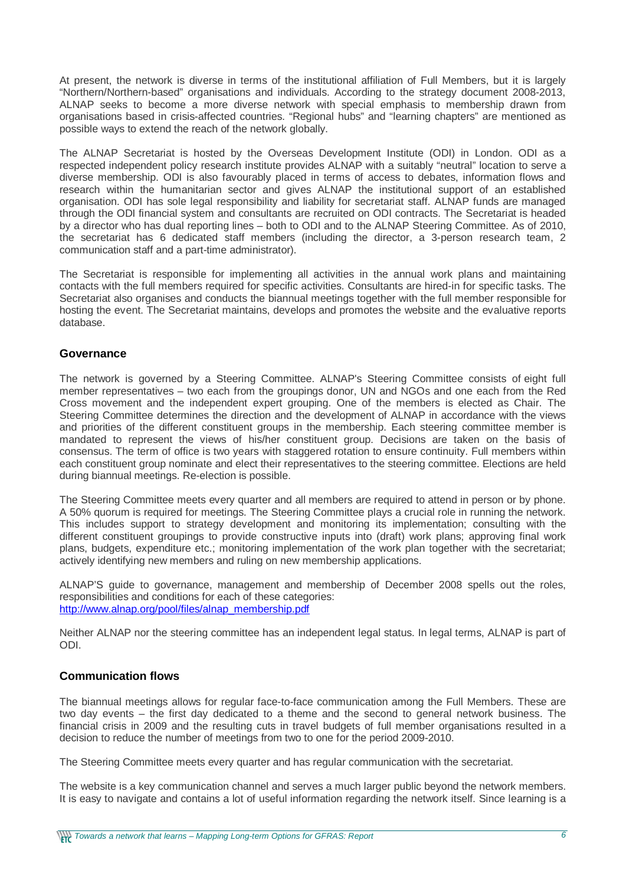At present, the network is diverse in terms of the institutional affiliation of Full Members, but it is largely "Northern/Northern-based" organisations and individuals. According to the strategy document 2008-2013, ALNAP seeks to become a more diverse network with special emphasis to membership drawn from organisations based in crisis-affected countries. "Regional hubs" and "learning chapters" are mentioned as possible ways to extend the reach of the network globally.

The ALNAP Secretariat is hosted by the Overseas Development Institute (ODI) in London. ODI as a respected independent policy research institute provides ALNAP with a suitably "neutral" location to serve a diverse membership. ODI is also favourably placed in terms of access to debates, information flows and research within the humanitarian sector and gives ALNAP the institutional support of an established organisation. ODI has sole legal responsibility and liability for secretariat staff. ALNAP funds are managed through the ODI financial system and consultants are recruited on ODI contracts. The Secretariat is headed by a director who has dual reporting lines – both to ODI and to the ALNAP Steering Committee. As of 2010, the secretariat has 6 dedicated staff members (including the director, a 3-person research team, 2 communication staff and a part-time administrator).

The Secretariat is responsible for implementing all activities in the annual work plans and maintaining contacts with the full members required for specific activities. Consultants are hired-in for specific tasks. The Secretariat also organises and conducts the biannual meetings together with the full member responsible for hosting the event. The Secretariat maintains, develops and promotes the website and the evaluative reports database.

### Governance

The network is governed by a Steering Committee. ALNAP's Steering Committee consists of eight full member representatives – two each from the groupings donor, UN and NGOs and one each from the Red Cross movement and the independent expert grouping. One of the members is elected as Chair. The Steering Committee determines the direction and the development of ALNAP in accordance with the views and priorities of the different constituent groups in the membership. Each steering committee member is mandated to represent the views of his/her constituent group. Decisions are taken on the basis of consensus. The term of office is two years with staggered rotation to ensure continuity. Full members within each constituent group nominate and elect their representatives to the steering committee. Elections are held during biannual meetings. Re-election is possible.

The Steering Committee meets every quarter and all members are required to attend in person or by phone. A 50% quorum is required for meetings. The Steering Committee plays a crucial role in running the network. This includes support to strategy development and monitoring its implementation; consulting with the different constituent groupings to provide constructive inputs into (draft) work plans; approving final work plans, budgets, expenditure etc.; monitoring implementation of the work plan together with the secretariat; actively identifying new members and ruling on new membership applications.

ALNAP'S guide to governance, management and membership of December 2008 spells out the roles, responsibilities and conditions for each of these categories:
http://www.alnap.org/pool/files/alnap_membership.pdf

Neither ALNAP nor the steering committee has an independent legal status. In legal terms, ALNAP is part of ODI.

### Communication flows

The biannual meetings allows for regular face-to-face communication among the Full Members. These are two day events – the first day dedicated to a theme and the second to general network business. The financial crisis in 2009 and the resulting cuts in travel budgets of full member organisations resulted in a decision to reduce the number of meetings from two to one for the period 2009-2010.

The Steering Committee meets every quarter and has regular communication with the secretariat.

The website is a key communication channel and serves a much larger public beyond the network members. It is easy to navigate and contains a lot of useful information regarding the network itself. Since learning is a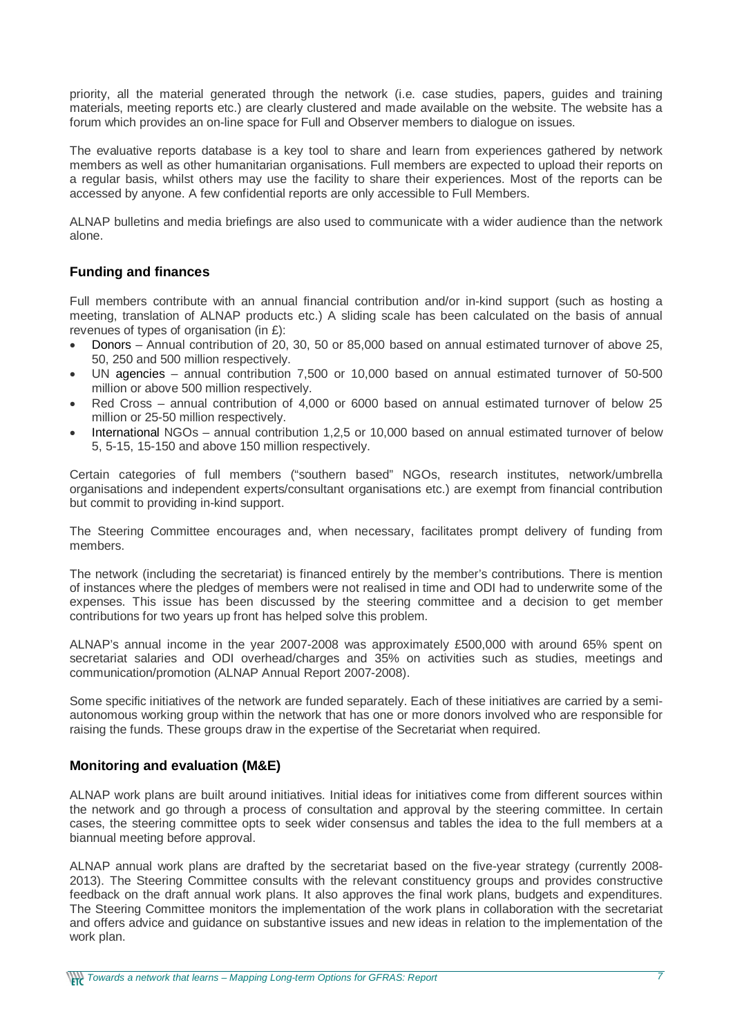priority, all the material generated through the network (i.e. case studies, papers, guides and training materials, meeting reports etc.) are clearly clustered and made available on the website. The website has a forum which provides an on-line space for Full and Observer members to dialogue on issues.

The evaluative reports database is a key tool to share and learn from experiences gathered by network members as well as other humanitarian organisations. Full members are expected to upload their reports on a regular basis, whilst others may use the facility to share their experiences. Most of the reports can be accessed by anyone. A few confidential reports are only accessible to Full Members.

ALNAP bulletins and media briefings are also used to communicate with a wider audience than the network alone.

## Funding and finances

Full members contribute with an annual financial contribution and/or in-kind support (such as hosting a meeting, translation of ALNAP products etc.) A sliding scale has been calculated on the basis of annual revenues of types of organisation (in £):

- Donors – Annual contribution of 20, 30, 50 or 85,000 based on annual estimated turnover of above 25, 50, 250 and 500 million respectively.
- UN agencies – annual contribution 7,500 or 10,000 based on annual estimated turnover of 50-500 million or above 500 million respectively.
- Red Cross – annual contribution of 4,000 or 6000 based on annual estimated turnover of below 25 million or 25-50 million respectively.
- International NGOs – annual contribution 1,2,5 or 10,000 based on annual estimated turnover of below 5, 5-15, 15-150 and above 150 million respectively.

Certain categories of full members ("southern based" NGOs, research institutes, network/umbrella organisations and independent experts/consultant organisations etc.) are exempt from financial contribution but commit to providing in-kind support.

The Steering Committee encourages and, when necessary, facilitates prompt delivery of funding from members.

The network (including the secretariat) is financed entirely by the member's contributions. There is mention of instances where the pledges of members were not realised in time and ODI had to underwrite some of the expenses. This issue has been discussed by the steering committee and a decision to get member contributions for two years up front has helped solve this problem.

ALNAP's annual income in the year 2007-2008 was approximately £500,000 with around 65% spent on secretariat salaries and ODI overhead/charges and 35% on activities such as studies, meetings and communication/promotion (ALNAP Annual Report 2007-2008).

Some specific initiatives of the network are funded separately. Each of these initiatives are carried by a semi-autonomous working group within the network that has one or more donors involved who are responsible for raising the funds. These groups draw in the expertise of the Secretariat when required.

## Monitoring and evaluation (M&E)

ALNAP work plans are built around initiatives. Initial ideas for initiatives come from different sources within the network and go through a process of consultation and approval by the steering committee. In certain cases, the steering committee opts to seek wider consensus and tables the idea to the full members at a biannual meeting before approval.

ALNAP annual work plans are drafted by the secretariat based on the five-year strategy (currently 2008-2013). The Steering Committee consults with the relevant constituency groups and provides constructive feedback on the draft annual work plans. It also approves the final work plans, budgets and expenditures. The Steering Committee monitors the implementation of the work plans in collaboration with the secretariat and offers advice and guidance on substantive issues and new ideas in relation to the implementation of the work plan.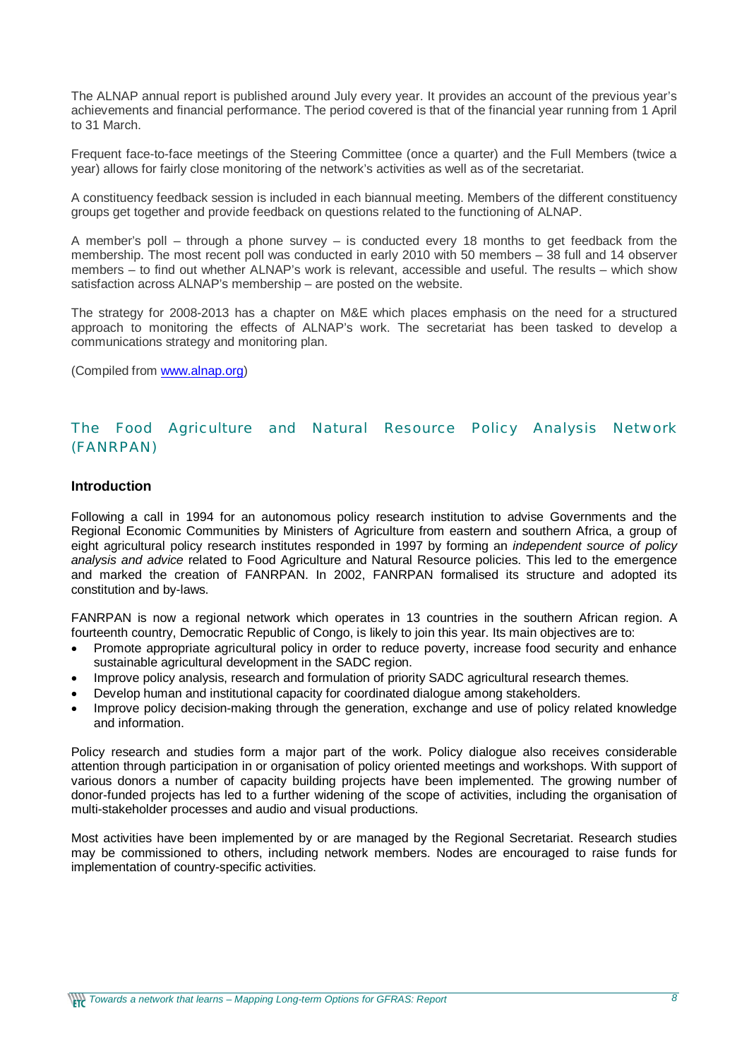The ALNAP annual report is published around July every year. It provides an account of the previous year's achievements and financial performance. The period covered is that of the financial year running from 1 April to 31 March.

Frequent face-to-face meetings of the Steering Committee (once a quarter) and the Full Members (twice a year) allows for fairly close monitoring of the network's activities as well as of the secretariat.

A constituency feedback session is included in each biannual meeting. Members of the different constituency groups get together and provide feedback on questions related to the functioning of ALNAP.

A member's poll – through a phone survey – is conducted every 18 months to get feedback from the membership. The most recent poll was conducted in early 2010 with 50 members – 38 full and 14 observer members – to find out whether ALNAP's work is relevant, accessible and useful. The results – which show satisfaction across ALNAP's membership – are posted on the website.

The strategy for 2008-2013 has a chapter on M&E which places emphasis on the need for a structured approach to monitoring the effects of ALNAP's work. The secretariat has been tasked to develop a communications strategy and monitoring plan.

(Compiled from [www.alnap.org](http://www.alnap.org))

## The Food Agriculture and Natural Resource Policy Analysis Network (FANRPAN)

### Introduction

Following a call in 1994 for an autonomous policy research institution to advise Governments and the Regional Economic Communities by Ministers of Agriculture from eastern and southern Africa, a group of eight agricultural policy research institutes responded in 1997 by forming an *independent source of policy analysis and advice* related to Food Agriculture and Natural Resource policies. This led to the emergence and marked the creation of FANRPAN. In 2002, FANRPAN formalised its structure and adopted its constitution and by-laws.

FANRPAN is now a regional network which operates in 13 countries in the southern African region. A fourteenth country, Democratic Republic of Congo, is likely to join this year. Its main objectives are to:

- Promote appropriate agricultural policy in order to reduce poverty, increase food security and enhance sustainable agricultural development in the SADC region.
- Improve policy analysis, research and formulation of priority SADC agricultural research themes.
- Develop human and institutional capacity for coordinated dialogue among stakeholders.
- Improve policy decision-making through the generation, exchange and use of policy related knowledge and information.

Policy research and studies form a major part of the work. Policy dialogue also receives considerable attention through participation in or organisation of policy oriented meetings and workshops. With support of various donors a number of capacity building projects have been implemented. The growing number of donor-funded projects has led to a further widening of the scope of activities, including the organisation of multi-stakeholder processes and audio and visual productions.

Most activities have been implemented by or are managed by the Regional Secretariat. Research studies may be commissioned to others, including network members. Nodes are encouraged to raise funds for implementation of country-specific activities.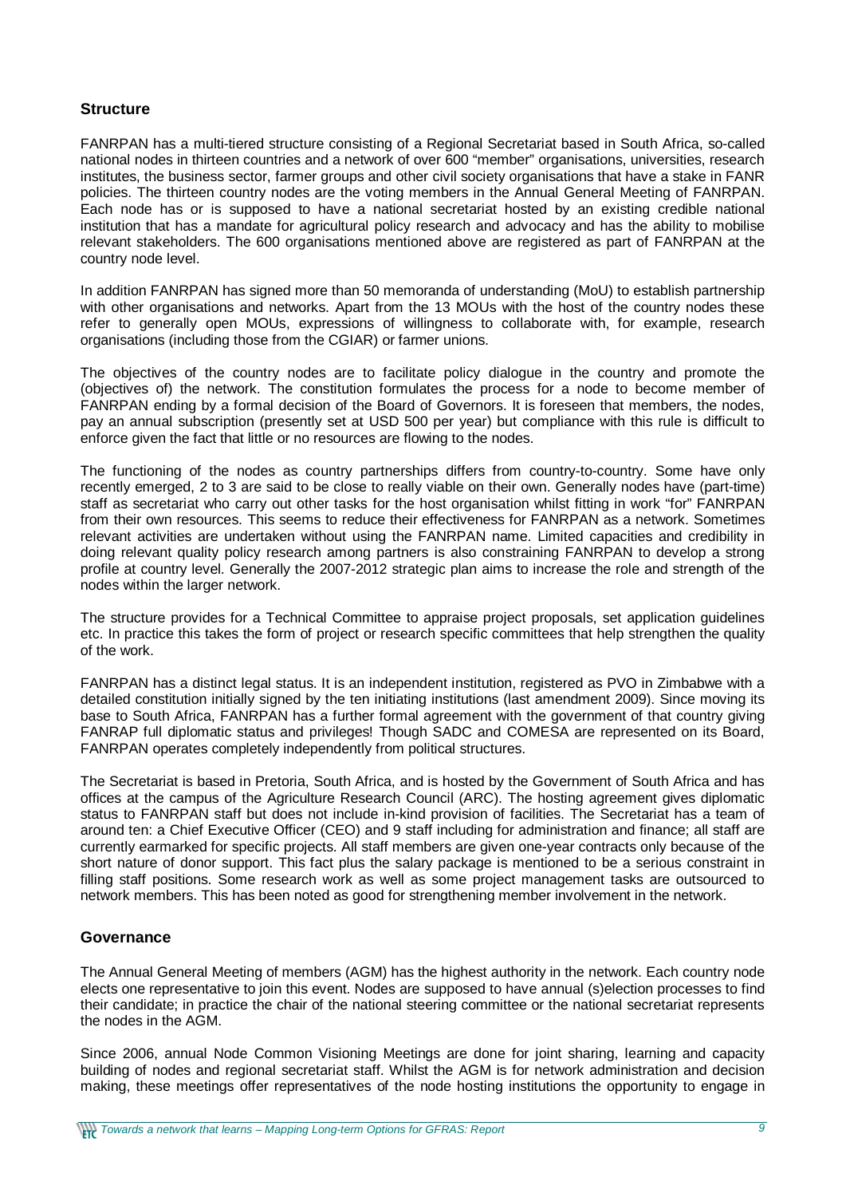### Structure

FANRPAN has a multi-tiered structure consisting of a Regional Secretariat based in South Africa, so-called national nodes in thirteen countries and a network of over 600 "member" organisations, universities, research institutes, the business sector, farmer groups and other civil society organisations that have a stake in FANR policies. The thirteen country nodes are the voting members in the Annual General Meeting of FANRPAN. Each node has or is supposed to have a national secretariat hosted by an existing credible national institution that has a mandate for agricultural policy research and advocacy and has the ability to mobilise relevant stakeholders. The 600 organisations mentioned above are registered as part of FANRPAN at the country node level.

In addition FANRPAN has signed more than 50 memoranda of understanding (MoU) to establish partnership with other organisations and networks. Apart from the 13 MOUs with the host of the country nodes these refer to generally open MOUs, expressions of willingness to collaborate with, for example, research organisations (including those from the CGIAR) or farmer unions.

The objectives of the country nodes are to facilitate policy dialogue in the country and promote the (objectives of) the network. The constitution formulates the process for a node to become member of FANRPAN ending by a formal decision of the Board of Governors. It is foreseen that members, the nodes, pay an annual subscription (presently set at USD 500 per year) but compliance with this rule is difficult to enforce given the fact that little or no resources are flowing to the nodes.

The functioning of the nodes as country partnerships differs from country-to-country. Some have only recently emerged, 2 to 3 are said to be close to really viable on their own. Generally nodes have (part-time) staff as secretariat who carry out other tasks for the host organisation whilst fitting in work "for" FANRPAN from their own resources. This seems to reduce their effectiveness for FANRPAN as a network. Sometimes relevant activities are undertaken without using the FANRPAN name. Limited capacities and credibility in doing relevant quality policy research among partners is also constraining FANRPAN to develop a strong profile at country level. Generally the 2007-2012 strategic plan aims to increase the role and strength of the nodes within the larger network.

The structure provides for a Technical Committee to appraise project proposals, set application guidelines etc. In practice this takes the form of project or research specific committees that help strengthen the quality of the work.

FANRPAN has a distinct legal status. It is an independent institution, registered as PVO in Zimbabwe with a detailed constitution initially signed by the ten initiating institutions (last amendment 2009). Since moving its base to South Africa, FANRPAN has a further formal agreement with the government of that country giving FANRAP full diplomatic status and privileges! Though SADC and COMESA are represented on its Board, FANRPAN operates completely independently from political structures.

The Secretariat is based in Pretoria, South Africa, and is hosted by the Government of South Africa and has offices at the campus of the Agriculture Research Council (ARC). The hosting agreement gives diplomatic status to FANRPAN staff but does not include in-kind provision of facilities. The Secretariat has a team of around ten: a Chief Executive Officer (CEO) and 9 staff including for administration and finance; all staff are currently earmarked for specific projects. All staff members are given one-year contracts only because of the short nature of donor support. This fact plus the salary package is mentioned to be a serious constraint in filling staff positions. Some research work as well as some project management tasks are outsourced to network members. This has been noted as good for strengthening member involvement in the network.

### Governance

The Annual General Meeting of members (AGM) has the highest authority in the network. Each country node elects one representative to join this event. Nodes are supposed to have annual (s)election processes to find their candidate; in practice the chair of the national steering committee or the national secretariat represents the nodes in the AGM.

Since 2006, annual Node Common Visioning Meetings are done for joint sharing, learning and capacity building of nodes and regional secretariat staff. Whilst the AGM is for network administration and decision making, these meetings offer representatives of the node hosting institutions the opportunity to engage in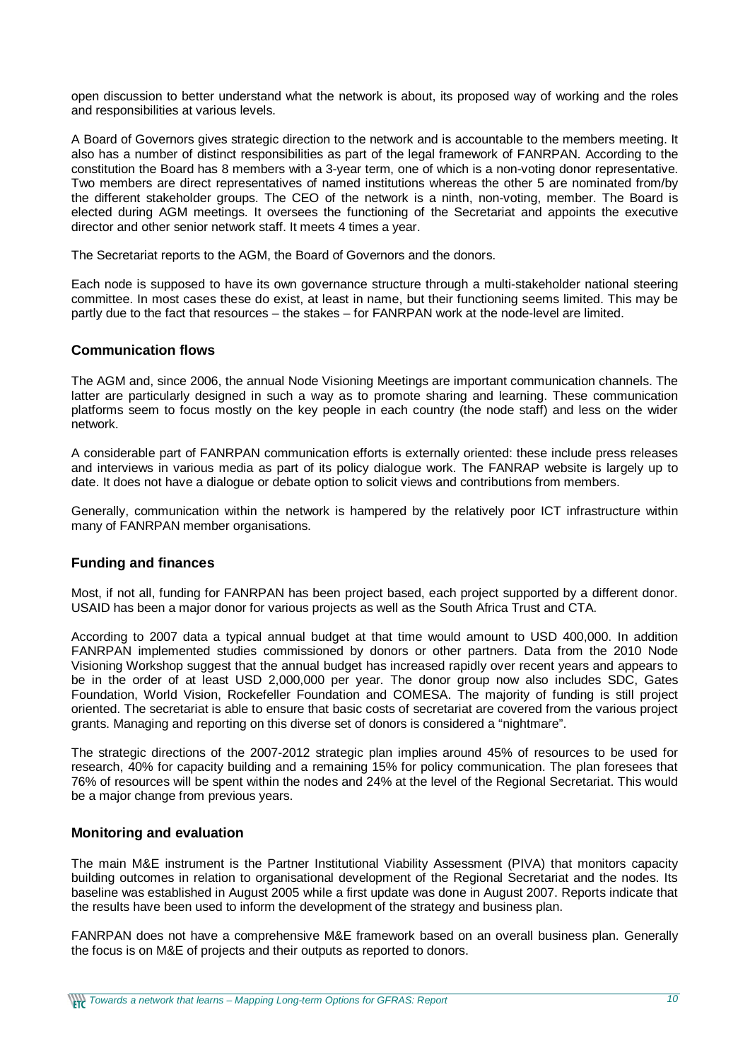open discussion to better understand what the network is about, its proposed way of working and the roles and responsibilities at various levels.

A Board of Governors gives strategic direction to the network and is accountable to the members meeting. It also has a number of distinct responsibilities as part of the legal framework of FANRPAN. According to the constitution the Board has 8 members with a 3-year term, one of which is a non-voting donor representative. Two members are direct representatives of named institutions whereas the other 5 are nominated from/by the different stakeholder groups. The CEO of the network is a ninth, non-voting, member. The Board is elected during AGM meetings. It oversees the functioning of the Secretariat and appoints the executive director and other senior network staff. It meets 4 times a year.

The Secretariat reports to the AGM, the Board of Governors and the donors.

Each node is supposed to have its own governance structure through a multi-stakeholder national steering committee. In most cases these do exist, at least in name, but their functioning seems limited. This may be partly due to the fact that resources – the stakes – for FANRPAN work at the node-level are limited.

### Communication flows

The AGM and, since 2006, the annual Node Visioning Meetings are important communication channels. The latter are particularly designed in such a way as to promote sharing and learning. These communication platforms seem to focus mostly on the key people in each country (the node staff) and less on the wider network.

A considerable part of FANRPAN communication efforts is externally oriented: these include press releases and interviews in various media as part of its policy dialogue work. The FANRAP website is largely up to date. It does not have a dialogue or debate option to solicit views and contributions from members.

Generally, communication within the network is hampered by the relatively poor ICT infrastructure within many of FANRPAN member organisations.

### Funding and finances

Most, if not all, funding for FANRPAN has been project based, each project supported by a different donor. USAID has been a major donor for various projects as well as the South Africa Trust and CTA.

According to 2007 data a typical annual budget at that time would amount to USD 400,000. In addition FANRPAN implemented studies commissioned by donors or other partners. Data from the 2010 Node Visioning Workshop suggest that the annual budget has increased rapidly over recent years and appears to be in the order of at least USD 2,000,000 per year. The donor group now also includes SDC, Gates Foundation, World Vision, Rockefeller Foundation and COMESA. The majority of funding is still project oriented. The secretariat is able to ensure that basic costs of secretariat are covered from the various project grants. Managing and reporting on this diverse set of donors is considered a "nightmare".

The strategic directions of the 2007-2012 strategic plan implies around 45% of resources to be used for research, 40% for capacity building and a remaining 15% for policy communication. The plan foresees that 76% of resources will be spent within the nodes and 24% at the level of the Regional Secretariat. This would be a major change from previous years.

### Monitoring and evaluation

The main M&E instrument is the Partner Institutional Viability Assessment (PIVA) that monitors capacity building outcomes in relation to organisational development of the Regional Secretariat and the nodes. Its baseline was established in August 2005 while a first update was done in August 2007. Reports indicate that the results have been used to inform the development of the strategy and business plan.

FANRPAN does not have a comprehensive M&E framework based on an overall business plan. Generally the focus is on M&E of projects and their outputs as reported to donors.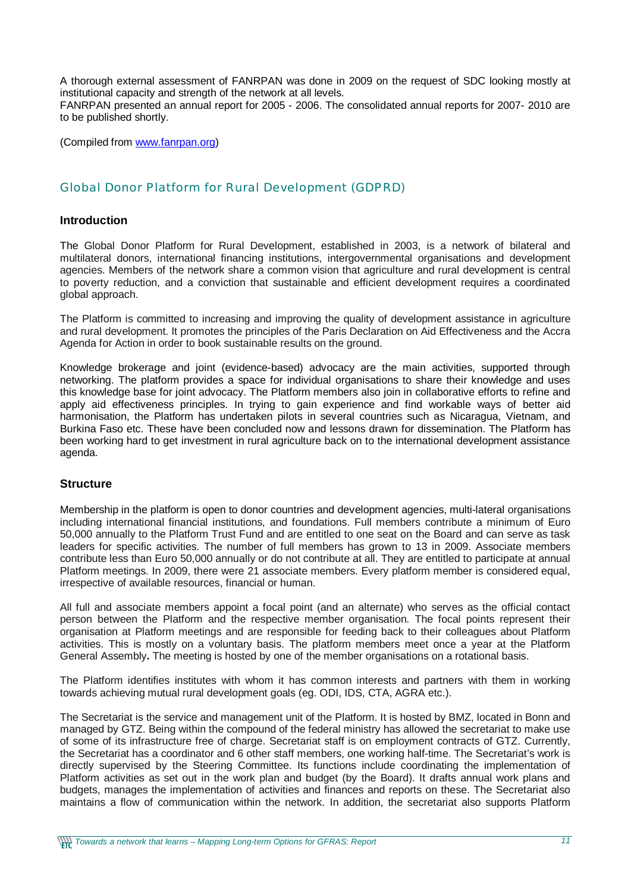A thorough external assessment of FANRPAN was done in 2009 on the request of SDC looking mostly at institutional capacity and strength of the network at all levels.
FANRPAN presented an annual report for 2005 - 2006. The consolidated annual reports for 2007- 2010 are to be published shortly.

(Compiled from [www.fanrpan.org](www.fanrpan.org))

## Global Donor Platform for Rural Development (GDPRD)

### Introduction

The Global Donor Platform for Rural Development, established in 2003, is a network of bilateral and multilateral donors, international financing institutions, intergovernmental organisations and development agencies. Members of the network share a common vision that agriculture and rural development is central to poverty reduction, and a conviction that sustainable and efficient development requires a coordinated global approach.

The Platform is committed to increasing and improving the quality of development assistance in agriculture and rural development. It promotes the principles of the Paris Declaration on Aid Effectiveness and the Accra Agenda for Action in order to book sustainable results on the ground.

Knowledge brokerage and joint (evidence-based) advocacy are the main activities, supported through networking. The platform provides a space for individual organisations to share their knowledge and uses this knowledge base for joint advocacy. The Platform members also join in collaborative efforts to refine and apply aid effectiveness principles. In trying to gain experience and find workable ways of better aid harmonisation, the Platform has undertaken pilots in several countries such as Nicaragua, Vietnam, and Burkina Faso etc. These have been concluded now and lessons drawn for dissemination. The Platform has been working hard to get investment in rural agriculture back on to the international development assistance agenda.

### Structure

Membership in the platform is open to donor countries and development agencies, multi-lateral organisations including international financial institutions, and foundations. Full members contribute a minimum of Euro 50,000 annually to the Platform Trust Fund and are entitled to one seat on the Board and can serve as task leaders for specific activities. The number of full members has grown to 13 in 2009. Associate members contribute less than Euro 50,000 annually or do not contribute at all. They are entitled to participate at annual Platform meetings. In 2009, there were 21 associate members. Every platform member is considered equal, irrespective of available resources, financial or human.

All full and associate members appoint a focal point (and an alternate) who serves as the official contact person between the Platform and the respective member organisation. The focal points represent their organisation at Platform meetings and are responsible for feeding back to their colleagues about Platform activities. This is mostly on a voluntary basis. The platform members meet once a year at the Platform General Assembly**.** The meeting is hosted by one of the member organisations on a rotational basis.

The Platform identifies institutes with whom it has common interests and partners with them in working towards achieving mutual rural development goals (eg. ODI, IDS, CTA, AGRA etc.).

The Secretariat is the service and management unit of the Platform. It is hosted by BMZ, located in Bonn and managed by GTZ. Being within the compound of the federal ministry has allowed the secretariat to make use of some of its infrastructure free of charge. Secretariat staff is on employment contracts of GTZ. Currently, the Secretariat has a coordinator and 6 other staff members, one working half-time. The Secretariat's work is directly supervised by the Steering Committee. Its functions include coordinating the implementation of Platform activities as set out in the work plan and budget (by the Board). It drafts annual work plans and budgets, manages the implementation of activities and finances and reports on these. The Secretariat also maintains a flow of communication within the network. In addition, the secretariat also supports Platform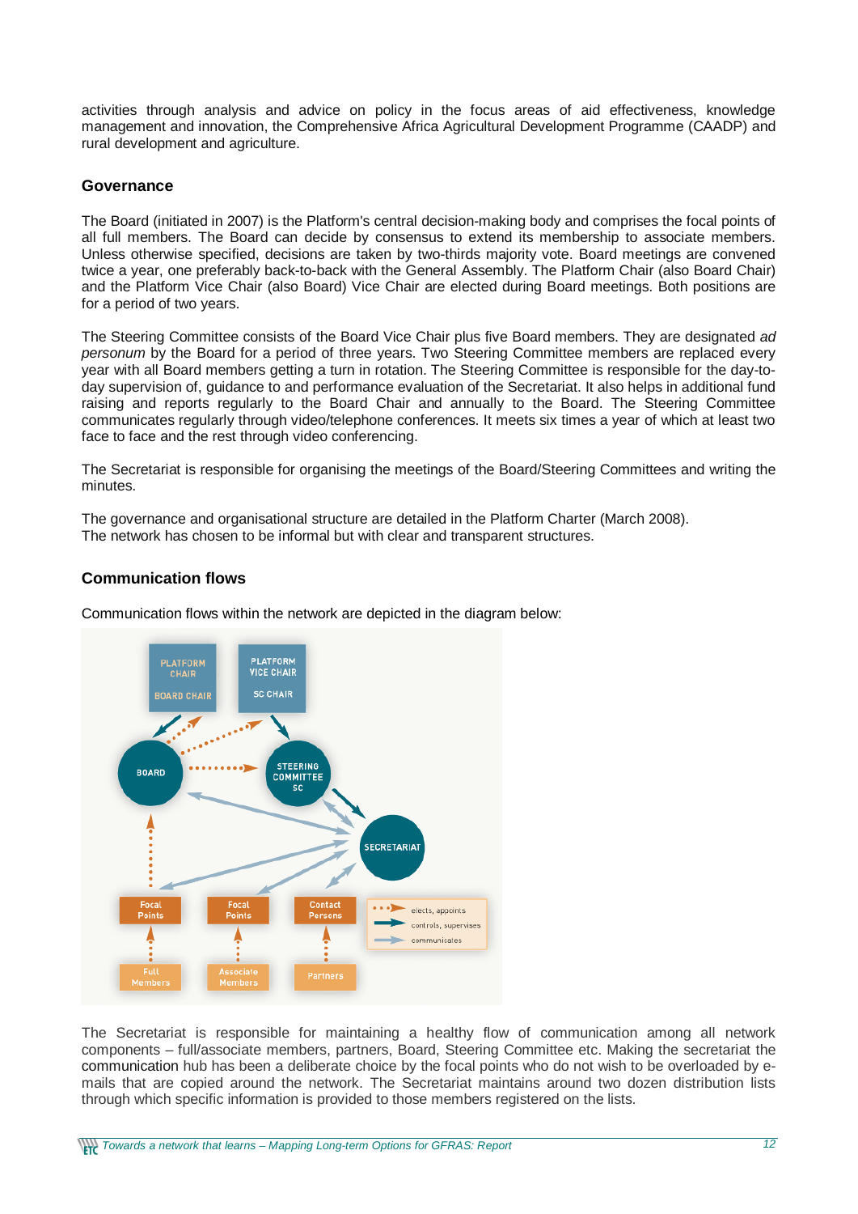activities through analysis and advice on policy in the focus areas of aid effectiveness, knowledge management and innovation, the Comprehensive Africa Agricultural Development Programme (CAADP) and rural development and agriculture.

## Governance

The Board (initiated in 2007) is the Platform's central decision-making body and comprises the focal points of all full members. The Board can decide by consensus to extend its membership to associate members. Unless otherwise specified, decisions are taken by two-thirds majority vote. Board meetings are convened twice a year, one preferably back-to-back with the General Assembly. The Platform Chair (also Board Chair) and the Platform Vice Chair (also Board) Vice Chair are elected during Board meetings. Both positions are for a period of two years.

The Steering Committee consists of the Board Vice Chair plus five Board members. They are designated *ad personum* by the Board for a period of three years. Two Steering Committee members are replaced every year with all Board members getting a turn in rotation. The Steering Committee is responsible for the day-to-day supervision of, guidance to and performance evaluation of the Secretariat. It also helps in additional fund raising and reports regularly to the Board Chair and annually to the Board. The Steering Committee communicates regularly through video/telephone conferences. It meets six times a year of which at least two face to face and the rest through video conferencing.

The Secretariat is responsible for organising the meetings of the Board/Steering Committees and writing the minutes.

The governance and organisational structure are detailed in the Platform Charter (March 2008).
The network has chosen to be informal but with clear and transparent structures.

## Communication flows

Communication flows within the network are depicted in the diagram below:

The Secretariat is responsible for maintaining a healthy flow of communication among all network components – full/associate members, partners, Board, Steering Committee etc. Making the secretariat the communication hub has been a deliberate choice by the focal points who do not wish to be overloaded by e-mails that are copied around the network. The Secretariat maintains around two dozen distribution lists through which specific information is provided to those members registered on the lists.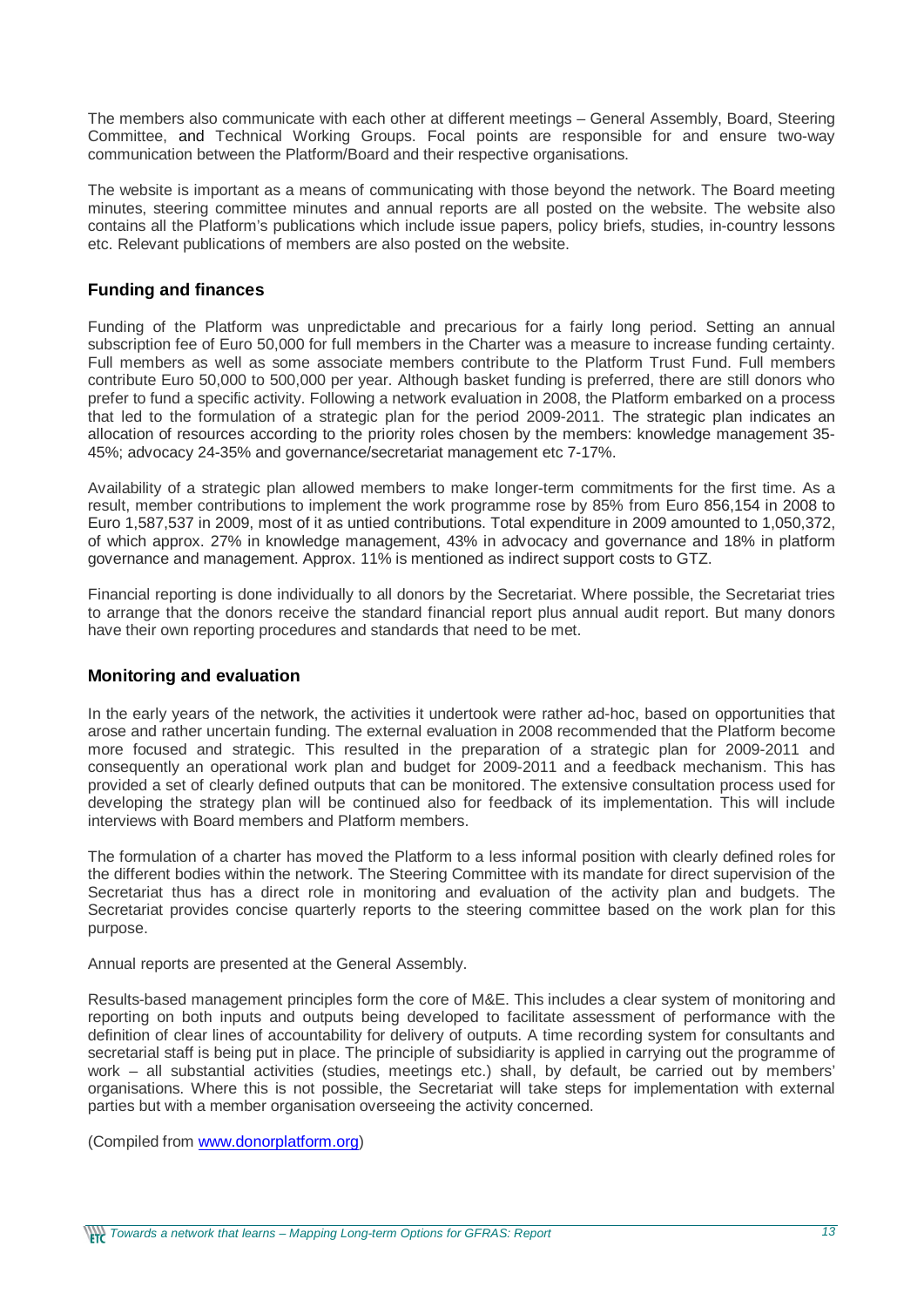The members also communicate with each other at different meetings – General Assembly, Board, Steering Committee, and Technical Working Groups. Focal points are responsible for and ensure two-way communication between the Platform/Board and their respective organisations.

The website is important as a means of communicating with those beyond the network. The Board meeting minutes, steering committee minutes and annual reports are all posted on the website. The website also contains all the Platform's publications which include issue papers, policy briefs, studies, in-country lessons etc. Relevant publications of members are also posted on the website.

### Funding and finances

Funding of the Platform was unpredictable and precarious for a fairly long period. Setting an annual subscription fee of Euro 50,000 for full members in the Charter was a measure to increase funding certainty. Full members as well as some associate members contribute to the Platform Trust Fund. Full members contribute Euro 50,000 to 500,000 per year. Although basket funding is preferred, there are still donors who prefer to fund a specific activity. Following a network evaluation in 2008, the Platform embarked on a process that led to the formulation of a strategic plan for the period 2009-2011. The strategic plan indicates an allocation of resources according to the priority roles chosen by the members: knowledge management 35-45%; advocacy 24-35% and governance/secretariat management etc 7-17%.

Availability of a strategic plan allowed members to make longer-term commitments for the first time. As a result, member contributions to implement the work programme rose by 85% from Euro 856,154 in 2008 to Euro 1,587,537 in 2009, most of it as untied contributions. Total expenditure in 2009 amounted to 1,050,372, of which approx. 27% in knowledge management, 43% in advocacy and governance and 18% in platform governance and management. Approx. 11% is mentioned as indirect support costs to GTZ.

Financial reporting is done individually to all donors by the Secretariat. Where possible, the Secretariat tries to arrange that the donors receive the standard financial report plus annual audit report. But many donors have their own reporting procedures and standards that need to be met.

### Monitoring and evaluation

In the early years of the network, the activities it undertook were rather ad-hoc, based on opportunities that arose and rather uncertain funding. The external evaluation in 2008 recommended that the Platform become more focused and strategic. This resulted in the preparation of a strategic plan for 2009-2011 and consequently an operational work plan and budget for 2009-2011 and a feedback mechanism. This has provided a set of clearly defined outputs that can be monitored. The extensive consultation process used for developing the strategy plan will be continued also for feedback of its implementation. This will include interviews with Board members and Platform members.

The formulation of a charter has moved the Platform to a less informal position with clearly defined roles for the different bodies within the network. The Steering Committee with its mandate for direct supervision of the Secretariat thus has a direct role in monitoring and evaluation of the activity plan and budgets. The Secretariat provides concise quarterly reports to the steering committee based on the work plan for this purpose.

Annual reports are presented at the General Assembly.

Results-based management principles form the core of M&E. This includes a clear system of monitoring and reporting on both inputs and outputs being developed to facilitate assessment of performance with the definition of clear lines of accountability for delivery of outputs. A time recording system for consultants and secretarial staff is being put in place. The principle of subsidiarity is applied in carrying out the programme of work – all substantial activities (studies, meetings etc.) shall, by default, be carried out by members' organisations. Where this is not possible, the Secretariat will take steps for implementation with external parties but with a member organisation overseeing the activity concerned.

(Compiled from [www.donorplatform.org](http://www.donorplatform.org))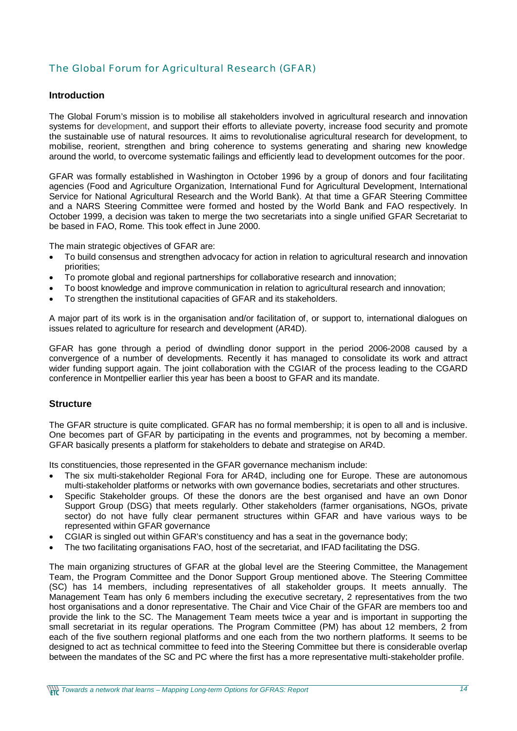## The Global Forum for Agricultural Research (GFAR)

### Introduction

The Global Forum's mission is to mobilise all stakeholders involved in agricultural research and innovation systems for development, and support their efforts to alleviate poverty, increase food security and promote the sustainable use of natural resources. It aims to revolutionalise agricultural research for development, to mobilise, reorient, strengthen and bring coherence to systems generating and sharing new knowledge around the world, to overcome systematic failings and efficiently lead to development outcomes for the poor.

GFAR was formally established in Washington in October 1996 by a group of donors and four facilitating agencies (Food and Agriculture Organization, International Fund for Agricultural Development, International Service for National Agricultural Research and the World Bank). At that time a GFAR Steering Committee and a NARS Steering Committee were formed and hosted by the World Bank and FAO respectively. In October 1999, a decision was taken to merge the two secretariats into a single unified GFAR Secretariat to be based in FAO, Rome. This took effect in June 2000.

The main strategic objectives of GFAR are:

- To build consensus and strengthen advocacy for action in relation to agricultural research and innovation priorities;
- To promote global and regional partnerships for collaborative research and innovation;
- To boost knowledge and improve communication in relation to agricultural research and innovation;
- To strengthen the institutional capacities of GFAR and its stakeholders.

A major part of its work is in the organisation and/or facilitation of, or support to, international dialogues on issues related to agriculture for research and development (AR4D).

GFAR has gone through a period of dwindling donor support in the period 2006-2008 caused by a convergence of a number of developments. Recently it has managed to consolidate its work and attract wider funding support again. The joint collaboration with the CGIAR of the process leading to the CGARD conference in Montpellier earlier this year has been a boost to GFAR and its mandate.

### Structure

The GFAR structure is quite complicated. GFAR has no formal membership; it is open to all and is inclusive. One becomes part of GFAR by participating in the events and programmes, not by becoming a member. GFAR basically presents a platform for stakeholders to debate and strategise on AR4D.

Its constituencies, those represented in the GFAR governance mechanism include:

- The six multi-stakeholder Regional Fora for AR4D, including one for Europe. These are autonomous multi-stakeholder platforms or networks with own governance bodies, secretariats and other structures.
- Specific Stakeholder groups. Of these the donors are the best organised and have an own Donor Support Group (DSG) that meets regularly. Other stakeholders (farmer organisations, NGOs, private sector) do not have fully clear permanent structures within GFAR and have various ways to be represented within GFAR governance
- CGIAR is singled out within GFAR's constituency and has a seat in the governance body;
- The two facilitating organisations FAO, host of the secretariat, and IFAD facilitating the DSG.

The main organizing structures of GFAR at the global level are the Steering Committee, the Management Team, the Program Committee and the Donor Support Group mentioned above. The Steering Committee (SC) has 14 members, including representatives of all stakeholder groups. It meets annually. The Management Team has only 6 members including the executive secretary, 2 representatives from the two host organisations and a donor representative. The Chair and Vice Chair of the GFAR are members too and provide the link to the SC. The Management Team meets twice a year and is important in supporting the small secretariat in its regular operations. The Program Committee (PM) has about 12 members, 2 from each of the five southern regional platforms and one each from the two northern platforms. It seems to be designed to act as technical committee to feed into the Steering Committee but there is considerable overlap between the mandates of the SC and PC where the first has a more representative multi-stakeholder profile.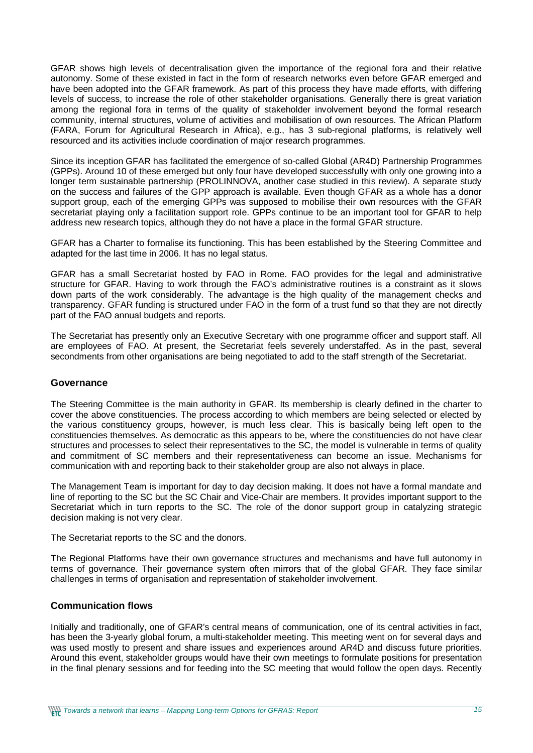GFAR shows high levels of decentralisation given the importance of the regional fora and their relative autonomy. Some of these existed in fact in the form of research networks even before GFAR emerged and have been adopted into the GFAR framework. As part of this process they have made efforts, with differing levels of success, to increase the role of other stakeholder organisations. Generally there is great variation among the regional fora in terms of the quality of stakeholder involvement beyond the formal research community, internal structures, volume of activities and mobilisation of own resources. The African Platform (FARA, Forum for Agricultural Research in Africa), e.g., has 3 sub-regional platforms, is relatively well resourced and its activities include coordination of major research programmes.

Since its inception GFAR has facilitated the emergence of so-called Global (AR4D) Partnership Programmes (GPPs). Around 10 of these emerged but only four have developed successfully with only one growing into a longer term sustainable partnership (PROLINNOVA, another case studied in this review). A separate study on the success and failures of the GPP approach is available. Even though GFAR as a whole has a donor support group, each of the emerging GPPs was supposed to mobilise their own resources with the GFAR secretariat playing only a facilitation support role. GPPs continue to be an important tool for GFAR to help address new research topics, although they do not have a place in the formal GFAR structure.

GFAR has a Charter to formalise its functioning. This has been established by the Steering Committee and adapted for the last time in 2006. It has no legal status.

GFAR has a small Secretariat hosted by FAO in Rome. FAO provides for the legal and administrative structure for GFAR. Having to work through the FAO's administrative routines is a constraint as it slows down parts of the work considerably. The advantage is the high quality of the management checks and transparency. GFAR funding is structured under FAO in the form of a trust fund so that they are not directly part of the FAO annual budgets and reports.

The Secretariat has presently only an Executive Secretary with one programme officer and support staff. All are employees of FAO. At present, the Secretariat feels severely understaffed. As in the past, several secondments from other organisations are being negotiated to add to the staff strength of the Secretariat.

### Governance

The Steering Committee is the main authority in GFAR. Its membership is clearly defined in the charter to cover the above constituencies. The process according to which members are being selected or elected by the various constituency groups, however, is much less clear. This is basically being left open to the constituencies themselves. As democratic as this appears to be, where the constituencies do not have clear structures and processes to select their representatives to the SC, the model is vulnerable in terms of quality and commitment of SC members and their representativeness can become an issue. Mechanisms for communication with and reporting back to their stakeholder group are also not always in place.

The Management Team is important for day to day decision making. It does not have a formal mandate and line of reporting to the SC but the SC Chair and Vice-Chair are members. It provides important support to the Secretariat which in turn reports to the SC. The role of the donor support group in catalyzing strategic decision making is not very clear.

The Secretariat reports to the SC and the donors.

The Regional Platforms have their own governance structures and mechanisms and have full autonomy in terms of governance. Their governance system often mirrors that of the global GFAR. They face similar challenges in terms of organisation and representation of stakeholder involvement.

### Communication flows

Initially and traditionally, one of GFAR's central means of communication, one of its central activities in fact, has been the 3-yearly global forum, a multi-stakeholder meeting. This meeting went on for several days and was used mostly to present and share issues and experiences around AR4D and discuss future priorities. Around this event, stakeholder groups would have their own meetings to formulate positions for presentation in the final plenary sessions and for feeding into the SC meeting that would follow the open days. Recently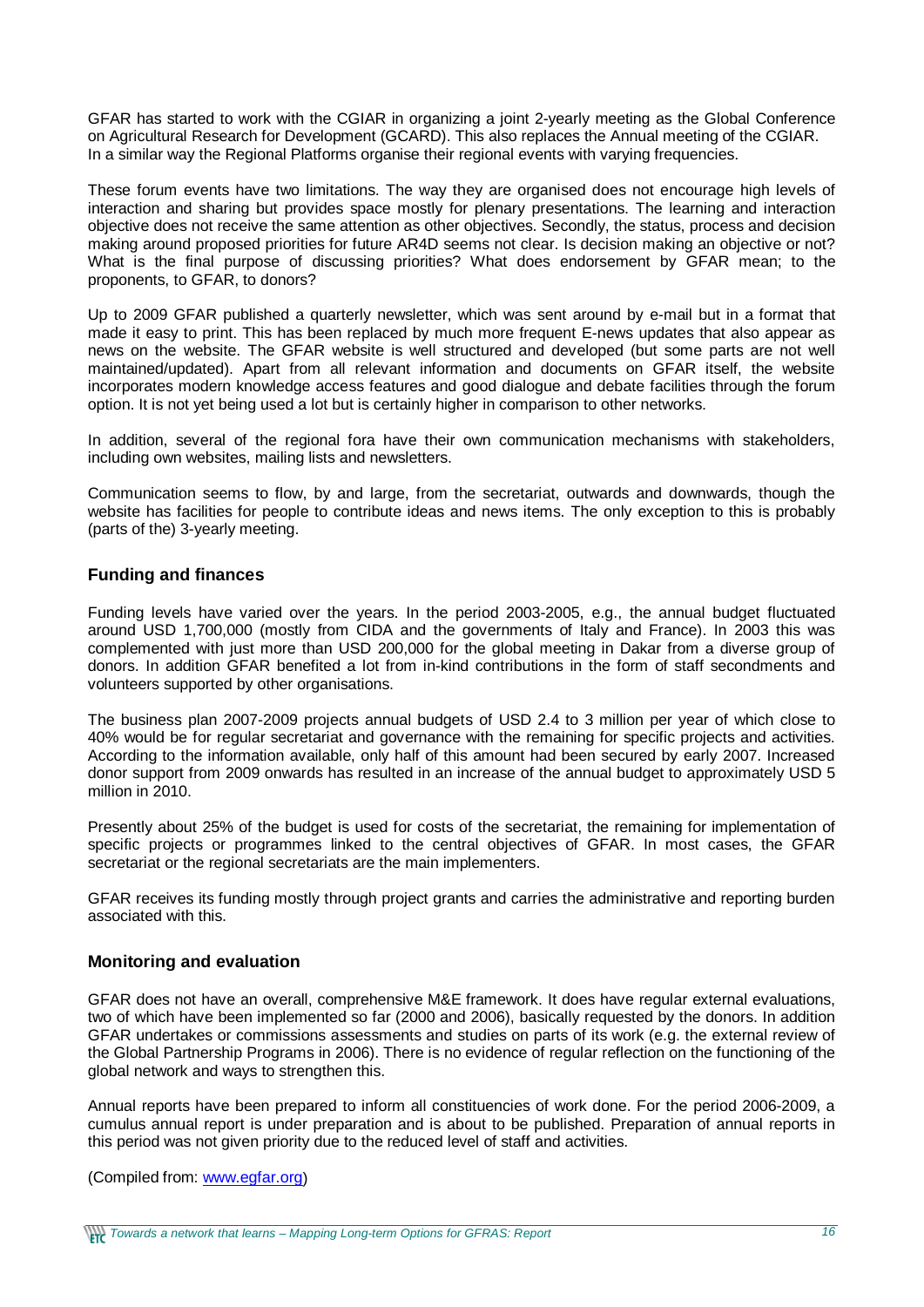GFAR has started to work with the CGIAR in organizing a joint 2-yearly meeting as the Global Conference on Agricultural Research for Development (GCARD). This also replaces the Annual meeting of the CGIAR. In a similar way the Regional Platforms organise their regional events with varying frequencies.

These forum events have two limitations. The way they are organised does not encourage high levels of interaction and sharing but provides space mostly for plenary presentations. The learning and interaction objective does not receive the same attention as other objectives. Secondly, the status, process and decision making around proposed priorities for future AR4D seems not clear. Is decision making an objective or not? What is the final purpose of discussing priorities? What does endorsement by GFAR mean; to the proponents, to GFAR, to donors?

Up to 2009 GFAR published a quarterly newsletter, which was sent around by e-mail but in a format that made it easy to print. This has been replaced by much more frequent E-news updates that also appear as news on the website. The GFAR website is well structured and developed (but some parts are not well maintained/updated). Apart from all relevant information and documents on GFAR itself, the website incorporates modern knowledge access features and good dialogue and debate facilities through the forum option. It is not yet being used a lot but is certainly higher in comparison to other networks.

In addition, several of the regional fora have their own communication mechanisms with stakeholders, including own websites, mailing lists and newsletters.

Communication seems to flow, by and large, from the secretariat, outwards and downwards, though the website has facilities for people to contribute ideas and news items. The only exception to this is probably (parts of the) 3-yearly meeting.

### Funding and finances

Funding levels have varied over the years. In the period 2003-2005, e.g., the annual budget fluctuated around USD 1,700,000 (mostly from CIDA and the governments of Italy and France). In 2003 this was complemented with just more than USD 200,000 for the global meeting in Dakar from a diverse group of donors. In addition GFAR benefited a lot from in-kind contributions in the form of staff secondments and volunteers supported by other organisations.

The business plan 2007-2009 projects annual budgets of USD 2.4 to 3 million per year of which close to 40% would be for regular secretariat and governance with the remaining for specific projects and activities. According to the information available, only half of this amount had been secured by early 2007. Increased donor support from 2009 onwards has resulted in an increase of the annual budget to approximately USD 5 million in 2010.

Presently about 25% of the budget is used for costs of the secretariat, the remaining for implementation of specific projects or programmes linked to the central objectives of GFAR. In most cases, the GFAR secretariat or the regional secretariats are the main implementers.

GFAR receives its funding mostly through project grants and carries the administrative and reporting burden associated with this.

### Monitoring and evaluation

GFAR does not have an overall, comprehensive M&E framework. It does have regular external evaluations, two of which have been implemented so far (2000 and 2006), basically requested by the donors. In addition GFAR undertakes or commissions assessments and studies on parts of its work (e.g. the external review of the Global Partnership Programs in 2006). There is no evidence of regular reflection on the functioning of the global network and ways to strengthen this.

Annual reports have been prepared to inform all constituencies of work done. For the period 2006-2009, a cumulus annual report is under preparation and is about to be published. Preparation of annual reports in this period was not given priority due to the reduced level of staff and activities.

(Compiled from: [www.egfar.org](www.egfar.org))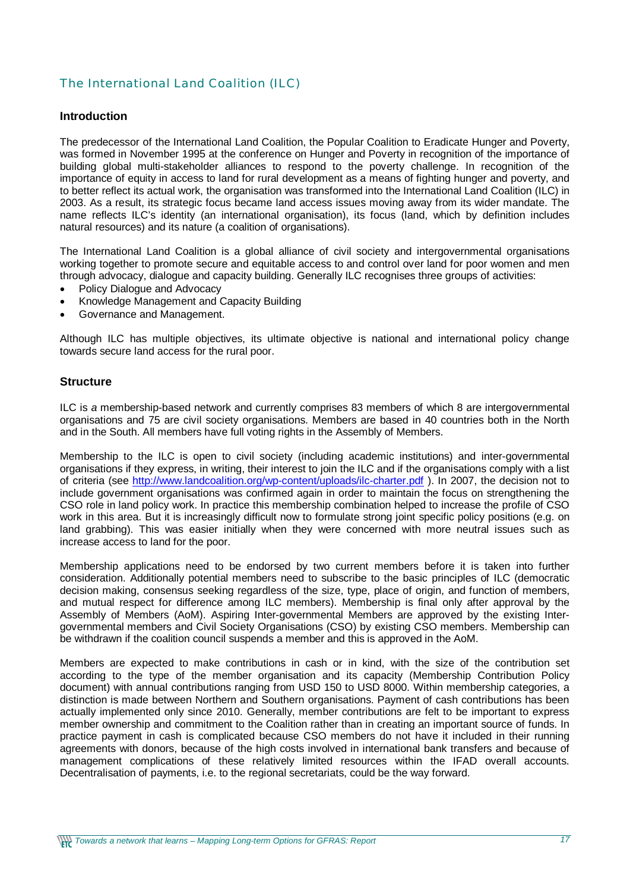## The International Land Coalition (ILC)

### Introduction

The predecessor of the International Land Coalition, the Popular Coalition to Eradicate Hunger and Poverty, was formed in November 1995 at the conference on Hunger and Poverty in recognition of the importance of building global multi-stakeholder alliances to respond to the poverty challenge. In recognition of the importance of equity in access to land for rural development as a means of fighting hunger and poverty, and to better reflect its actual work, the organisation was transformed into the International Land Coalition (ILC) in 2003. As a result, its strategic focus became land access issues moving away from its wider mandate. The name reflects ILC's identity (an international organisation), its focus (land, which by definition includes natural resources) and its nature (a coalition of organisations).

The International Land Coalition is a global alliance of civil society and intergovernmental organisations working together to promote secure and equitable access to and control over land for poor women and men through advocacy, dialogue and capacity building. Generally ILC recognises three groups of activities:

- Policy Dialogue and Advocacy
- Knowledge Management and Capacity Building
- Governance and Management.

Although ILC has multiple objectives, its ultimate objective is national and international policy change towards secure land access for the rural poor.

### Structure

ILC is *a* membership-based network and currently comprises 83 members of which 8 are intergovernmental organisations and 75 are civil society organisations. Members are based in 40 countries both in the North and in the South. All members have full voting rights in the Assembly of Members.

Membership to the ILC is open to civil society (including academic institutions) and inter-governmental organisations if they express, in writing, their interest to join the ILC and if the organisations comply with a list of criteria (see http://www.landcoalition.org/wp-content/uploads/ilc-charter.pdf ). In 2007, the decision not to include government organisations was confirmed again in order to maintain the focus on strengthening the CSO role in land policy work. In practice this membership combination helped to increase the profile of CSO work in this area. But it is increasingly difficult now to formulate strong joint specific policy positions (e.g. on land grabbing). This was easier initially when they were concerned with more neutral issues such as increase access to land for the poor.

Membership applications need to be endorsed by two current members before it is taken into further consideration. Additionally potential members need to subscribe to the basic principles of ILC (democratic decision making, consensus seeking regardless of the size, type, place of origin, and function of members, and mutual respect for difference among ILC members). Membership is final only after approval by the Assembly of Members (AoM). Aspiring Inter-governmental Members are approved by the existing Inter-governmental members and Civil Society Organisations (CSO) by existing CSO members. Membership can be withdrawn if the coalition council suspends a member and this is approved in the AoM.

Members are expected to make contributions in cash or in kind, with the size of the contribution set according to the type of the member organisation and its capacity (Membership Contribution Policy document) with annual contributions ranging from USD 150 to USD 8000. Within membership categories, a distinction is made between Northern and Southern organisations. Payment of cash contributions has been actually implemented only since 2010. Generally, member contributions are felt to be important to express member ownership and commitment to the Coalition rather than in creating an important source of funds. In practice payment in cash is complicated because CSO members do not have it included in their running agreements with donors, because of the high costs involved in international bank transfers and because of management complications of these relatively limited resources within the IFAD overall accounts. Decentralisation of payments, i.e. to the regional secretariats, could be the way forward.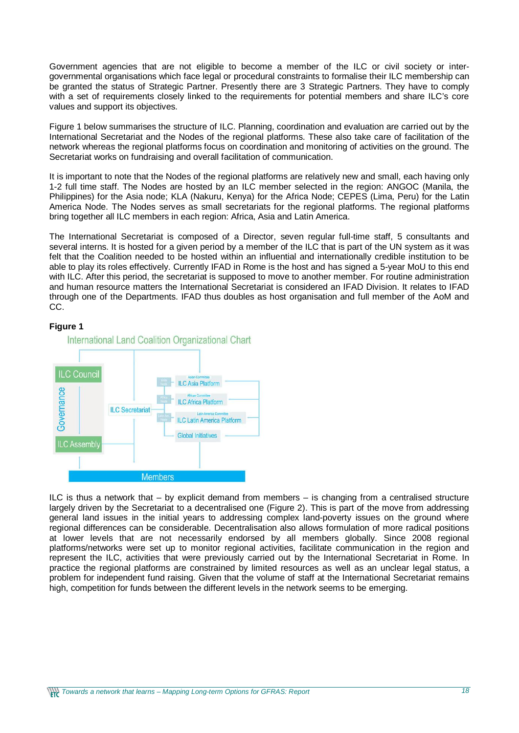Government agencies that are not eligible to become a member of the ILC or civil society or inter-governmental organisations which face legal or procedural constraints to formalise their ILC membership can be granted the status of Strategic Partner. Presently there are 3 Strategic Partners. They have to comply with a set of requirements closely linked to the requirements for potential members and share ILC's core values and support its objectives.

Figure 1 below summarises the structure of ILC. Planning, coordination and evaluation are carried out by the International Secretariat and the Nodes of the regional platforms. These also take care of facilitation of the network whereas the regional platforms focus on coordination and monitoring of activities on the ground. The Secretariat works on fundraising and overall facilitation of communication.

It is important to note that the Nodes of the regional platforms are relatively new and small, each having only 1-2 full time staff. The Nodes are hosted by an ILC member selected in the region: ANGOC (Manila, the Philippines) for the Asia node; KLA (Nakuru, Kenya) for the Africa Node; CEPES (Lima, Peru) for the Latin America Node. The Nodes serves as small secretariats for the regional platforms. The regional platforms bring together all ILC members in each region: Africa, Asia and Latin America.

The International Secretariat is composed of a Director, seven regular full-time staff, 5 consultants and several interns. It is hosted for a given period by a member of the ILC that is part of the UN system as it was felt that the Coalition needed to be hosted within an influential and internationally credible institution to be able to play its roles effectively. Currently IFAD in Rome is the host and has signed a 5-year MoU to this end with ILC. After this period, the secretariat is supposed to move to another member. For routine administration and human resource matters the International Secretariat is considered an IFAD Division. It relates to IFAD through one of the Departments. IFAD thus doubles as host organisation and full member of the AoM and CC.

**Figure 1**

International Land Coalition Organizational Chart

ILC Council — Governance — ILC Assembly — ILC Secretariat — Asia Node: Asian Committee, ILC Asia Platform — Africa Node: African Committee, ILC Africa Platform — Latin Am. Node: Latin America Committee, ILC Latin America Platform — Global Initiatives — Members

ILC is thus a network that – by explicit demand from members – is changing from a centralised structure largely driven by the Secretariat to a decentralised one (Figure 2). This is part of the move from addressing general land issues in the initial years to addressing complex land-poverty issues on the ground where regional differences can be considerable. Decentralisation also allows formulation of more radical positions at lower levels that are not necessarily endorsed by all members globally. Since 2008 regional platforms/networks were set up to monitor regional activities, facilitate communication in the region and represent the ILC, activities that were previously carried out by the International Secretariat in Rome. In practice the regional platforms are constrained by limited resources as well as an unclear legal status, a problem for independent fund raising. Given that the volume of staff at the International Secretariat remains high, competition for funds between the different levels in the network seems to be emerging.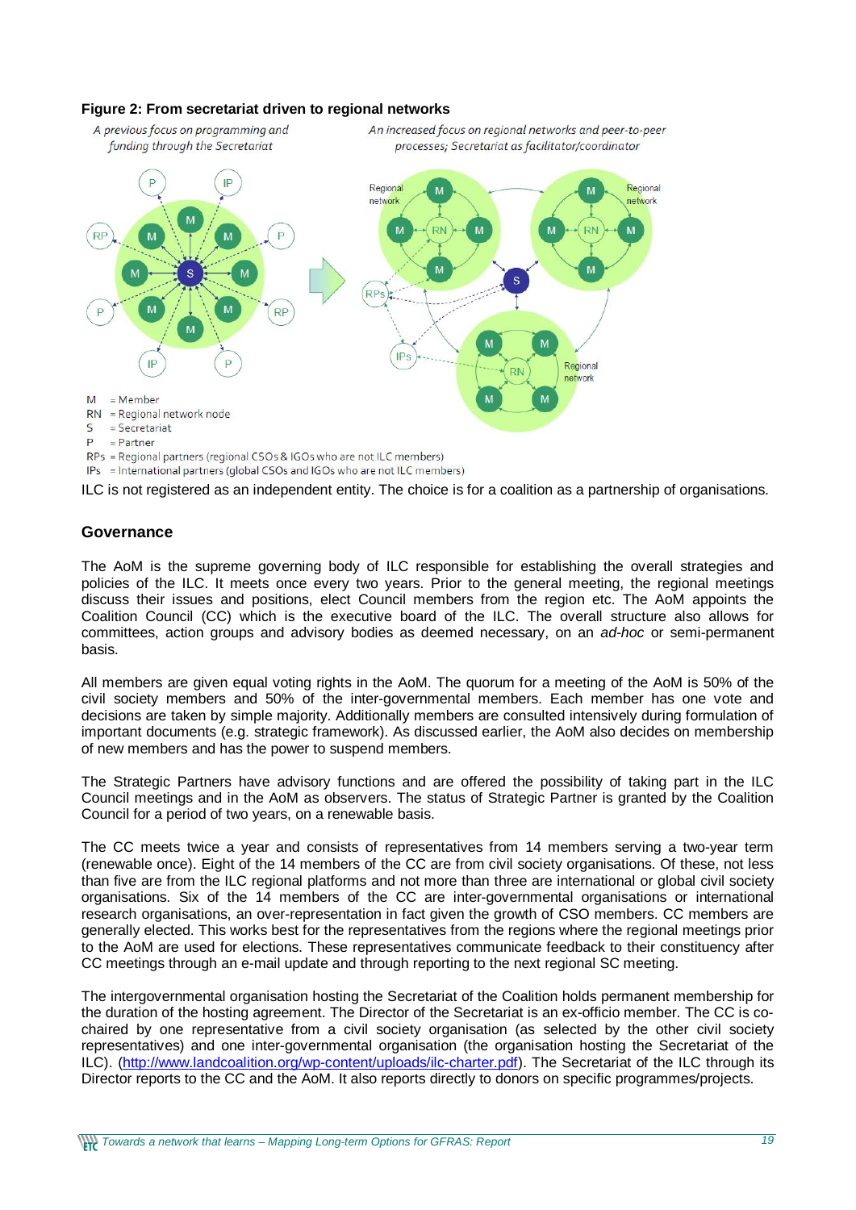**Figure 2: From secretariat driven to regional networks**

A previous focus on programming and funding through the Secretariat

An increased focus on regional networks and peer-to-peer processes; Secretariat as facilitator/coordinator

M = Member
RN = Regional network node
S = Secretariat
P = Partner
RPs = Regional partners (regional CSOs & IGOs who are not ILC members)
IPs = International partners (global CSOs and IGOs who are not ILC members)

ILC is not registered as an independent entity. The choice is for a coalition as a partnership of organisations.

## Governance

The AoM is the supreme governing body of ILC responsible for establishing the overall strategies and policies of the ILC. It meets once every two years. Prior to the general meeting, the regional meetings discuss their issues and positions, elect Council members from the region etc. The AoM appoints the Coalition Council (CC) which is the executive board of the ILC. The overall structure also allows for committees, action groups and advisory bodies as deemed necessary, on an *ad-hoc* or semi-permanent basis.

All members are given equal voting rights in the AoM. The quorum for a meeting of the AoM is 50% of the civil society members and 50% of the inter-governmental members. Each member has one vote and decisions are taken by simple majority. Additionally members are consulted intensively during formulation of important documents (e.g. strategic framework). As discussed earlier, the AoM also decides on membership of new members and has the power to suspend members.

The Strategic Partners have advisory functions and are offered the possibility of taking part in the ILC Council meetings and in the AoM as observers. The status of Strategic Partner is granted by the Coalition Council for a period of two years, on a renewable basis.

The CC meets twice a year and consists of representatives from 14 members serving a two-year term (renewable once). Eight of the 14 members of the CC are from civil society organisations. Of these, not less than five are from the ILC regional platforms and not more than three are international or global civil society organisations. Six of the 14 members of the CC are inter-governmental organisations or international research organisations, an over-representation in fact given the growth of CSO members. CC members are generally elected. This works best for the representatives from the regions where the regional meetings prior to the AoM are used for elections. These representatives communicate feedback to their constituency after CC meetings through an e-mail update and through reporting to the next regional SC meeting.

The intergovernmental organisation hosting the Secretariat of the Coalition holds permanent membership for the duration of the hosting agreement. The Director of the Secretariat is an ex-officio member. The CC is co-chaired by one representative from a civil society organisation (as selected by the other civil society representatives) and one inter-governmental organisation (the organisation hosting the Secretariat of the ILC). (http://www.landcoalition.org/wp-content/uploads/ilc-charter.pdf). The Secretariat of the ILC through its Director reports to the CC and the AoM. It also reports directly to donors on specific programmes/projects.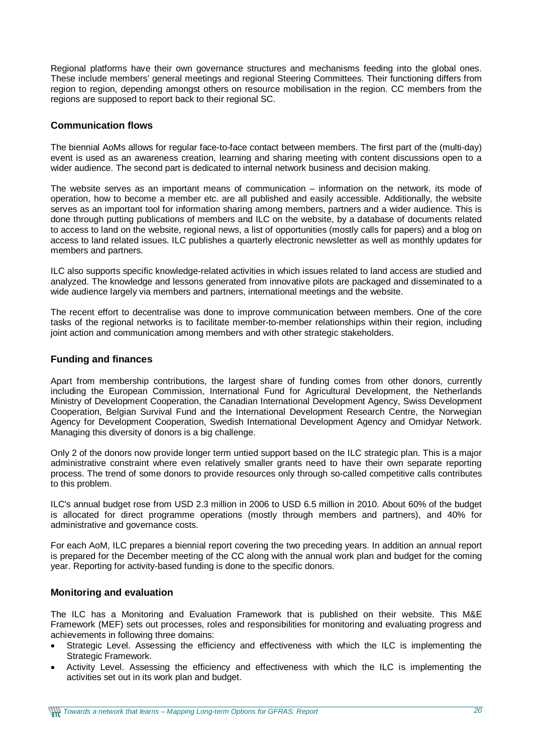Regional platforms have their own governance structures and mechanisms feeding into the global ones. These include members' general meetings and regional Steering Committees. Their functioning differs from region to region, depending amongst others on resource mobilisation in the region. CC members from the regions are supposed to report back to their regional SC.

### Communication flows

The biennial AoMs allows for regular face-to-face contact between members. The first part of the (multi-day) event is used as an awareness creation, learning and sharing meeting with content discussions open to a wider audience. The second part is dedicated to internal network business and decision making.

The website serves as an important means of communication – information on the network, its mode of operation, how to become a member etc. are all published and easily accessible. Additionally, the website serves as an important tool for information sharing among members, partners and a wider audience. This is done through putting publications of members and ILC on the website, by a database of documents related to access to land on the website, regional news, a list of opportunities (mostly calls for papers) and a blog on access to land related issues. ILC publishes a quarterly electronic newsletter as well as monthly updates for members and partners.

ILC also supports specific knowledge-related activities in which issues related to land access are studied and analyzed. The knowledge and lessons generated from innovative pilots are packaged and disseminated to a wide audience largely via members and partners, international meetings and the website.

The recent effort to decentralise was done to improve communication between members. One of the core tasks of the regional networks is to facilitate member-to-member relationships within their region, including joint action and communication among members and with other strategic stakeholders.

### Funding and finances

Apart from membership contributions, the largest share of funding comes from other donors, currently including the European Commission, International Fund for Agricultural Development, the Netherlands Ministry of Development Cooperation, the Canadian International Development Agency, Swiss Development Cooperation, Belgian Survival Fund and the International Development Research Centre, the Norwegian Agency for Development Cooperation, Swedish International Development Agency and Omidyar Network. Managing this diversity of donors is a big challenge.

Only 2 of the donors now provide longer term untied support based on the ILC strategic plan. This is a major administrative constraint where even relatively smaller grants need to have their own separate reporting process. The trend of some donors to provide resources only through so-called competitive calls contributes to this problem.

ILC's annual budget rose from USD 2.3 million in 2006 to USD 6.5 million in 2010. About 60% of the budget is allocated for direct programme operations (mostly through members and partners), and 40% for administrative and governance costs.

For each AoM, ILC prepares a biennial report covering the two preceding years. In addition an annual report is prepared for the December meeting of the CC along with the annual work plan and budget for the coming year. Reporting for activity-based funding is done to the specific donors.

### Monitoring and evaluation

The ILC has a Monitoring and Evaluation Framework that is published on their website. This M&E Framework (MEF) sets out processes, roles and responsibilities for monitoring and evaluating progress and achievements in following three domains:

- Strategic Level. Assessing the efficiency and effectiveness with which the ILC is implementing the Strategic Framework.
- Activity Level. Assessing the efficiency and effectiveness with which the ILC is implementing the activities set out in its work plan and budget.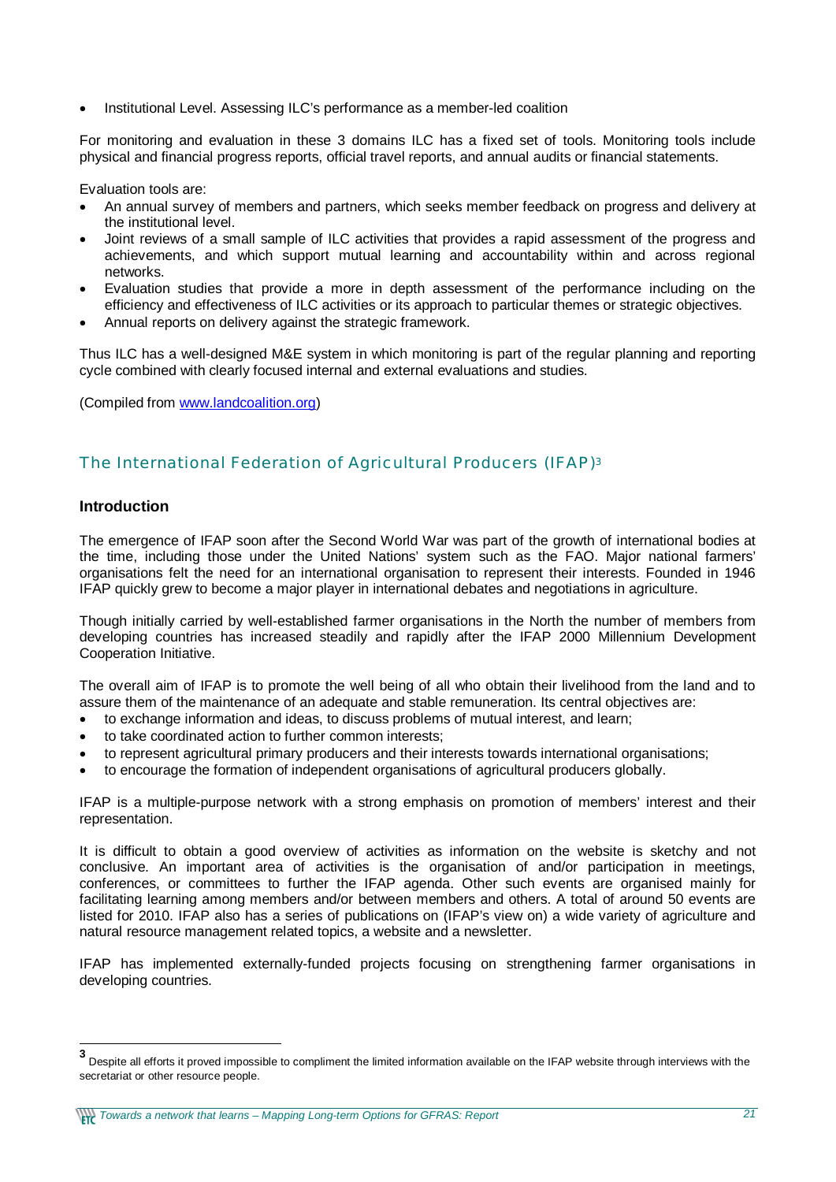- Institutional Level. Assessing ILC's performance as a member-led coalition

For monitoring and evaluation in these 3 domains ILC has a fixed set of tools. Monitoring tools include physical and financial progress reports, official travel reports, and annual audits or financial statements.

Evaluation tools are:

- An annual survey of members and partners, which seeks member feedback on progress and delivery at the institutional level.
- Joint reviews of a small sample of ILC activities that provides a rapid assessment of the progress and achievements, and which support mutual learning and accountability within and across regional networks.
- Evaluation studies that provide a more in depth assessment of the performance including on the efficiency and effectiveness of ILC activities or its approach to particular themes or strategic objectives.
- Annual reports on delivery against the strategic framework.

Thus ILC has a well-designed M&E system in which monitoring is part of the regular planning and reporting cycle combined with clearly focused internal and external evaluations and studies.

(Compiled from www.landcoalition.org)

## The International Federation of Agricultural Producers (IFAP)[3]

### Introduction

The emergence of IFAP soon after the Second World War was part of the growth of international bodies at the time, including those under the United Nations' system such as the FAO. Major national farmers' organisations felt the need for an international organisation to represent their interests. Founded in 1946 IFAP quickly grew to become a major player in international debates and negotiations in agriculture.

Though initially carried by well-established farmer organisations in the North the number of members from developing countries has increased steadily and rapidly after the IFAP 2000 Millennium Development Cooperation Initiative.

The overall aim of IFAP is to promote the well being of all who obtain their livelihood from the land and to assure them of the maintenance of an adequate and stable remuneration. Its central objectives are:

- to exchange information and ideas, to discuss problems of mutual interest, and learn;
- to take coordinated action to further common interests;
- to represent agricultural primary producers and their interests towards international organisations;
- to encourage the formation of independent organisations of agricultural producers globally.

IFAP is a multiple-purpose network with a strong emphasis on promotion of members' interest and their representation.

It is difficult to obtain a good overview of activities as information on the website is sketchy and not conclusive. An important area of activities is the organisation of and/or participation in meetings, conferences, or committees to further the IFAP agenda. Other such events are organised mainly for facilitating learning among members and/or between members and others. A total of around 50 events are listed for 2010. IFAP also has a series of publications on (IFAP's view on) a wide variety of agriculture and natural resource management related topics, a website and a newsletter.

IFAP has implemented externally-funded projects focusing on strengthening farmer organisations in developing countries.

---

[3] Despite all efforts it proved impossible to compliment the limited information available on the IFAP website through interviews with the secretariat or other resource people.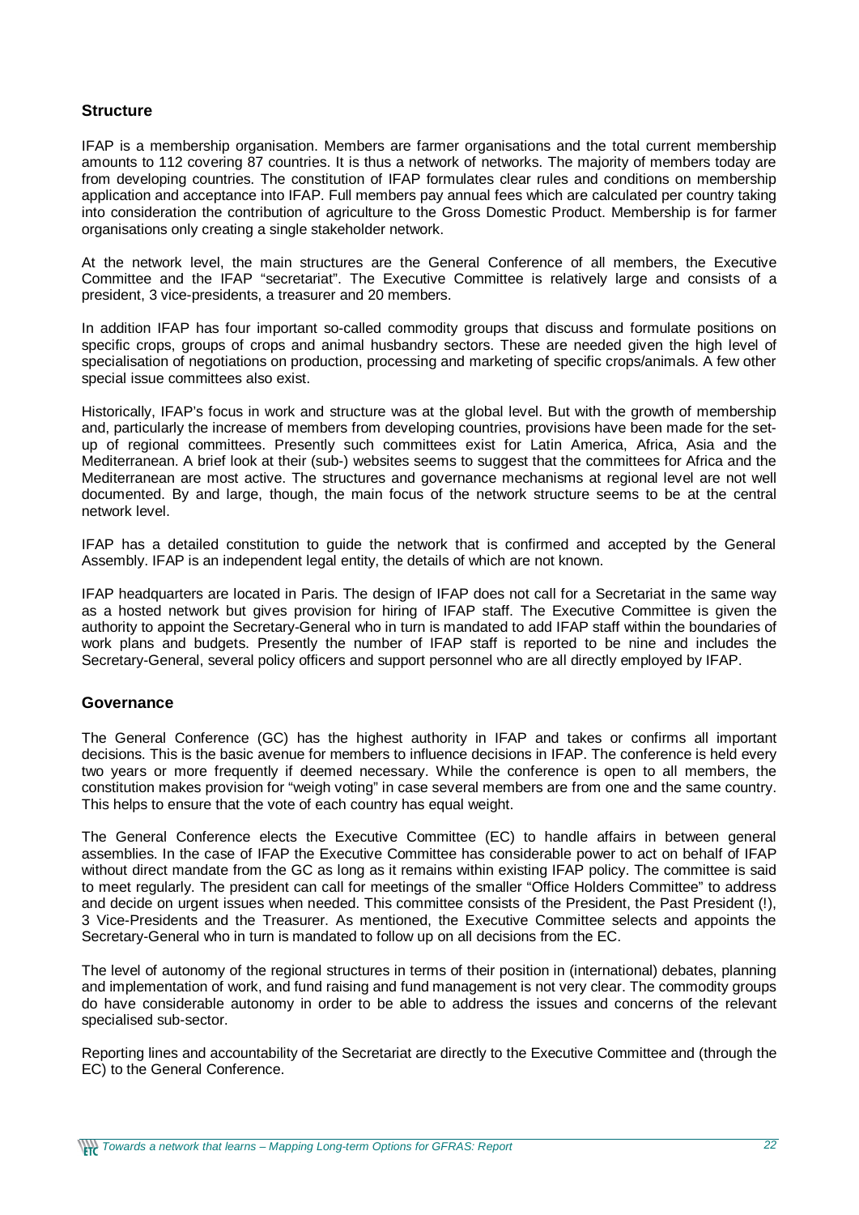### Structure

IFAP is a membership organisation. Members are farmer organisations and the total current membership amounts to 112 covering 87 countries. It is thus a network of networks. The majority of members today are from developing countries. The constitution of IFAP formulates clear rules and conditions on membership application and acceptance into IFAP. Full members pay annual fees which are calculated per country taking into consideration the contribution of agriculture to the Gross Domestic Product. Membership is for farmer organisations only creating a single stakeholder network.

At the network level, the main structures are the General Conference of all members, the Executive Committee and the IFAP "secretariat". The Executive Committee is relatively large and consists of a president, 3 vice-presidents, a treasurer and 20 members.

In addition IFAP has four important so-called commodity groups that discuss and formulate positions on specific crops, groups of crops and animal husbandry sectors. These are needed given the high level of specialisation of negotiations on production, processing and marketing of specific crops/animals. A few other special issue committees also exist.

Historically, IFAP's focus in work and structure was at the global level. But with the growth of membership and, particularly the increase of members from developing countries, provisions have been made for the set-up of regional committees. Presently such committees exist for Latin America, Africa, Asia and the Mediterranean. A brief look at their (sub-) websites seems to suggest that the committees for Africa and the Mediterranean are most active. The structures and governance mechanisms at regional level are not well documented. By and large, though, the main focus of the network structure seems to be at the central network level.

IFAP has a detailed constitution to guide the network that is confirmed and accepted by the General Assembly. IFAP is an independent legal entity, the details of which are not known.

IFAP headquarters are located in Paris. The design of IFAP does not call for a Secretariat in the same way as a hosted network but gives provision for hiring of IFAP staff. The Executive Committee is given the authority to appoint the Secretary-General who in turn is mandated to add IFAP staff within the boundaries of work plans and budgets. Presently the number of IFAP staff is reported to be nine and includes the Secretary-General, several policy officers and support personnel who are all directly employed by IFAP.

### Governance

The General Conference (GC) has the highest authority in IFAP and takes or confirms all important decisions. This is the basic avenue for members to influence decisions in IFAP. The conference is held every two years or more frequently if deemed necessary. While the conference is open to all members, the constitution makes provision for "weigh voting" in case several members are from one and the same country. This helps to ensure that the vote of each country has equal weight.

The General Conference elects the Executive Committee (EC) to handle affairs in between general assemblies. In the case of IFAP the Executive Committee has considerable power to act on behalf of IFAP without direct mandate from the GC as long as it remains within existing IFAP policy. The committee is said to meet regularly. The president can call for meetings of the smaller "Office Holders Committee" to address and decide on urgent issues when needed. This committee consists of the President, the Past President (!), 3 Vice-Presidents and the Treasurer. As mentioned, the Executive Committee selects and appoints the Secretary-General who in turn is mandated to follow up on all decisions from the EC.

The level of autonomy of the regional structures in terms of their position in (international) debates, planning and implementation of work, and fund raising and fund management is not very clear. The commodity groups do have considerable autonomy in order to be able to address the issues and concerns of the relevant specialised sub-sector.

Reporting lines and accountability of the Secretariat are directly to the Executive Committee and (through the EC) to the General Conference.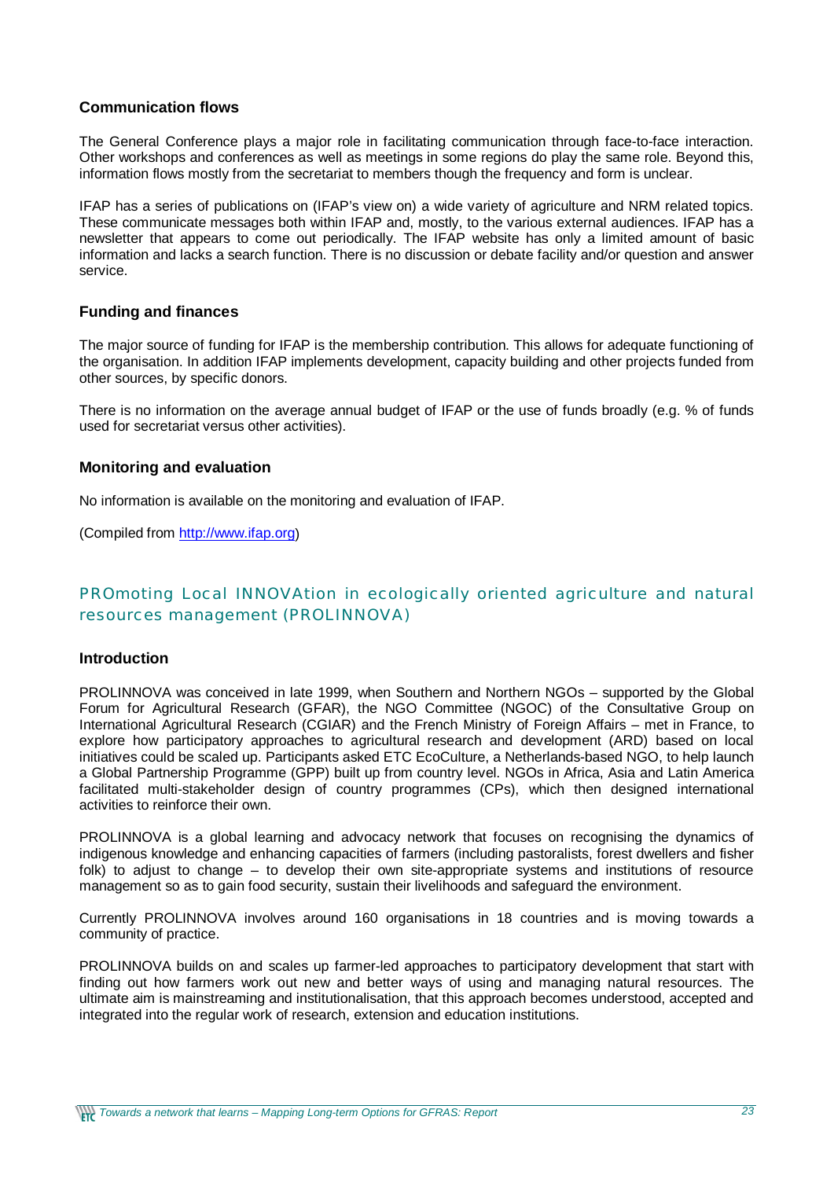### Communication flows

The General Conference plays a major role in facilitating communication through face-to-face interaction. Other workshops and conferences as well as meetings in some regions do play the same role. Beyond this, information flows mostly from the secretariat to members though the frequency and form is unclear.

IFAP has a series of publications on (IFAP's view on) a wide variety of agriculture and NRM related topics. These communicate messages both within IFAP and, mostly, to the various external audiences. IFAP has a newsletter that appears to come out periodically. The IFAP website has only a limited amount of basic information and lacks a search function. There is no discussion or debate facility and/or question and answer service.

### Funding and finances

The major source of funding for IFAP is the membership contribution. This allows for adequate functioning of the organisation. In addition IFAP implements development, capacity building and other projects funded from other sources, by specific donors.

There is no information on the average annual budget of IFAP or the use of funds broadly (e.g. % of funds used for secretariat versus other activities).

### Monitoring and evaluation

No information is available on the monitoring and evaluation of IFAP.

(Compiled from [http://www.ifap.org](http://www.ifap.org))

## PROmoting Local INNOVAtion in ecologically oriented agriculture and natural resources management (PROLINNOVA)

### Introduction

PROLINNOVA was conceived in late 1999, when Southern and Northern NGOs – supported by the Global Forum for Agricultural Research (GFAR), the NGO Committee (NGOC) of the Consultative Group on International Agricultural Research (CGIAR) and the French Ministry of Foreign Affairs – met in France, to explore how participatory approaches to agricultural research and development (ARD) based on local initiatives could be scaled up. Participants asked ETC EcoCulture, a Netherlands-based NGO, to help launch a Global Partnership Programme (GPP) built up from country level. NGOs in Africa, Asia and Latin America facilitated multi-stakeholder design of country programmes (CPs), which then designed international activities to reinforce their own.

PROLINNOVA is a global learning and advocacy network that focuses on recognising the dynamics of indigenous knowledge and enhancing capacities of farmers (including pastoralists, forest dwellers and fisher folk) to adjust to change – to develop their own site-appropriate systems and institutions of resource management so as to gain food security, sustain their livelihoods and safeguard the environment.

Currently PROLINNOVA involves around 160 organisations in 18 countries and is moving towards a community of practice.

PROLINNOVA builds on and scales up farmer-led approaches to participatory development that start with finding out how farmers work out new and better ways of using and managing natural resources. The ultimate aim is mainstreaming and institutionalisation, that this approach becomes understood, accepted and integrated into the regular work of research, extension and education institutions.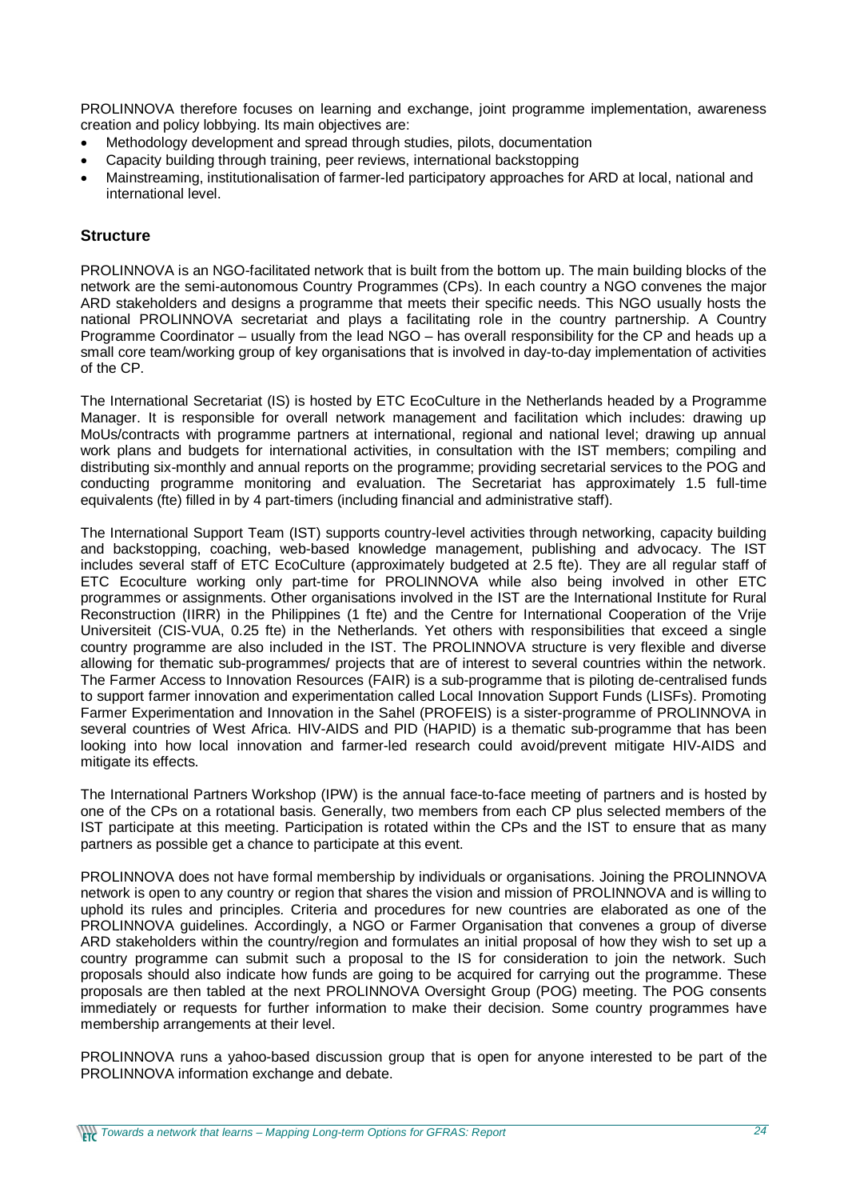PROLINNOVA therefore focuses on learning and exchange, joint programme implementation, awareness creation and policy lobbying. Its main objectives are:

- Methodology development and spread through studies, pilots, documentation
- Capacity building through training, peer reviews, international backstopping
- Mainstreaming, institutionalisation of farmer-led participatory approaches for ARD at local, national and international level.

### Structure

PROLINNOVA is an NGO-facilitated network that is built from the bottom up. The main building blocks of the network are the semi-autonomous Country Programmes (CPs). In each country a NGO convenes the major ARD stakeholders and designs a programme that meets their specific needs. This NGO usually hosts the national PROLINNOVA secretariat and plays a facilitating role in the country partnership. A Country Programme Coordinator – usually from the lead NGO – has overall responsibility for the CP and heads up a small core team/working group of key organisations that is involved in day-to-day implementation of activities of the CP.

The International Secretariat (IS) is hosted by ETC EcoCulture in the Netherlands headed by a Programme Manager. It is responsible for overall network management and facilitation which includes: drawing up MoUs/contracts with programme partners at international, regional and national level; drawing up annual work plans and budgets for international activities, in consultation with the IST members; compiling and distributing six-monthly and annual reports on the programme; providing secretarial services to the POG and conducting programme monitoring and evaluation. The Secretariat has approximately 1.5 full-time equivalents (fte) filled in by 4 part-timers (including financial and administrative staff).

The International Support Team (IST) supports country-level activities through networking, capacity building and backstopping, coaching, web-based knowledge management, publishing and advocacy. The IST includes several staff of ETC EcoCulture (approximately budgeted at 2.5 fte). They are all regular staff of ETC Ecoculture working only part-time for PROLINNOVA while also being involved in other ETC programmes or assignments. Other organisations involved in the IST are the International Institute for Rural Reconstruction (IIRR) in the Philippines (1 fte) and the Centre for International Cooperation of the Vrije Universiteit (CIS-VUA, 0.25 fte) in the Netherlands. Yet others with responsibilities that exceed a single country programme are also included in the IST. The PROLINNOVA structure is very flexible and diverse allowing for thematic sub-programmes/ projects that are of interest to several countries within the network. The Farmer Access to Innovation Resources (FAIR) is a sub-programme that is piloting de-centralised funds to support farmer innovation and experimentation called Local Innovation Support Funds (LISFs). Promoting Farmer Experimentation and Innovation in the Sahel (PROFEIS) is a sister-programme of PROLINNOVA in several countries of West Africa. HIV-AIDS and PID (HAPID) is a thematic sub-programme that has been looking into how local innovation and farmer-led research could avoid/prevent mitigate HIV-AIDS and mitigate its effects.

The International Partners Workshop (IPW) is the annual face-to-face meeting of partners and is hosted by one of the CPs on a rotational basis. Generally, two members from each CP plus selected members of the IST participate at this meeting. Participation is rotated within the CPs and the IST to ensure that as many partners as possible get a chance to participate at this event.

PROLINNOVA does not have formal membership by individuals or organisations. Joining the PROLINNOVA network is open to any country or region that shares the vision and mission of PROLINNOVA and is willing to uphold its rules and principles. Criteria and procedures for new countries are elaborated as one of the PROLINNOVA guidelines. Accordingly, a NGO or Farmer Organisation that convenes a group of diverse ARD stakeholders within the country/region and formulates an initial proposal of how they wish to set up a country programme can submit such a proposal to the IS for consideration to join the network. Such proposals should also indicate how funds are going to be acquired for carrying out the programme. These proposals are then tabled at the next PROLINNOVA Oversight Group (POG) meeting. The POG consents immediately or requests for further information to make their decision. Some country programmes have membership arrangements at their level.

PROLINNOVA runs a yahoo-based discussion group that is open for anyone interested to be part of the PROLINNOVA information exchange and debate.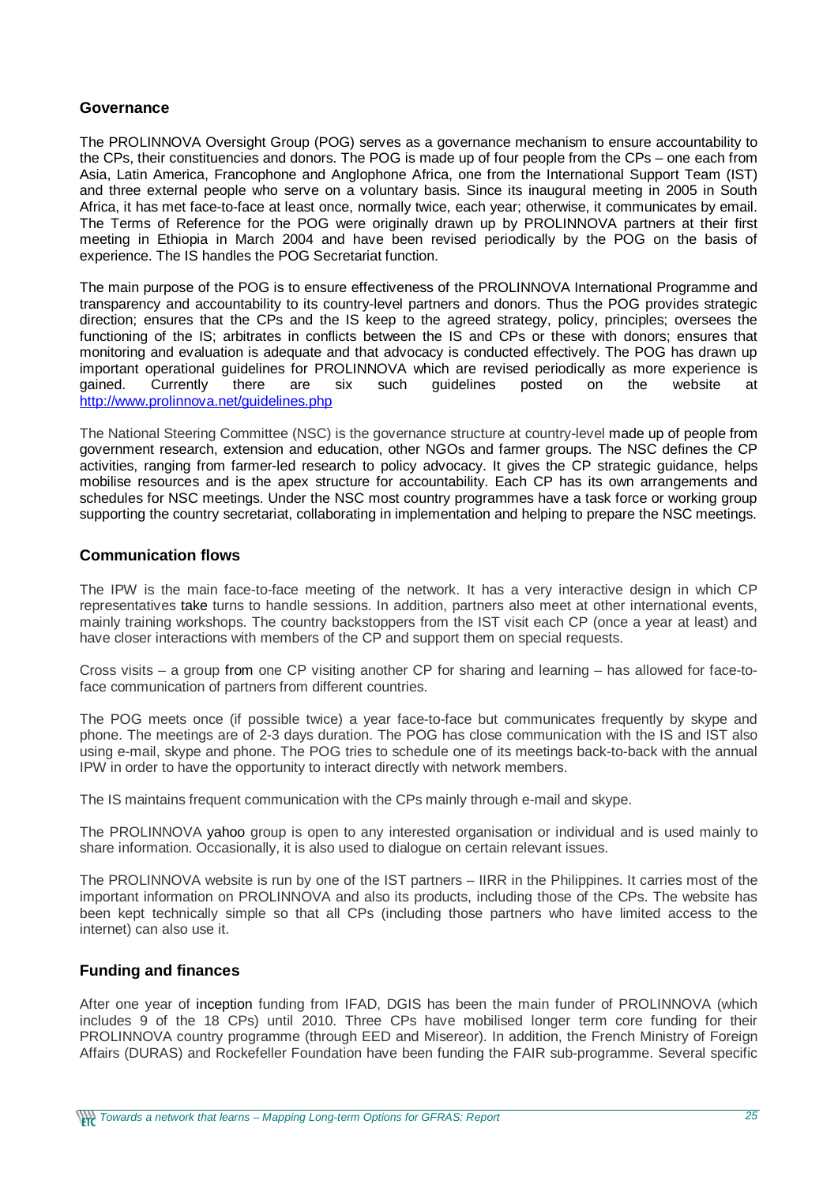## Governance

The PROLINNOVA Oversight Group (POG) serves as a governance mechanism to ensure accountability to the CPs, their constituencies and donors. The POG is made up of four people from the CPs – one each from Asia, Latin America, Francophone and Anglophone Africa, one from the International Support Team (IST) and three external people who serve on a voluntary basis. Since its inaugural meeting in 2005 in South Africa, it has met face-to-face at least once, normally twice, each year; otherwise, it communicates by email. The Terms of Reference for the POG were originally drawn up by PROLINNOVA partners at their first meeting in Ethiopia in March 2004 and have been revised periodically by the POG on the basis of experience. The IS handles the POG Secretariat function.

The main purpose of the POG is to ensure effectiveness of the PROLINNOVA International Programme and transparency and accountability to its country-level partners and donors. Thus the POG provides strategic direction; ensures that the CPs and the IS keep to the agreed strategy, policy, principles; oversees the functioning of the IS; arbitrates in conflicts between the IS and CPs or these with donors; ensures that monitoring and evaluation is adequate and that advocacy is conducted effectively. The POG has drawn up important operational guidelines for PROLINNOVA which are revised periodically as more experience is gained. Currently there are six such guidelines posted on the website at http://www.prolinnova.net/guidelines.php

The National Steering Committee (NSC) is the governance structure at country-level made up of people from government research, extension and education, other NGOs and farmer groups. The NSC defines the CP activities, ranging from farmer-led research to policy advocacy. It gives the CP strategic guidance, helps mobilise resources and is the apex structure for accountability. Each CP has its own arrangements and schedules for NSC meetings. Under the NSC most country programmes have a task force or working group supporting the country secretariat, collaborating in implementation and helping to prepare the NSC meetings.

## Communication flows

The IPW is the main face-to-face meeting of the network. It has a very interactive design in which CP representatives take turns to handle sessions. In addition, partners also meet at other international events, mainly training workshops. The country backstoppers from the IST visit each CP (once a year at least) and have closer interactions with members of the CP and support them on special requests.

Cross visits – a group from one CP visiting another CP for sharing and learning – has allowed for face-to-face communication of partners from different countries.

The POG meets once (if possible twice) a year face-to-face but communicates frequently by skype and phone. The meetings are of 2-3 days duration. The POG has close communication with the IS and IST also using e-mail, skype and phone. The POG tries to schedule one of its meetings back-to-back with the annual IPW in order to have the opportunity to interact directly with network members.

The IS maintains frequent communication with the CPs mainly through e-mail and skype.

The PROLINNOVA yahoo group is open to any interested organisation or individual and is used mainly to share information. Occasionally, it is also used to dialogue on certain relevant issues.

The PROLINNOVA website is run by one of the IST partners – IIRR in the Philippines. It carries most of the important information on PROLINNOVA and also its products, including those of the CPs. The website has been kept technically simple so that all CPs (including those partners who have limited access to the internet) can also use it.

## Funding and finances

After one year of inception funding from IFAD, DGIS has been the main funder of PROLINNOVA (which includes 9 of the 18 CPs) until 2010. Three CPs have mobilised longer term core funding for their PROLINNOVA country programme (through EED and Misereor). In addition, the French Ministry of Foreign Affairs (DURAS) and Rockefeller Foundation have been funding the FAIR sub-programme. Several specific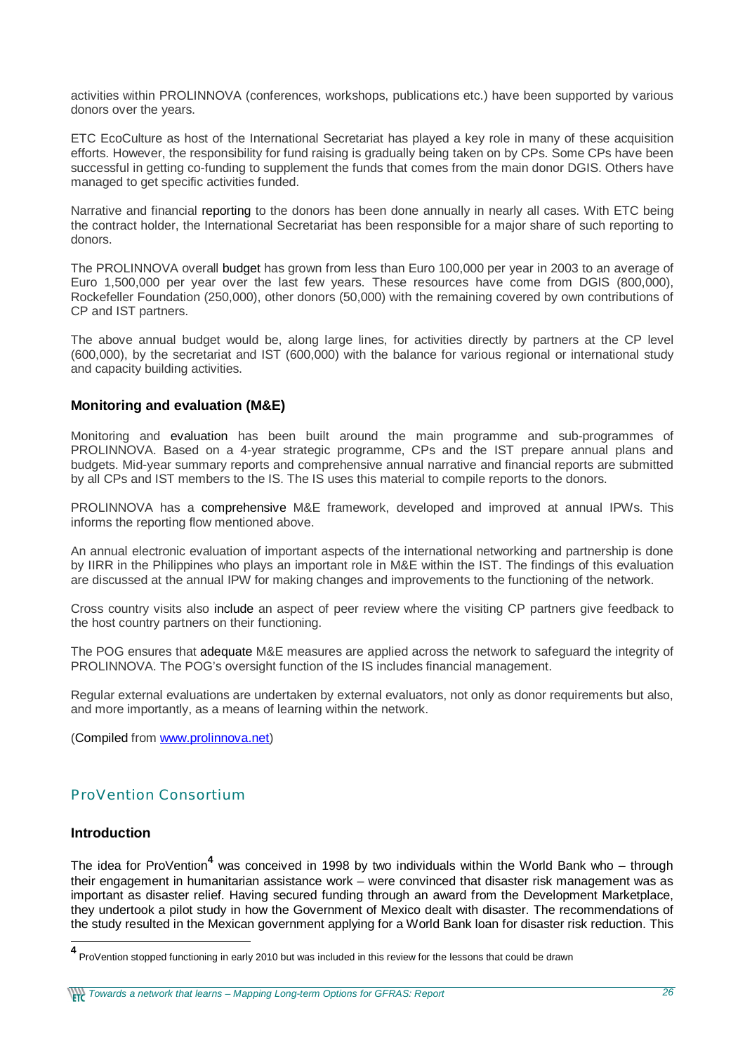activities within PROLINNOVA (conferences, workshops, publications etc.) have been supported by various donors over the years.

ETC EcoCulture as host of the International Secretariat has played a key role in many of these acquisition efforts. However, the responsibility for fund raising is gradually being taken on by CPs. Some CPs have been successful in getting co-funding to supplement the funds that comes from the main donor DGIS. Others have managed to get specific activities funded.

Narrative and financial reporting to the donors has been done annually in nearly all cases. With ETC being the contract holder, the International Secretariat has been responsible for a major share of such reporting to donors.

The PROLINNOVA overall budget has grown from less than Euro 100,000 per year in 2003 to an average of Euro 1,500,000 per year over the last few years. These resources have come from DGIS (800,000), Rockefeller Foundation (250,000), other donors (50,000) with the remaining covered by own contributions of CP and IST partners.

The above annual budget would be, along large lines, for activities directly by partners at the CP level (600,000), by the secretariat and IST (600,000) with the balance for various regional or international study and capacity building activities.

### Monitoring and evaluation (M&E)

Monitoring and evaluation has been built around the main programme and sub-programmes of PROLINNOVA. Based on a 4-year strategic programme, CPs and the IST prepare annual plans and budgets. Mid-year summary reports and comprehensive annual narrative and financial reports are submitted by all CPs and IST members to the IS. The IS uses this material to compile reports to the donors.

PROLINNOVA has a comprehensive M&E framework, developed and improved at annual IPWs. This informs the reporting flow mentioned above.

An annual electronic evaluation of important aspects of the international networking and partnership is done by IIRR in the Philippines who plays an important role in M&E within the IST. The findings of this evaluation are discussed at the annual IPW for making changes and improvements to the functioning of the network.

Cross country visits also include an aspect of peer review where the visiting CP partners give feedback to the host country partners on their functioning.

The POG ensures that adequate M&E measures are applied across the network to safeguard the integrity of PROLINNOVA. The POG's oversight function of the IS includes financial management.

Regular external evaluations are undertaken by external evaluators, not only as donor requirements but also, and more importantly, as a means of learning within the network.

(Compiled from [www.prolinnova.net](http://www.prolinnova.net))

## ProVention Consortium

### Introduction

The idea for ProVention[4] was conceived in 1998 by two individuals within the World Bank who – through their engagement in humanitarian assistance work – were convinced that disaster risk management was as important as disaster relief. Having secured funding through an award from the Development Marketplace, they undertook a pilot study in how the Government of Mexico dealt with disaster. The recommendations of the study resulted in the Mexican government applying for a World Bank loan for disaster risk reduction. This

[4] ProVention stopped functioning in early 2010 but was included in this review for the lessons that could be drawn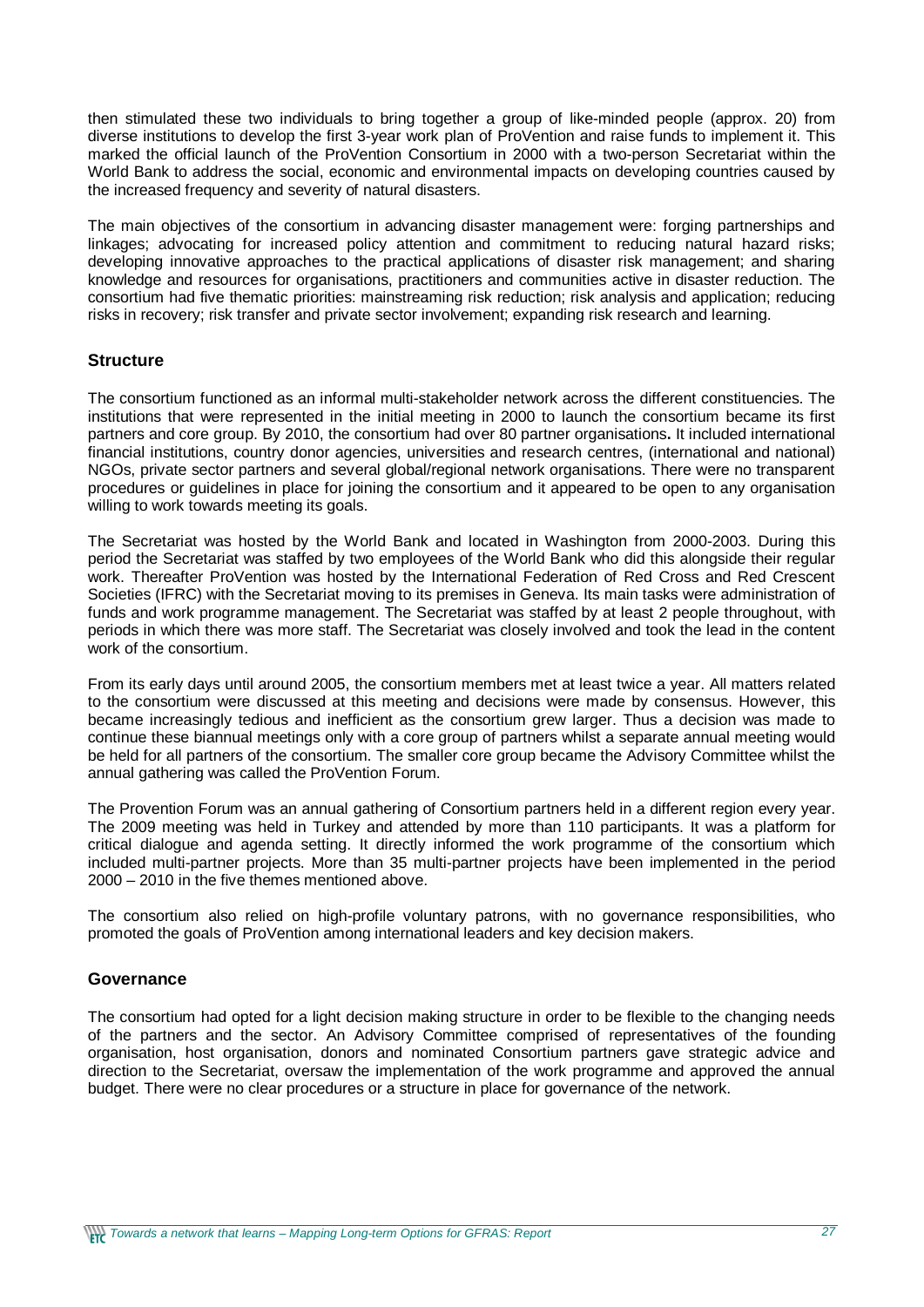then stimulated these two individuals to bring together a group of like-minded people (approx. 20) from diverse institutions to develop the first 3-year work plan of ProVention and raise funds to implement it. This marked the official launch of the ProVention Consortium in 2000 with a two-person Secretariat within the World Bank to address the social, economic and environmental impacts on developing countries caused by the increased frequency and severity of natural disasters.

The main objectives of the consortium in advancing disaster management were: forging partnerships and linkages; advocating for increased policy attention and commitment to reducing natural hazard risks; developing innovative approaches to the practical applications of disaster risk management; and sharing knowledge and resources for organisations, practitioners and communities active in disaster reduction. The consortium had five thematic priorities: mainstreaming risk reduction; risk analysis and application; reducing risks in recovery; risk transfer and private sector involvement; expanding risk research and learning.

## Structure

The consortium functioned as an informal multi-stakeholder network across the different constituencies. The institutions that were represented in the initial meeting in 2000 to launch the consortium became its first partners and core group. By 2010, the consortium had over 80 partner organisations**.** It included international financial institutions, country donor agencies, universities and research centres, (international and national) NGOs, private sector partners and several global/regional network organisations. There were no transparent procedures or guidelines in place for joining the consortium and it appeared to be open to any organisation willing to work towards meeting its goals.

The Secretariat was hosted by the World Bank and located in Washington from 2000-2003. During this period the Secretariat was staffed by two employees of the World Bank who did this alongside their regular work. Thereafter ProVention was hosted by the International Federation of Red Cross and Red Crescent Societies (IFRC) with the Secretariat moving to its premises in Geneva. Its main tasks were administration of funds and work programme management. The Secretariat was staffed by at least 2 people throughout, with periods in which there was more staff. The Secretariat was closely involved and took the lead in the content work of the consortium.

From its early days until around 2005, the consortium members met at least twice a year. All matters related to the consortium were discussed at this meeting and decisions were made by consensus. However, this became increasingly tedious and inefficient as the consortium grew larger. Thus a decision was made to continue these biannual meetings only with a core group of partners whilst a separate annual meeting would be held for all partners of the consortium. The smaller core group became the Advisory Committee whilst the annual gathering was called the ProVention Forum.

The Provention Forum was an annual gathering of Consortium partners held in a different region every year. The 2009 meeting was held in Turkey and attended by more than 110 participants. It was a platform for critical dialogue and agenda setting. It directly informed the work programme of the consortium which included multi-partner projects. More than 35 multi-partner projects have been implemented in the period 2000 – 2010 in the five themes mentioned above.

The consortium also relied on high-profile voluntary patrons, with no governance responsibilities, who promoted the goals of ProVention among international leaders and key decision makers.

## Governance

The consortium had opted for a light decision making structure in order to be flexible to the changing needs of the partners and the sector. An Advisory Committee comprised of representatives of the founding organisation, host organisation, donors and nominated Consortium partners gave strategic advice and direction to the Secretariat, oversaw the implementation of the work programme and approved the annual budget. There were no clear procedures or a structure in place for governance of the network.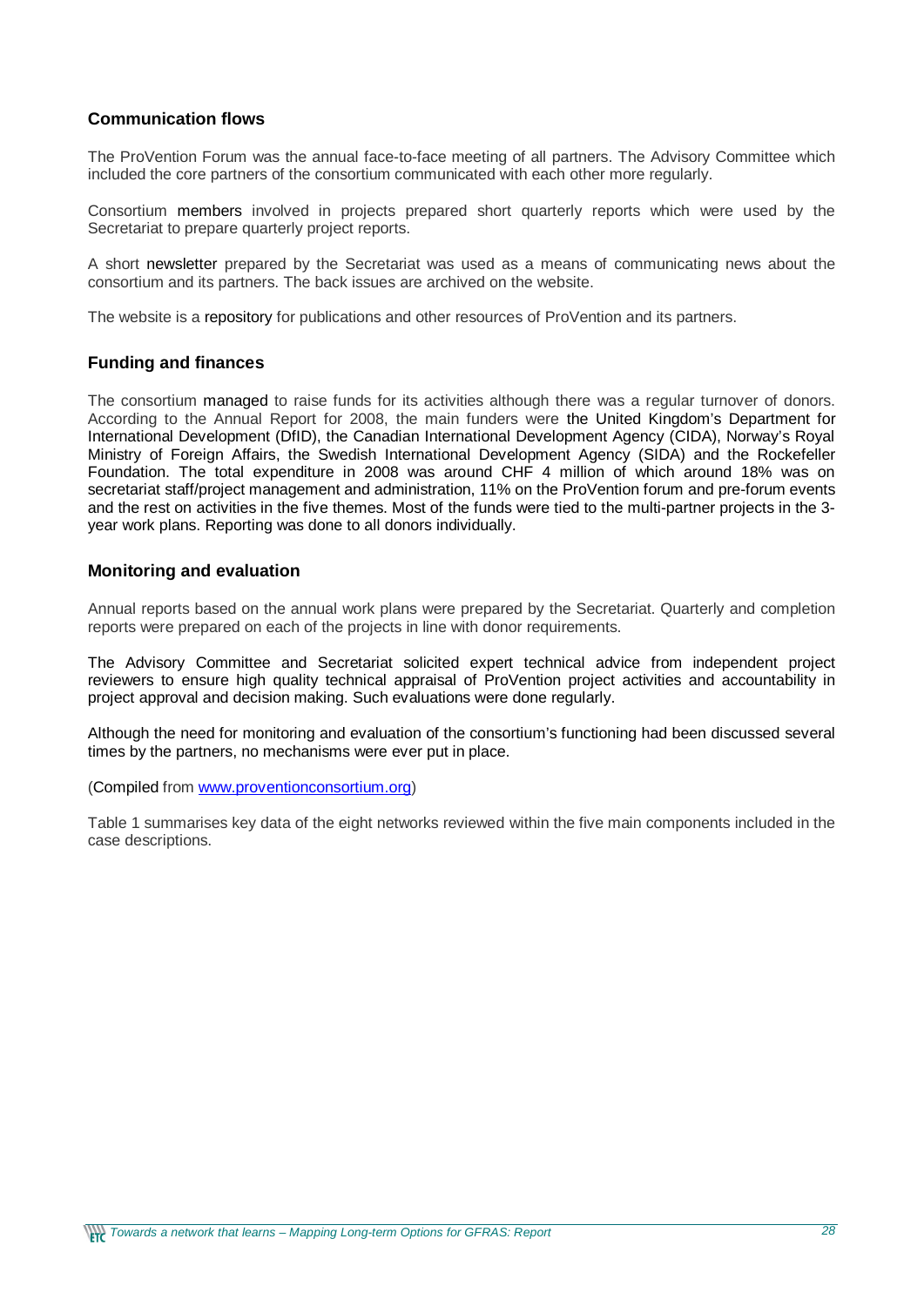### Communication flows

The ProVention Forum was the annual face-to-face meeting of all partners. The Advisory Committee which included the core partners of the consortium communicated with each other more regularly.

Consortium members involved in projects prepared short quarterly reports which were used by the Secretariat to prepare quarterly project reports.

A short newsletter prepared by the Secretariat was used as a means of communicating news about the consortium and its partners. The back issues are archived on the website.

The website is a repository for publications and other resources of ProVention and its partners.

### Funding and finances

The consortium managed to raise funds for its activities although there was a regular turnover of donors. According to the Annual Report for 2008, the main funders were the United Kingdom's Department for International Development (DfID), the Canadian International Development Agency (CIDA), Norway's Royal Ministry of Foreign Affairs, the Swedish International Development Agency (SIDA) and the Rockefeller Foundation. The total expenditure in 2008 was around CHF 4 million of which around 18% was on secretariat staff/project management and administration, 11% on the ProVention forum and pre-forum events and the rest on activities in the five themes. Most of the funds were tied to the multi-partner projects in the 3-year work plans. Reporting was done to all donors individually.

### Monitoring and evaluation

Annual reports based on the annual work plans were prepared by the Secretariat. Quarterly and completion reports were prepared on each of the projects in line with donor requirements.

The Advisory Committee and Secretariat solicited expert technical advice from independent project reviewers to ensure high quality technical appraisal of ProVention project activities and accountability in project approval and decision making. Such evaluations were done regularly.

Although the need for monitoring and evaluation of the consortium's functioning had been discussed several times by the partners, no mechanisms were ever put in place.

(Compiled from www.proventionconsortium.org)

Table 1 summarises key data of the eight networks reviewed within the five main components included in the case descriptions.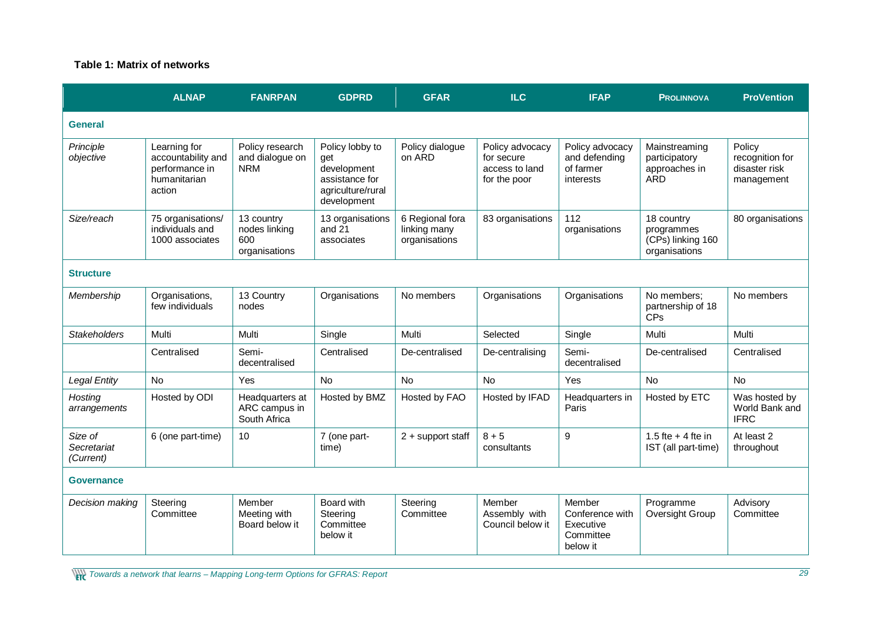**Table 1: Matrix of networks**

| | ALNAP | FANRPAN | GDPRD | GFAR | ILC | IFAP | PROLINNOVA | ProVention |
|---|---|---|---|---|---|---|---|---|
| **General** | | | | | | | | |
| *Principle objective* | Learning for accountability and performance in humanitarian action | Policy research and dialogue on NRM | Policy lobby to get development assistance for agriculture/rural development | Policy dialogue on ARD | Policy advocacy for secure access to land for the poor | Policy advocacy and defending of farmer interests | Mainstreaming participatory approaches in ARD | Policy recognition for disaster risk management |
| *Size/reach* | 75 organisations/ individuals and 1000 associates | 13 country nodes linking 600 organisations | 13 organisations and 21 associates | 6 Regional fora linking many organisations | 83 organisations | 112 organisations | 18 country programmes (CPs) linking 160 organisations | 80 organisations |
| **Structure** | | | | | | | | |
| *Membership* | Organisations, few individuals | 13 Country nodes | Organisations | No members | Organisations | Organisations | No members; partnership of 18 CPs | No members |
| *Stakeholders* | Multi | Multi | Single | Multi | Selected | Single | Multi | Multi |
| | Centralised | Semi-decentralised | Centralised | De-centralised | De-centralising | Semi-decentralised | De-centralised | Centralised |
| *Legal Entity* | No | Yes | No | No | No | Yes | No | No |
| *Hosting arrangements* | Hosted by ODI | Headquarters at ARC campus in South Africa | Hosted by BMZ | Hosted by FAO | Hosted by IFAD | Headquarters in Paris | Hosted by ETC | Was hosted by World Bank and IFRC |
| *Size of Secretariat (Current)* | 6 (one part-time) | 10 | 7 (one part-time) | 2 + support staff | 8 + 5 consultants | 9 | 1.5 fte + 4 fte in IST (all part-time) | At least 2 throughout |
| **Governance** | | | | | | | | |
| *Decision making* | Steering Committee | Member Meeting with Board below it | Board with Steering Committee below it | Steering Committee | Member Assembly with Council below it | Member Conference with Executive Committee below it | Programme Oversight Group | Advisory Committee |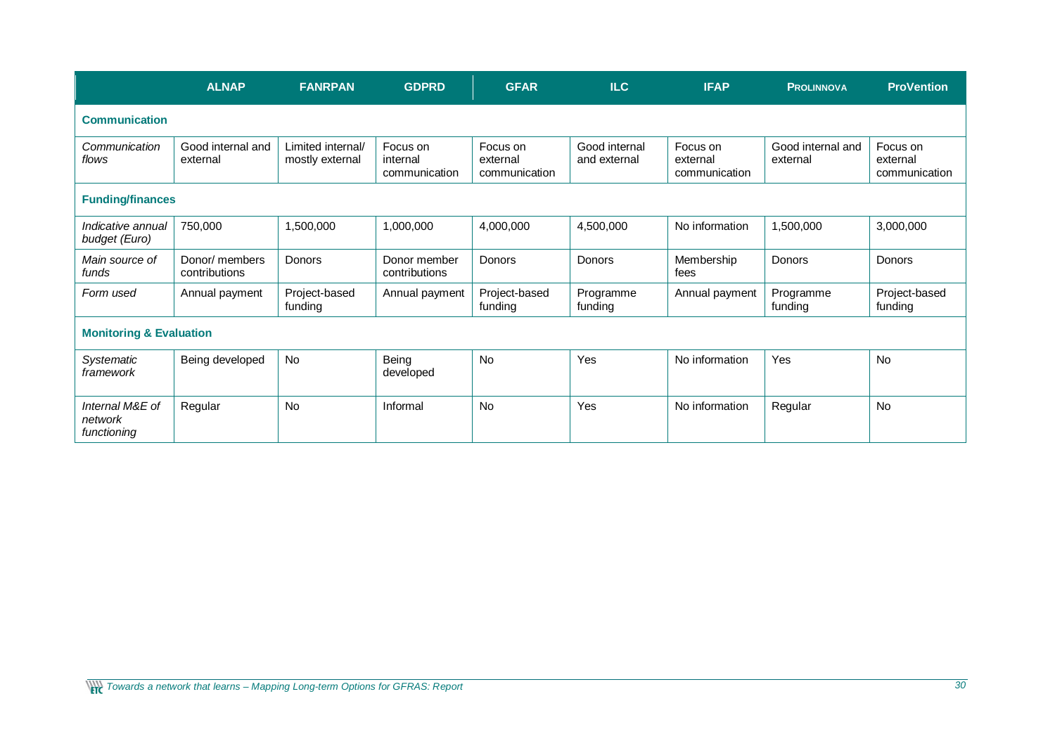| | ALNAP | FANRPAN | GDPRD | GFAR | ILC | IFAP | PROLINNOVA | ProVention |
|---|---|---|---|---|---|---|---|---|
| **Communication** | | | | | | | | |
| *Communication flows* | Good internal and external | Limited internal/ mostly external | Focus on internal communication | Focus on external communication | Good internal and external | Focus on external communication | Good internal and external | Focus on external communication |
| **Funding/finances** | | | | | | | | |
| *Indicative annual budget (Euro)* | 750,000 | 1,500,000 | 1,000,000 | 4,000,000 | 4,500,000 | No information | 1,500,000 | 3,000,000 |
| *Main source of funds* | Donor/ members contributions | Donors | Donor member contributions | Donors | Donors | Membership fees | Donors | Donors |
| *Form used* | Annual payment | Project-based funding | Annual payment | Project-based funding | Programme funding | Annual payment | Programme funding | Project-based funding |
| **Monitoring & Evaluation** | | | | | | | | |
| *Systematic framework* | Being developed | No | Being developed | No | Yes | No information | Yes | No |
| *Internal M&E of network functioning* | Regular | No | Informal | No | Yes | No information | Regular | No |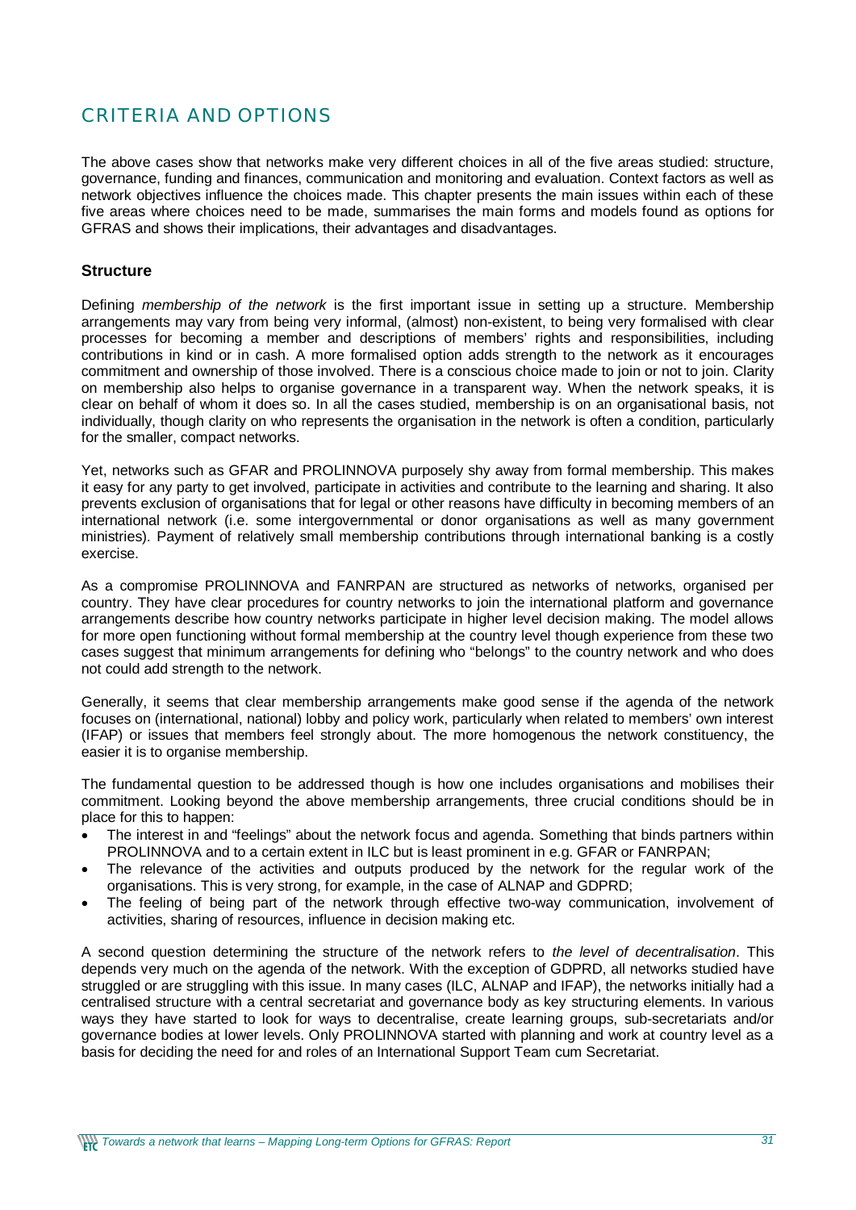## CRITERIA AND OPTIONS

The above cases show that networks make very different choices in all of the five areas studied: structure, governance, funding and finances, communication and monitoring and evaluation. Context factors as well as network objectives influence the choices made. This chapter presents the main issues within each of these five areas where choices need to be made, summarises the main forms and models found as options for GFRAS and shows their implications, their advantages and disadvantages.

### Structure

Defining *membership of the network* is the first important issue in setting up a structure. Membership arrangements may vary from being very informal, (almost) non-existent, to being very formalised with clear processes for becoming a member and descriptions of members' rights and responsibilities, including contributions in kind or in cash. A more formalised option adds strength to the network as it encourages commitment and ownership of those involved. There is a conscious choice made to join or not to join. Clarity on membership also helps to organise governance in a transparent way. When the network speaks, it is clear on behalf of whom it does so. In all the cases studied, membership is on an organisational basis, not individually, though clarity on who represents the organisation in the network is often a condition, particularly for the smaller, compact networks.

Yet, networks such as GFAR and PROLINNOVA purposely shy away from formal membership. This makes it easy for any party to get involved, participate in activities and contribute to the learning and sharing. It also prevents exclusion of organisations that for legal or other reasons have difficulty in becoming members of an international network (i.e. some intergovernmental or donor organisations as well as many government ministries). Payment of relatively small membership contributions through international banking is a costly exercise.

As a compromise PROLINNOVA and FANRPAN are structured as networks of networks, organised per country. They have clear procedures for country networks to join the international platform and governance arrangements describe how country networks participate in higher level decision making. The model allows for more open functioning without formal membership at the country level though experience from these two cases suggest that minimum arrangements for defining who "belongs" to the country network and who does not could add strength to the network.

Generally, it seems that clear membership arrangements make good sense if the agenda of the network focuses on (international, national) lobby and policy work, particularly when related to members' own interest (IFAP) or issues that members feel strongly about. The more homogenous the network constituency, the easier it is to organise membership.

The fundamental question to be addressed though is how one includes organisations and mobilises their commitment. Looking beyond the above membership arrangements, three crucial conditions should be in place for this to happen:

- The interest in and "feelings" about the network focus and agenda. Something that binds partners within PROLINNOVA and to a certain extent in ILC but is least prominent in e.g. GFAR or FANRPAN;
- The relevance of the activities and outputs produced by the network for the regular work of the organisations. This is very strong, for example, in the case of ALNAP and GDPRD;
- The feeling of being part of the network through effective two-way communication, involvement of activities, sharing of resources, influence in decision making etc.

A second question determining the structure of the network refers to *the level of decentralisation*. This depends very much on the agenda of the network. With the exception of GDPRD, all networks studied have struggled or are struggling with this issue. In many cases (ILC, ALNAP and IFAP), the networks initially had a centralised structure with a central secretariat and governance body as key structuring elements. In various ways they have started to look for ways to decentralise, create learning groups, sub-secretariats and/or governance bodies at lower levels. Only PROLINNOVA started with planning and work at country level as a basis for deciding the need for and roles of an International Support Team cum Secretariat.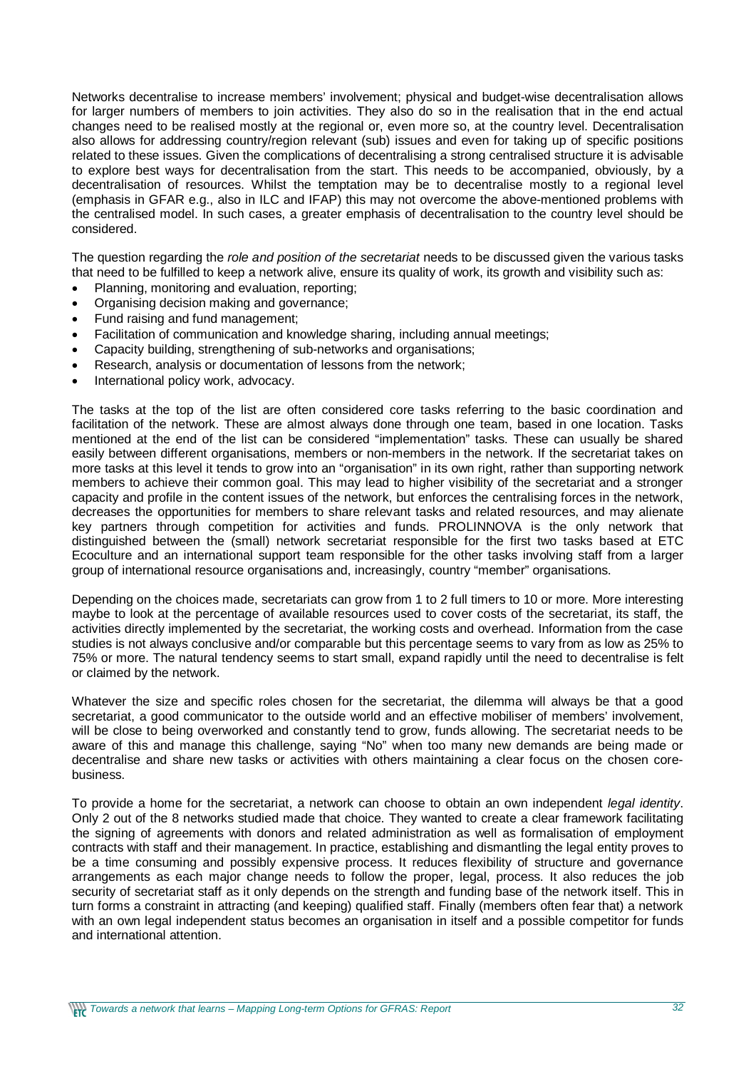Networks decentralise to increase members' involvement; physical and budget-wise decentralisation allows for larger numbers of members to join activities. They also do so in the realisation that in the end actual changes need to be realised mostly at the regional or, even more so, at the country level. Decentralisation also allows for addressing country/region relevant (sub) issues and even for taking up of specific positions related to these issues. Given the complications of decentralising a strong centralised structure it is advisable to explore best ways for decentralisation from the start. This needs to be accompanied, obviously, by a decentralisation of resources. Whilst the temptation may be to decentralise mostly to a regional level (emphasis in GFAR e.g., also in ILC and IFAP) this may not overcome the above-mentioned problems with the centralised model. In such cases, a greater emphasis of decentralisation to the country level should be considered.

The question regarding the *role and position of the secretariat* needs to be discussed given the various tasks that need to be fulfilled to keep a network alive, ensure its quality of work, its growth and visibility such as:

- Planning, monitoring and evaluation, reporting;
- Organising decision making and governance;
- Fund raising and fund management;
- Facilitation of communication and knowledge sharing, including annual meetings;
- Capacity building, strengthening of sub-networks and organisations;
- Research, analysis or documentation of lessons from the network;
- International policy work, advocacy.

The tasks at the top of the list are often considered core tasks referring to the basic coordination and facilitation of the network. These are almost always done through one team, based in one location. Tasks mentioned at the end of the list can be considered "implementation" tasks. These can usually be shared easily between different organisations, members or non-members in the network. If the secretariat takes on more tasks at this level it tends to grow into an "organisation" in its own right, rather than supporting network members to achieve their common goal. This may lead to higher visibility of the secretariat and a stronger capacity and profile in the content issues of the network, but enforces the centralising forces in the network, decreases the opportunities for members to share relevant tasks and related resources, and may alienate key partners through competition for activities and funds. PROLINNOVA is the only network that distinguished between the (small) network secretariat responsible for the first two tasks based at ETC Ecoculture and an international support team responsible for the other tasks involving staff from a larger group of international resource organisations and, increasingly, country "member" organisations.

Depending on the choices made, secretariats can grow from 1 to 2 full timers to 10 or more. More interesting maybe to look at the percentage of available resources used to cover costs of the secretariat, its staff, the activities directly implemented by the secretariat, the working costs and overhead. Information from the case studies is not always conclusive and/or comparable but this percentage seems to vary from as low as 25% to 75% or more. The natural tendency seems to start small, expand rapidly until the need to decentralise is felt or claimed by the network.

Whatever the size and specific roles chosen for the secretariat, the dilemma will always be that a good secretariat, a good communicator to the outside world and an effective mobiliser of members' involvement, will be close to being overworked and constantly tend to grow, funds allowing. The secretariat needs to be aware of this and manage this challenge, saying "No" when too many new demands are being made or decentralise and share new tasks or activities with others maintaining a clear focus on the chosen core-business.

To provide a home for the secretariat, a network can choose to obtain an own independent *legal identity*. Only 2 out of the 8 networks studied made that choice. They wanted to create a clear framework facilitating the signing of agreements with donors and related administration as well as formalisation of employment contracts with staff and their management. In practice, establishing and dismantling the legal entity proves to be a time consuming and possibly expensive process. It reduces flexibility of structure and governance arrangements as each major change needs to follow the proper, legal, process. It also reduces the job security of secretariat staff as it only depends on the strength and funding base of the network itself. This in turn forms a constraint in attracting (and keeping) qualified staff. Finally (members often fear that) a network with an own legal independent status becomes an organisation in itself and a possible competitor for funds and international attention.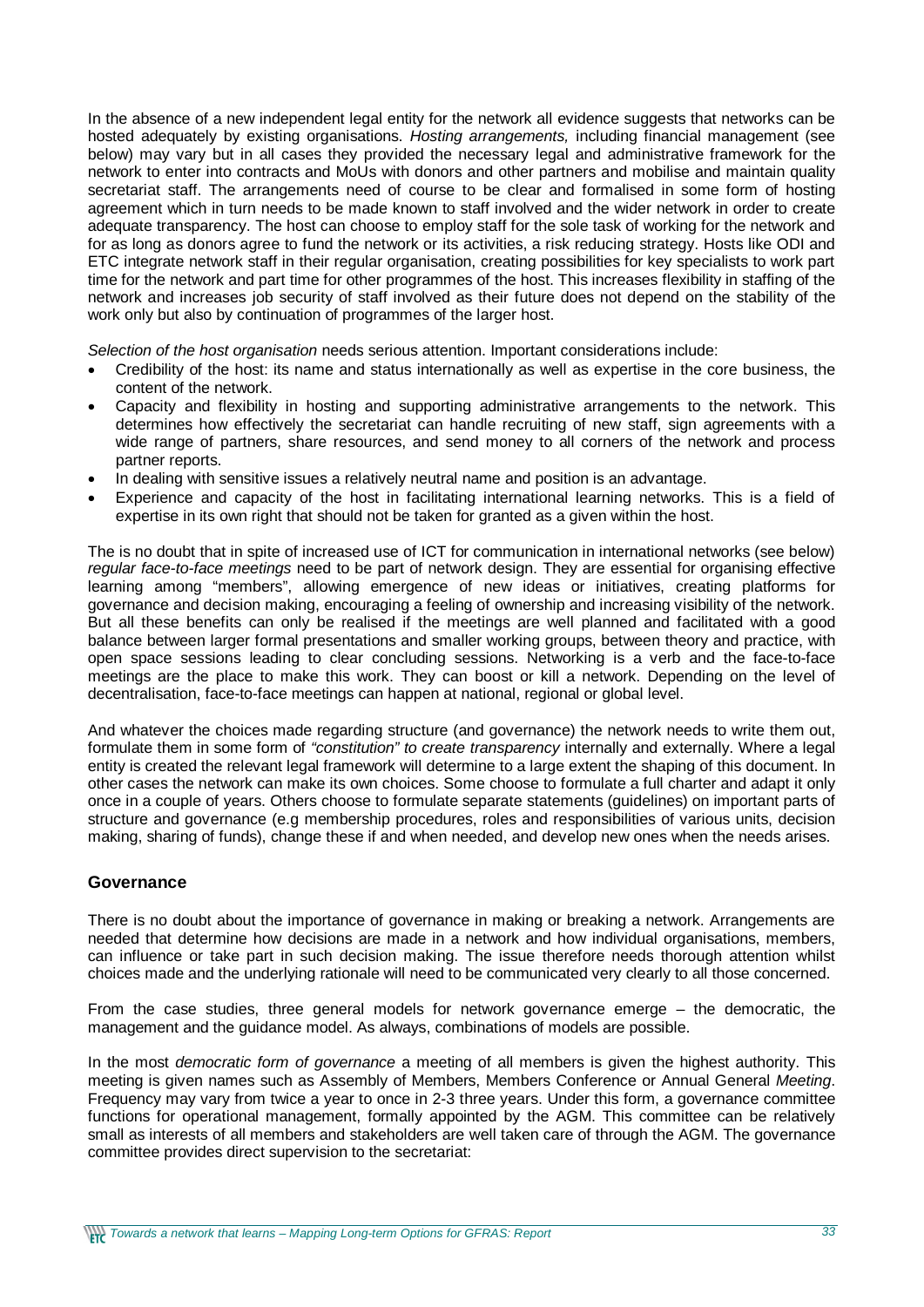In the absence of a new independent legal entity for the network all evidence suggests that networks can be hosted adequately by existing organisations. *Hosting arrangements,* including financial management (see below) may vary but in all cases they provided the necessary legal and administrative framework for the network to enter into contracts and MoUs with donors and other partners and mobilise and maintain quality secretariat staff. The arrangements need of course to be clear and formalised in some form of hosting agreement which in turn needs to be made known to staff involved and the wider network in order to create adequate transparency. The host can choose to employ staff for the sole task of working for the network and for as long as donors agree to fund the network or its activities, a risk reducing strategy. Hosts like ODI and ETC integrate network staff in their regular organisation, creating possibilities for key specialists to work part time for the network and part time for other programmes of the host. This increases flexibility in staffing of the network and increases job security of staff involved as their future does not depend on the stability of the work only but also by continuation of programmes of the larger host.

*Selection of the host organisation* needs serious attention. Important considerations include:

- Credibility of the host: its name and status internationally as well as expertise in the core business, the content of the network.
- Capacity and flexibility in hosting and supporting administrative arrangements to the network. This determines how effectively the secretariat can handle recruiting of new staff, sign agreements with a wide range of partners, share resources, and send money to all corners of the network and process partner reports.
- In dealing with sensitive issues a relatively neutral name and position is an advantage.
- Experience and capacity of the host in facilitating international learning networks. This is a field of expertise in its own right that should not be taken for granted as a given within the host.

The is no doubt that in spite of increased use of ICT for communication in international networks (see below) *regular face-to-face meetings* need to be part of network design. They are essential for organising effective learning among "members", allowing emergence of new ideas or initiatives, creating platforms for governance and decision making, encouraging a feeling of ownership and increasing visibility of the network. But all these benefits can only be realised if the meetings are well planned and facilitated with a good balance between larger formal presentations and smaller working groups, between theory and practice, with open space sessions leading to clear concluding sessions. Networking is a verb and the face-to-face meetings are the place to make this work. They can boost or kill a network. Depending on the level of decentralisation, face-to-face meetings can happen at national, regional or global level.

And whatever the choices made regarding structure (and governance) the network needs to write them out, formulate them in some form of *"constitution" to create transparency* internally and externally. Where a legal entity is created the relevant legal framework will determine to a large extent the shaping of this document. In other cases the network can make its own choices. Some choose to formulate a full charter and adapt it only once in a couple of years. Others choose to formulate separate statements (guidelines) on important parts of structure and governance (e.g membership procedures, roles and responsibilities of various units, decision making, sharing of funds), change these if and when needed, and develop new ones when the needs arises.

## Governance

There is no doubt about the importance of governance in making or breaking a network. Arrangements are needed that determine how decisions are made in a network and how individual organisations, members, can influence or take part in such decision making. The issue therefore needs thorough attention whilst choices made and the underlying rationale will need to be communicated very clearly to all those concerned.

From the case studies, three general models for network governance emerge – the democratic, the management and the guidance model. As always, combinations of models are possible.

In the most *democratic form of governance* a meeting of all members is given the highest authority. This meeting is given names such as Assembly of Members, Members Conference or Annual General *Meeting*. Frequency may vary from twice a year to once in 2-3 three years. Under this form, a governance committee functions for operational management, formally appointed by the AGM. This committee can be relatively small as interests of all members and stakeholders are well taken care of through the AGM. The governance committee provides direct supervision to the secretariat: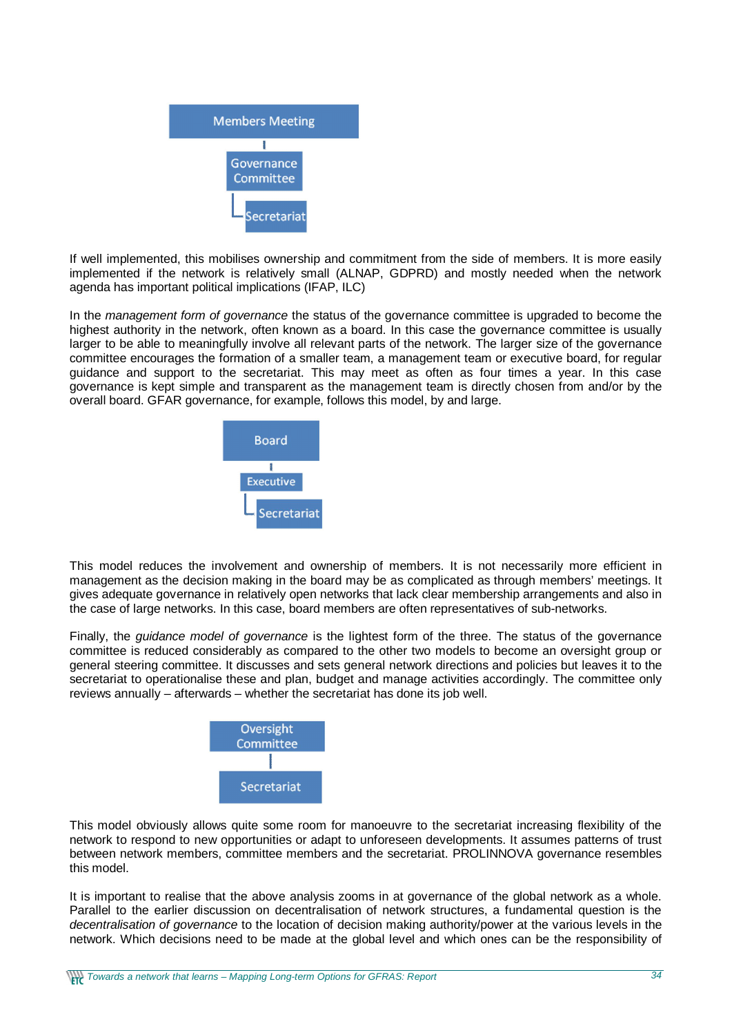Members Meeting

Governance Committee

Secretariat

If well implemented, this mobilises ownership and commitment from the side of members. It is more easily implemented if the network is relatively small (ALNAP, GDPRD) and mostly needed when the network agenda has important political implications (IFAP, ILC)

In the *management form of governance* the status of the governance committee is upgraded to become the highest authority in the network, often known as a board. In this case the governance committee is usually larger to be able to meaningfully involve all relevant parts of the network. The larger size of the governance committee encourages the formation of a smaller team, a management team or executive board, for regular guidance and support to the secretariat. This may meet as often as four times a year. In this case governance is kept simple and transparent as the management team is directly chosen from and/or by the overall board. GFAR governance, for example, follows this model, by and large.

Board

Executive

Secretariat

This model reduces the involvement and ownership of members. It is not necessarily more efficient in management as the decision making in the board may be as complicated as through members' meetings. It gives adequate governance in relatively open networks that lack clear membership arrangements and also in the case of large networks. In this case, board members are often representatives of sub-networks.

Finally, the *guidance model of governance* is the lightest form of the three. The status of the governance committee is reduced considerably as compared to the other two models to become an oversight group or general steering committee. It discusses and sets general network directions and policies but leaves it to the secretariat to operationalise these and plan, budget and manage activities accordingly. The committee only reviews annually – afterwards – whether the secretariat has done its job well.

Oversight Committee

Secretariat

This model obviously allows quite some room for manoeuvre to the secretariat increasing flexibility of the network to respond to new opportunities or adapt to unforeseen developments. It assumes patterns of trust between network members, committee members and the secretariat. PROLINNOVA governance resembles this model.

It is important to realise that the above analysis zooms in at governance of the global network as a whole. Parallel to the earlier discussion on decentralisation of network structures, a fundamental question is the *decentralisation of governance* to the location of decision making authority/power at the various levels in the network. Which decisions need to be made at the global level and which ones can be the responsibility of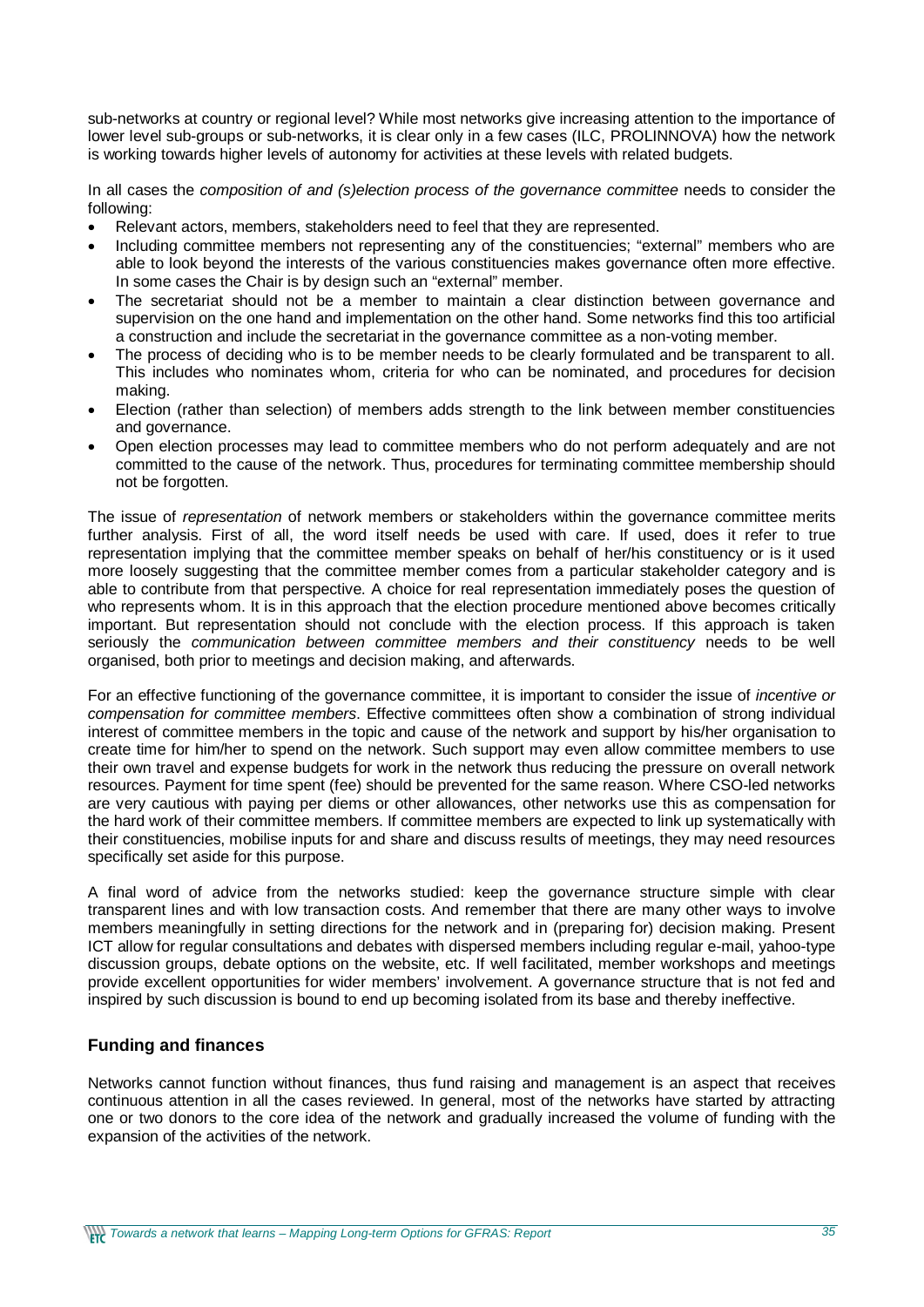sub-networks at country or regional level? While most networks give increasing attention to the importance of lower level sub-groups or sub-networks, it is clear only in a few cases (ILC, PROLINNOVA) how the network is working towards higher levels of autonomy for activities at these levels with related budgets.

In all cases the *composition of and (s)election process of the governance committee* needs to consider the following:

- Relevant actors, members, stakeholders need to feel that they are represented.
- Including committee members not representing any of the constituencies; "external" members who are able to look beyond the interests of the various constituencies makes governance often more effective. In some cases the Chair is by design such an "external" member.
- The secretariat should not be a member to maintain a clear distinction between governance and supervision on the one hand and implementation on the other hand. Some networks find this too artificial a construction and include the secretariat in the governance committee as a non-voting member.
- The process of deciding who is to be member needs to be clearly formulated and be transparent to all. This includes who nominates whom, criteria for who can be nominated, and procedures for decision making.
- Election (rather than selection) of members adds strength to the link between member constituencies and governance.
- Open election processes may lead to committee members who do not perform adequately and are not committed to the cause of the network. Thus, procedures for terminating committee membership should not be forgotten.

The issue of *representation* of network members or stakeholders within the governance committee merits further analysis. First of all, the word itself needs be used with care. If used, does it refer to true representation implying that the committee member speaks on behalf of her/his constituency or is it used more loosely suggesting that the committee member comes from a particular stakeholder category and is able to contribute from that perspective. A choice for real representation immediately poses the question of who represents whom. It is in this approach that the election procedure mentioned above becomes critically important. But representation should not conclude with the election process. If this approach is taken seriously the *communication between committee members and their constituency* needs to be well organised, both prior to meetings and decision making, and afterwards.

For an effective functioning of the governance committee, it is important to consider the issue of *incentive or compensation for committee members*. Effective committees often show a combination of strong individual interest of committee members in the topic and cause of the network and support by his/her organisation to create time for him/her to spend on the network. Such support may even allow committee members to use their own travel and expense budgets for work in the network thus reducing the pressure on overall network resources. Payment for time spent (fee) should be prevented for the same reason. Where CSO-led networks are very cautious with paying per diems or other allowances, other networks use this as compensation for the hard work of their committee members. If committee members are expected to link up systematically with their constituencies, mobilise inputs for and share and discuss results of meetings, they may need resources specifically set aside for this purpose.

A final word of advice from the networks studied: keep the governance structure simple with clear transparent lines and with low transaction costs. And remember that there are many other ways to involve members meaningfully in setting directions for the network and in (preparing for) decision making. Present ICT allow for regular consultations and debates with dispersed members including regular e-mail, yahoo-type discussion groups, debate options on the website, etc. If well facilitated, member workshops and meetings provide excellent opportunities for wider members' involvement. A governance structure that is not fed and inspired by such discussion is bound to end up becoming isolated from its base and thereby ineffective.

### Funding and finances

Networks cannot function without finances, thus fund raising and management is an aspect that receives continuous attention in all the cases reviewed. In general, most of the networks have started by attracting one or two donors to the core idea of the network and gradually increased the volume of funding with the expansion of the activities of the network.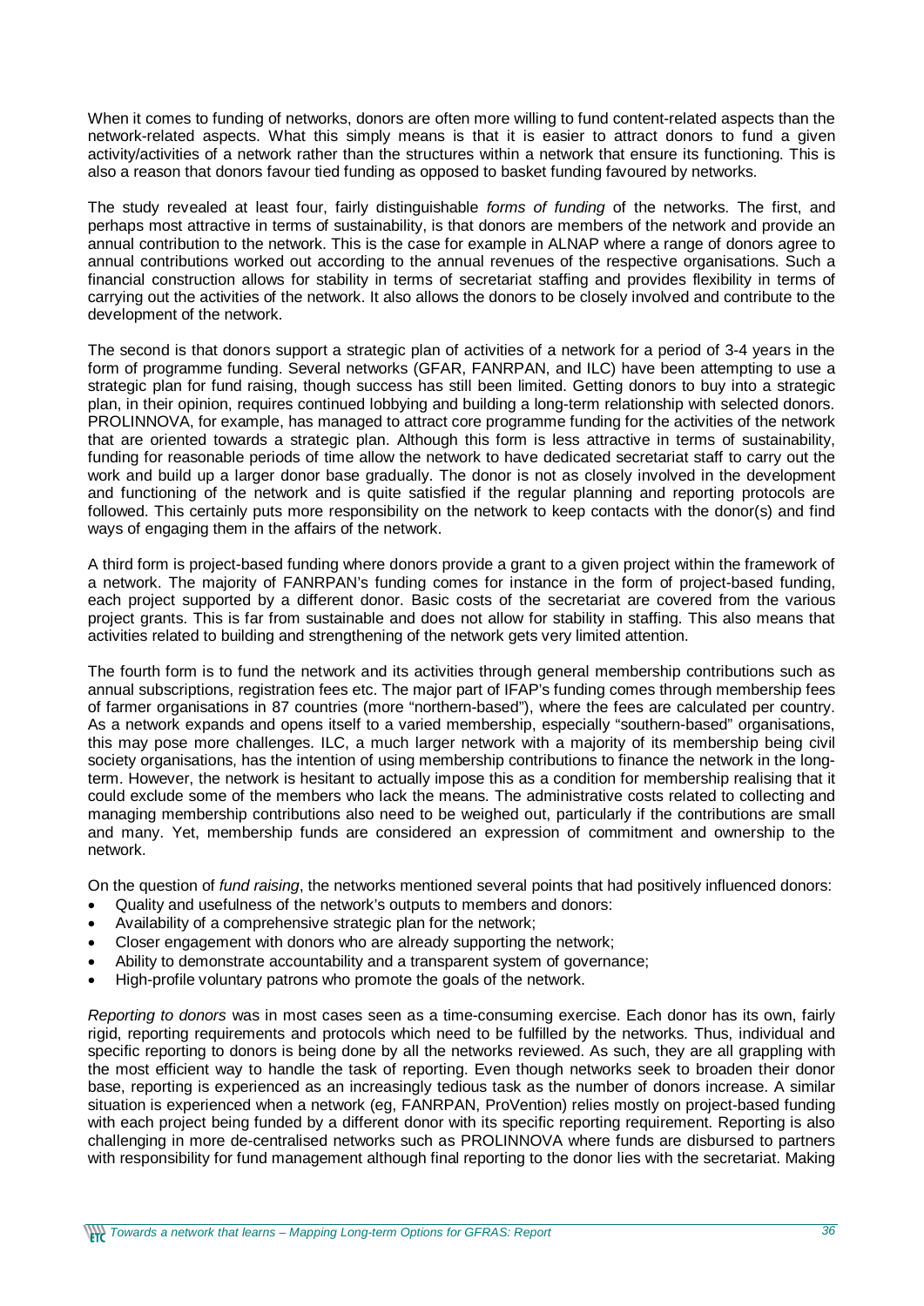When it comes to funding of networks, donors are often more willing to fund content-related aspects than the network-related aspects. What this simply means is that it is easier to attract donors to fund a given activity/activities of a network rather than the structures within a network that ensure its functioning. This is also a reason that donors favour tied funding as opposed to basket funding favoured by networks.

The study revealed at least four, fairly distinguishable *forms of funding* of the networks. The first, and perhaps most attractive in terms of sustainability, is that donors are members of the network and provide an annual contribution to the network. This is the case for example in ALNAP where a range of donors agree to annual contributions worked out according to the annual revenues of the respective organisations. Such a financial construction allows for stability in terms of secretariat staffing and provides flexibility in terms of carrying out the activities of the network. It also allows the donors to be closely involved and contribute to the development of the network.

The second is that donors support a strategic plan of activities of a network for a period of 3-4 years in the form of programme funding. Several networks (GFAR, FANRPAN, and ILC) have been attempting to use a strategic plan for fund raising, though success has still been limited. Getting donors to buy into a strategic plan, in their opinion, requires continued lobbying and building a long-term relationship with selected donors. PROLINNOVA, for example, has managed to attract core programme funding for the activities of the network that are oriented towards a strategic plan. Although this form is less attractive in terms of sustainability, funding for reasonable periods of time allow the network to have dedicated secretariat staff to carry out the work and build up a larger donor base gradually. The donor is not as closely involved in the development and functioning of the network and is quite satisfied if the regular planning and reporting protocols are followed. This certainly puts more responsibility on the network to keep contacts with the donor(s) and find ways of engaging them in the affairs of the network.

A third form is project-based funding where donors provide a grant to a given project within the framework of a network. The majority of FANRPAN's funding comes for instance in the form of project-based funding, each project supported by a different donor. Basic costs of the secretariat are covered from the various project grants. This is far from sustainable and does not allow for stability in staffing. This also means that activities related to building and strengthening of the network gets very limited attention.

The fourth form is to fund the network and its activities through general membership contributions such as annual subscriptions, registration fees etc. The major part of IFAP's funding comes through membership fees of farmer organisations in 87 countries (more "northern-based"), where the fees are calculated per country. As a network expands and opens itself to a varied membership, especially "southern-based" organisations, this may pose more challenges. ILC, a much larger network with a majority of its membership being civil society organisations, has the intention of using membership contributions to finance the network in the long-term. However, the network is hesitant to actually impose this as a condition for membership realising that it could exclude some of the members who lack the means. The administrative costs related to collecting and managing membership contributions also need to be weighed out, particularly if the contributions are small and many. Yet, membership funds are considered an expression of commitment and ownership to the network.

On the question of *fund raising*, the networks mentioned several points that had positively influenced donors:

- Quality and usefulness of the network's outputs to members and donors:
- Availability of a comprehensive strategic plan for the network;
- Closer engagement with donors who are already supporting the network;
- Ability to demonstrate accountability and a transparent system of governance;
- High-profile voluntary patrons who promote the goals of the network.

*Reporting to donors* was in most cases seen as a time-consuming exercise. Each donor has its own, fairly rigid, reporting requirements and protocols which need to be fulfilled by the networks. Thus, individual and specific reporting to donors is being done by all the networks reviewed. As such, they are all grappling with the most efficient way to handle the task of reporting. Even though networks seek to broaden their donor base, reporting is experienced as an increasingly tedious task as the number of donors increase. A similar situation is experienced when a network (eg, FANRPAN, ProVention) relies mostly on project-based funding with each project being funded by a different donor with its specific reporting requirement. Reporting is also challenging in more de-centralised networks such as PROLINNOVA where funds are disbursed to partners with responsibility for fund management although final reporting to the donor lies with the secretariat. Making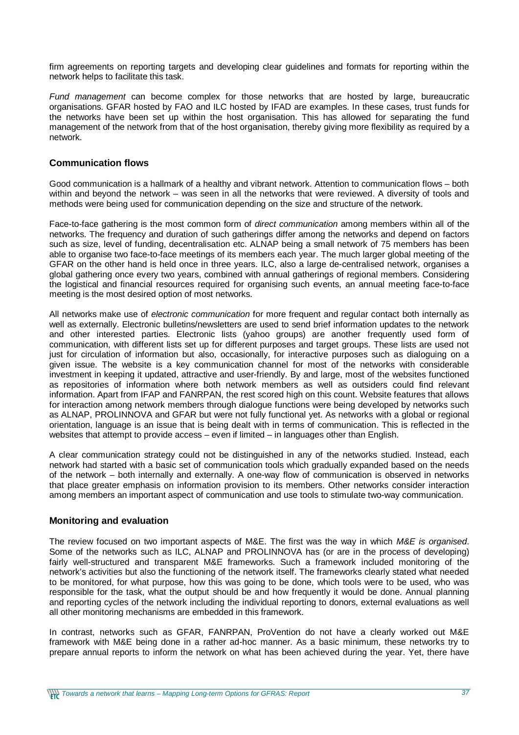firm agreements on reporting targets and developing clear guidelines and formats for reporting within the network helps to facilitate this task.

*Fund management* can become complex for those networks that are hosted by large, bureaucratic organisations. GFAR hosted by FAO and ILC hosted by IFAD are examples. In these cases, trust funds for the networks have been set up within the host organisation. This has allowed for separating the fund management of the network from that of the host organisation, thereby giving more flexibility as required by a network.

## Communication flows

Good communication is a hallmark of a healthy and vibrant network. Attention to communication flows – both within and beyond the network – was seen in all the networks that were reviewed. A diversity of tools and methods were being used for communication depending on the size and structure of the network.

Face-to-face gathering is the most common form of *direct communication* among members within all of the networks. The frequency and duration of such gatherings differ among the networks and depend on factors such as size, level of funding, decentralisation etc. ALNAP being a small network of 75 members has been able to organise two face-to-face meetings of its members each year. The much larger global meeting of the GFAR on the other hand is held once in three years. ILC, also a large de-centralised network, organises a global gathering once every two years, combined with annual gatherings of regional members. Considering the logistical and financial resources required for organising such events, an annual meeting face-to-face meeting is the most desired option of most networks.

All networks make use of *electronic communication* for more frequent and regular contact both internally as well as externally. Electronic bulletins/newsletters are used to send brief information updates to the network and other interested parties. Electronic lists (yahoo groups) are another frequently used form of communication, with different lists set up for different purposes and target groups. These lists are used not just for circulation of information but also, occasionally, for interactive purposes such as dialoguing on a given issue. The website is a key communication channel for most of the networks with considerable investment in keeping it updated, attractive and user-friendly. By and large, most of the websites functioned as repositories of information where both network members as well as outsiders could find relevant information. Apart from IFAP and FANRPAN, the rest scored high on this count. Website features that allows for interaction among network members through dialogue functions were being developed by networks such as ALNAP, PROLINNOVA and GFAR but were not fully functional yet. As networks with a global or regional orientation, language is an issue that is being dealt with in terms of communication. This is reflected in the websites that attempt to provide access – even if limited – in languages other than English.

A clear communication strategy could not be distinguished in any of the networks studied. Instead, each network had started with a basic set of communication tools which gradually expanded based on the needs of the network – both internally and externally. A one-way flow of communication is observed in networks that place greater emphasis on information provision to its members. Other networks consider interaction among members an important aspect of communication and use tools to stimulate two-way communication.

## Monitoring and evaluation

The review focused on two important aspects of M&E. The first was the way in which *M&E is organised*. Some of the networks such as ILC, ALNAP and PROLINNOVA has (or are in the process of developing) fairly well-structured and transparent M&E frameworks. Such a framework included monitoring of the network's activities but also the functioning of the network itself. The frameworks clearly stated what needed to be monitored, for what purpose, how this was going to be done, which tools were to be used, who was responsible for the task, what the output should be and how frequently it would be done. Annual planning and reporting cycles of the network including the individual reporting to donors, external evaluations as well all other monitoring mechanisms are embedded in this framework.

In contrast, networks such as GFAR, FANRPAN, ProVention do not have a clearly worked out M&E framework with M&E being done in a rather ad-hoc manner. As a basic minimum, these networks try to prepare annual reports to inform the network on what has been achieved during the year. Yet, there have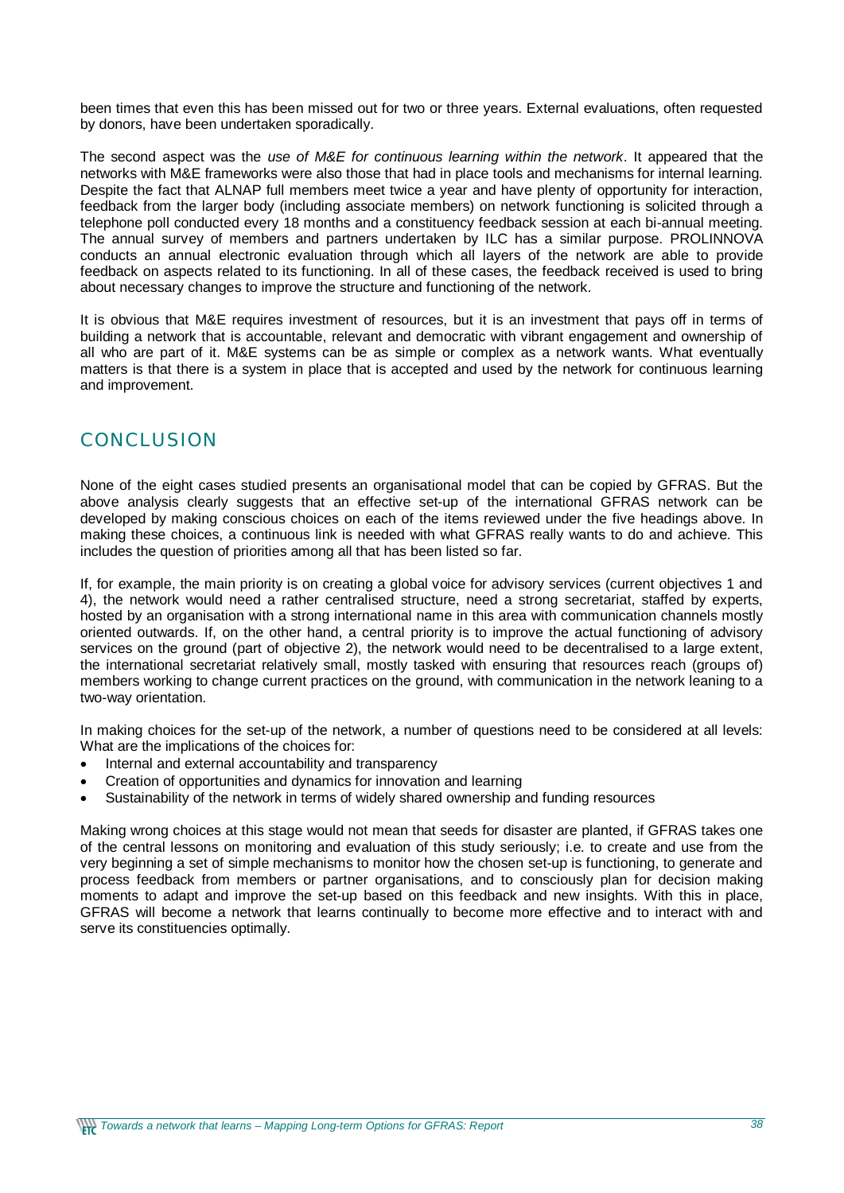been times that even this has been missed out for two or three years. External evaluations, often requested by donors, have been undertaken sporadically.

The second aspect was the *use of M&E for continuous learning within the network*. It appeared that the networks with M&E frameworks were also those that had in place tools and mechanisms for internal learning. Despite the fact that ALNAP full members meet twice a year and have plenty of opportunity for interaction, feedback from the larger body (including associate members) on network functioning is solicited through a telephone poll conducted every 18 months and a constituency feedback session at each bi-annual meeting. The annual survey of members and partners undertaken by ILC has a similar purpose. PROLINNOVA conducts an annual electronic evaluation through which all layers of the network are able to provide feedback on aspects related to its functioning. In all of these cases, the feedback received is used to bring about necessary changes to improve the structure and functioning of the network.

It is obvious that M&E requires investment of resources, but it is an investment that pays off in terms of building a network that is accountable, relevant and democratic with vibrant engagement and ownership of all who are part of it. M&E systems can be as simple or complex as a network wants. What eventually matters is that there is a system in place that is accepted and used by the network for continuous learning and improvement.

## CONCLUSION

None of the eight cases studied presents an organisational model that can be copied by GFRAS. But the above analysis clearly suggests that an effective set-up of the international GFRAS network can be developed by making conscious choices on each of the items reviewed under the five headings above. In making these choices, a continuous link is needed with what GFRAS really wants to do and achieve. This includes the question of priorities among all that has been listed so far.

If, for example, the main priority is on creating a global voice for advisory services (current objectives 1 and 4), the network would need a rather centralised structure, need a strong secretariat, staffed by experts, hosted by an organisation with a strong international name in this area with communication channels mostly oriented outwards. If, on the other hand, a central priority is to improve the actual functioning of advisory services on the ground (part of objective 2), the network would need to be decentralised to a large extent, the international secretariat relatively small, mostly tasked with ensuring that resources reach (groups of) members working to change current practices on the ground, with communication in the network leaning to a two-way orientation.

In making choices for the set-up of the network, a number of questions need to be considered at all levels: What are the implications of the choices for:

- Internal and external accountability and transparency
- Creation of opportunities and dynamics for innovation and learning
- Sustainability of the network in terms of widely shared ownership and funding resources

Making wrong choices at this stage would not mean that seeds for disaster are planted, if GFRAS takes one of the central lessons on monitoring and evaluation of this study seriously; i.e. to create and use from the very beginning a set of simple mechanisms to monitor how the chosen set-up is functioning, to generate and process feedback from members or partner organisations, and to consciously plan for decision making moments to adapt and improve the set-up based on this feedback and new insights. With this in place, GFRAS will become a network that learns continually to become more effective and to interact with and serve its constituencies optimally.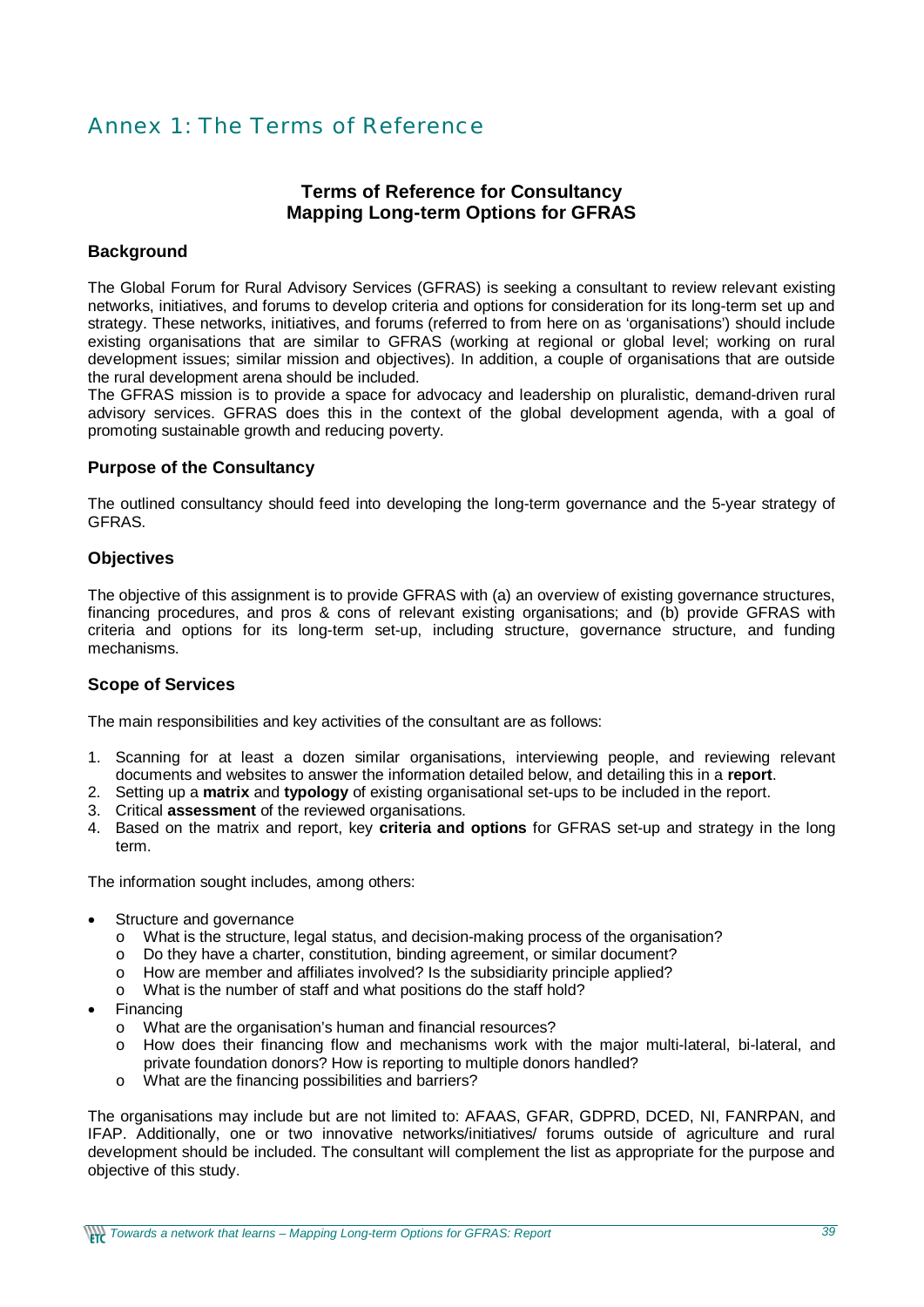# Annex 1: The Terms of Reference

## Terms of Reference for Consultancy
## Mapping Long-term Options for GFRAS

### Background

The Global Forum for Rural Advisory Services (GFRAS) is seeking a consultant to review relevant existing networks, initiatives, and forums to develop criteria and options for consideration for its long-term set up and strategy. These networks, initiatives, and forums (referred to from here on as 'organisations') should include existing organisations that are similar to GFRAS (working at regional or global level; working on rural development issues; similar mission and objectives). In addition, a couple of organisations that are outside the rural development arena should be included.
The GFRAS mission is to provide a space for advocacy and leadership on pluralistic, demand-driven rural advisory services. GFRAS does this in the context of the global development agenda, with a goal of promoting sustainable growth and reducing poverty.

### Purpose of the Consultancy

The outlined consultancy should feed into developing the long-term governance and the 5-year strategy of GFRAS.

### Objectives

The objective of this assignment is to provide GFRAS with (a) an overview of existing governance structures, financing procedures, and pros & cons of relevant existing organisations; and (b) provide GFRAS with criteria and options for its long-term set-up, including structure, governance structure, and funding mechanisms.

### Scope of Services

The main responsibilities and key activities of the consultant are as follows:

1. Scanning for at least a dozen similar organisations, interviewing people, and reviewing relevant documents and websites to answer the information detailed below, and detailing this in a **report**.
2. Setting up a **matrix** and **typology** of existing organisational set-ups to be included in the report.
3. Critical **assessment** of the reviewed organisations.
4. Based on the matrix and report, key **criteria and options** for GFRAS set-up and strategy in the long term.

The information sought includes, among others:

- Structure and governance
  - What is the structure, legal status, and decision-making process of the organisation?
  - Do they have a charter, constitution, binding agreement, or similar document?
  - How are member and affiliates involved? Is the subsidiarity principle applied?
  - What is the number of staff and what positions do the staff hold?
- Financing
  - What are the organisation's human and financial resources?
  - How does their financing flow and mechanisms work with the major multi-lateral, bi-lateral, and private foundation donors? How is reporting to multiple donors handled?
  - What are the financing possibilities and barriers?

The organisations may include but are not limited to: AFAAS, GFAR, GDPRD, DCED, NI, FANRPAN, and IFAP. Additionally, one or two innovative networks/initiatives/ forums outside of agriculture and rural development should be included. The consultant will complement the list as appropriate for the purpose and objective of this study.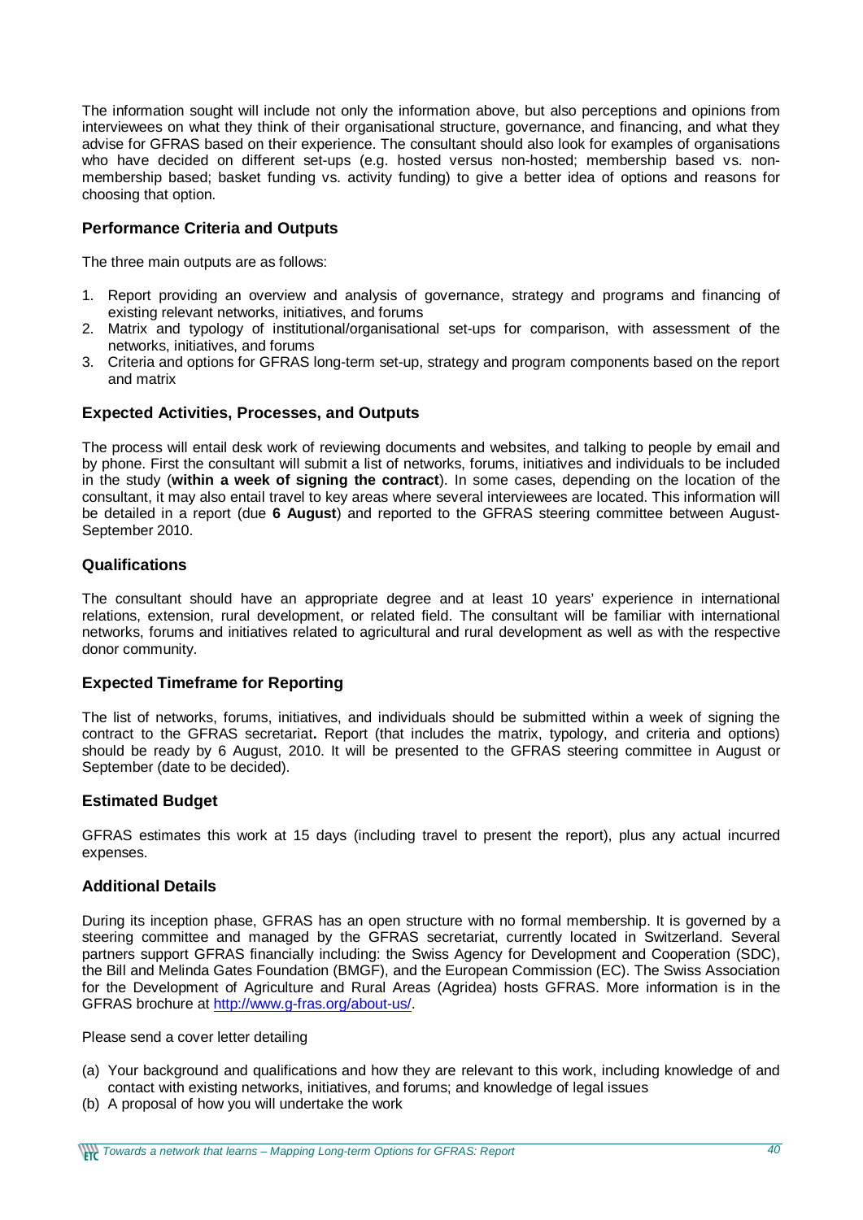The information sought will include not only the information above, but also perceptions and opinions from interviewees on what they think of their organisational structure, governance, and financing, and what they advise for GFRAS based on their experience. The consultant should also look for examples of organisations who have decided on different set-ups (e.g. hosted versus non-hosted; membership based vs. non-membership based; basket funding vs. activity funding) to give a better idea of options and reasons for choosing that option.

### Performance Criteria and Outputs

The three main outputs are as follows:

1. Report providing an overview and analysis of governance, strategy and programs and financing of existing relevant networks, initiatives, and forums
2. Matrix and typology of institutional/organisational set-ups for comparison, with assessment of the networks, initiatives, and forums
3. Criteria and options for GFRAS long-term set-up, strategy and program components based on the report and matrix

### Expected Activities, Processes, and Outputs

The process will entail desk work of reviewing documents and websites, and talking to people by email and by phone. First the consultant will submit a list of networks, forums, initiatives and individuals to be included in the study (**within a week of signing the contract**). In some cases, depending on the location of the consultant, it may also entail travel to key areas where several interviewees are located. This information will be detailed in a report (due **6 August**) and reported to the GFRAS steering committee between August-September 2010.

### Qualifications

The consultant should have an appropriate degree and at least 10 years' experience in international relations, extension, rural development, or related field. The consultant will be familiar with international networks, forums and initiatives related to agricultural and rural development as well as with the respective donor community.

### Expected Timeframe for Reporting

The list of networks, forums, initiatives, and individuals should be submitted within a week of signing the contract to the GFRAS secretariat**.** Report (that includes the matrix, typology, and criteria and options) should be ready by 6 August, 2010. It will be presented to the GFRAS steering committee in August or September (date to be decided).

### Estimated Budget

GFRAS estimates this work at 15 days (including travel to present the report), plus any actual incurred expenses.

### Additional Details

During its inception phase, GFRAS has an open structure with no formal membership. It is governed by a steering committee and managed by the GFRAS secretariat, currently located in Switzerland. Several partners support GFRAS financially including: the Swiss Agency for Development and Cooperation (SDC), the Bill and Melinda Gates Foundation (BMGF), and the European Commission (EC). The Swiss Association for the Development of Agriculture and Rural Areas (Agridea) hosts GFRAS. More information is in the GFRAS brochure at [http://www.g-fras.org/about-us/](http://www.g-fras.org/about-us/).

Please send a cover letter detailing

(a) Your background and qualifications and how they are relevant to this work, including knowledge of and contact with existing networks, initiatives, and forums; and knowledge of legal issues
(b) A proposal of how you will undertake the work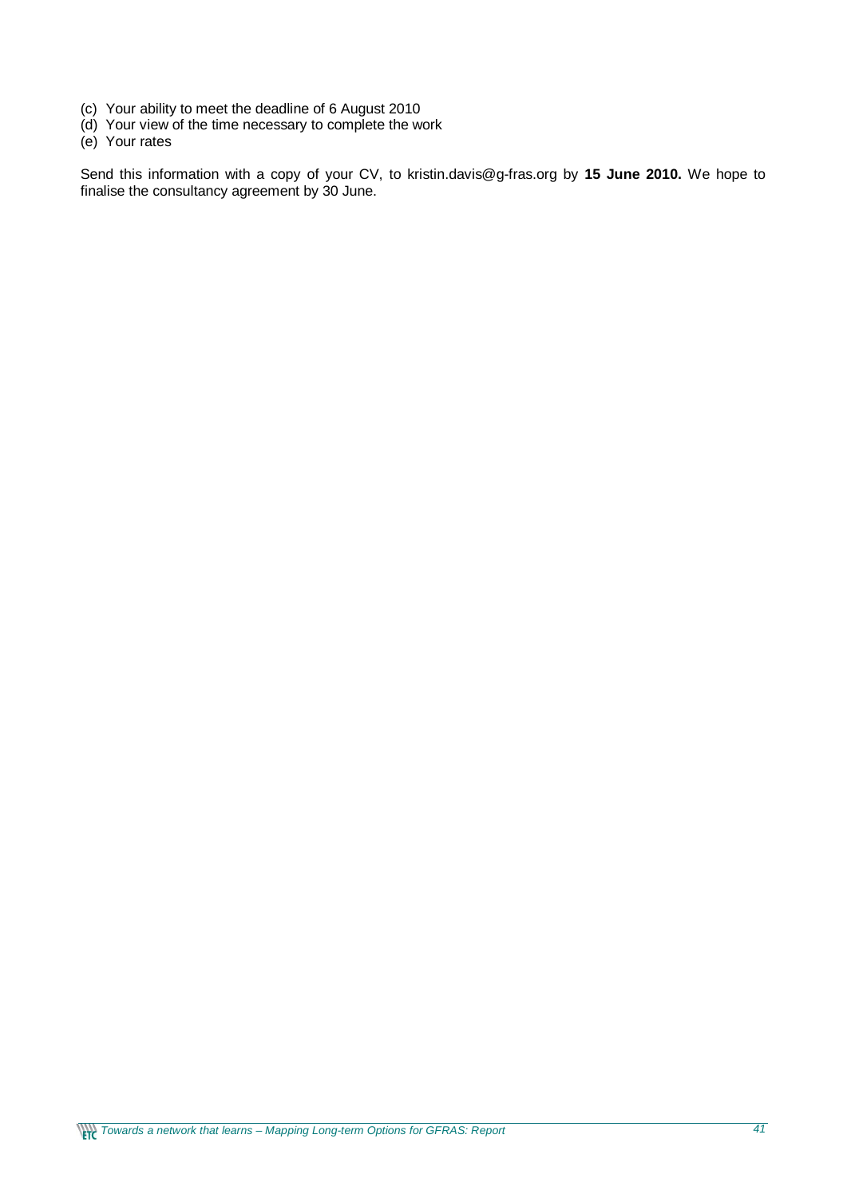(c) Your ability to meet the deadline of 6 August 2010
(d) Your view of the time necessary to complete the work
(e) Your rates

Send this information with a copy of your CV, to kristin.davis@g-fras.org by **15 June 2010.** We hope to finalise the consultancy agreement by 30 June.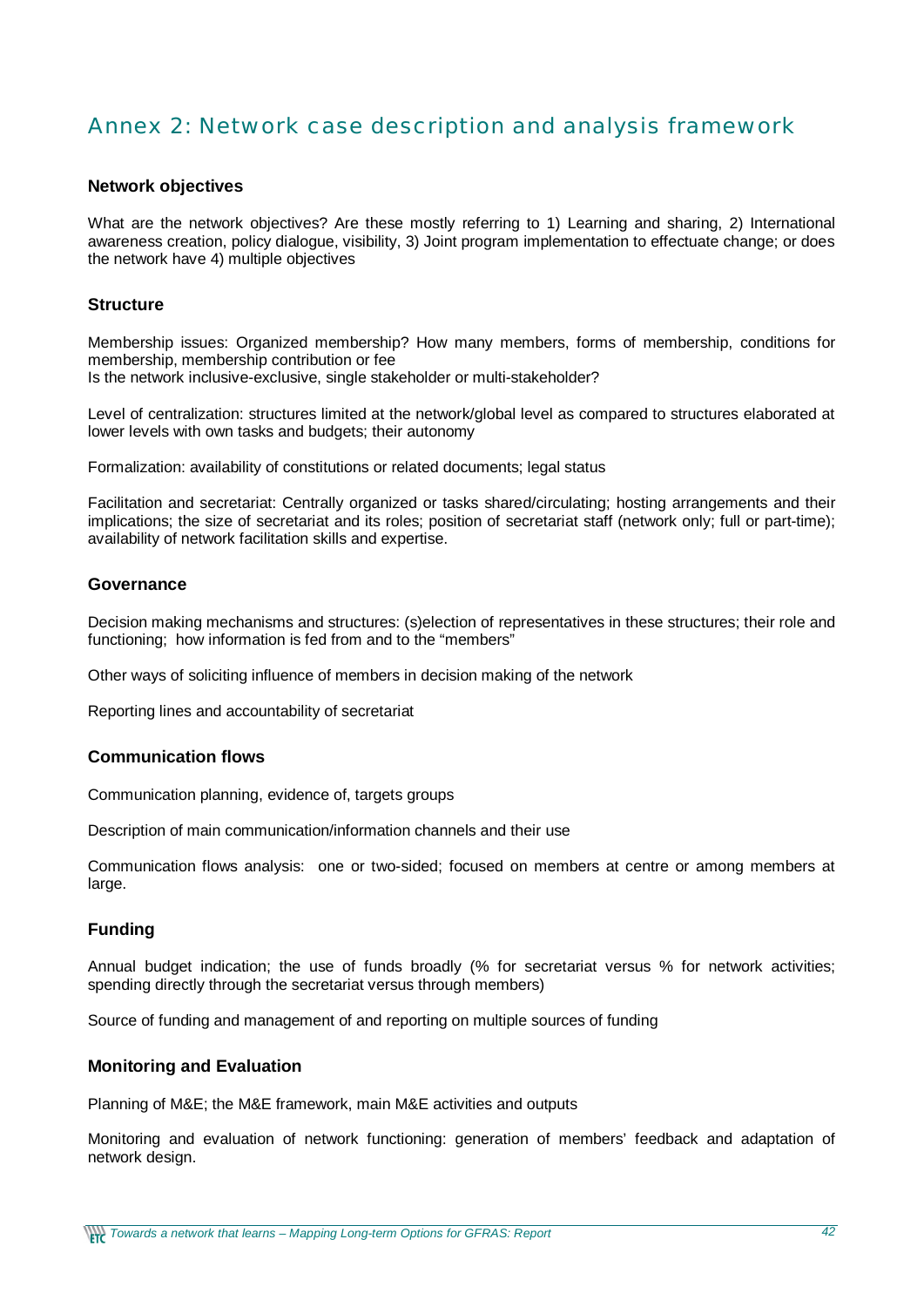# Annex 2: Network case description and analysis framework

**Network objectives**

What are the network objectives? Are these mostly referring to 1) Learning and sharing, 2) International awareness creation, policy dialogue, visibility, 3) Joint program implementation to effectuate change; or does the network have 4) multiple objectives

**Structure**

Membership issues: Organized membership? How many members, forms of membership, conditions for membership, membership contribution or fee
Is the network inclusive-exclusive, single stakeholder or multi-stakeholder?

Level of centralization: structures limited at the network/global level as compared to structures elaborated at lower levels with own tasks and budgets; their autonomy

Formalization: availability of constitutions or related documents; legal status

Facilitation and secretariat: Centrally organized or tasks shared/circulating; hosting arrangements and their implications; the size of secretariat and its roles; position of secretariat staff (network only; full or part-time); availability of network facilitation skills and expertise.

**Governance**

Decision making mechanisms and structures: (s)election of representatives in these structures; their role and functioning; how information is fed from and to the "members"

Other ways of soliciting influence of members in decision making of the network

Reporting lines and accountability of secretariat

**Communication flows**

Communication planning, evidence of, targets groups

Description of main communication/information channels and their use

Communication flows analysis: one or two-sided; focused on members at centre or among members at large.

**Funding**

Annual budget indication; the use of funds broadly (% for secretariat versus % for network activities; spending directly through the secretariat versus through members)

Source of funding and management of and reporting on multiple sources of funding

**Monitoring and Evaluation**

Planning of M&E; the M&E framework, main M&E activities and outputs

Monitoring and evaluation of network functioning: generation of members' feedback and adaptation of network design.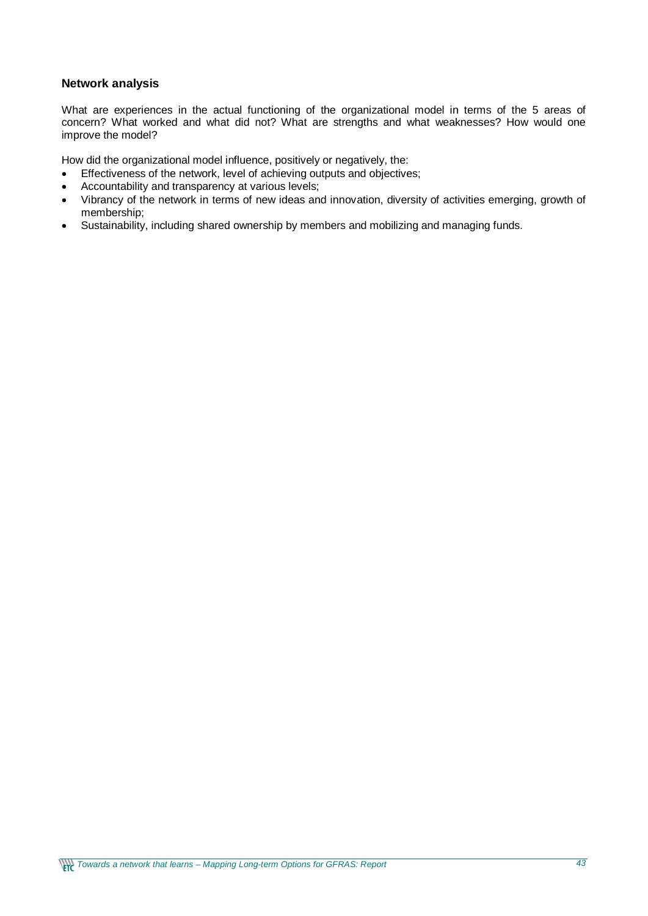### Network analysis

What are experiences in the actual functioning of the organizational model in terms of the 5 areas of concern? What worked and what did not? What are strengths and what weaknesses? How would one improve the model?

How did the organizational model influence, positively or negatively, the:

- Effectiveness of the network, level of achieving outputs and objectives;
- Accountability and transparency at various levels;
- Vibrancy of the network in terms of new ideas and innovation, diversity of activities emerging, growth of membership;
- Sustainability, including shared ownership by members and mobilizing and managing funds.